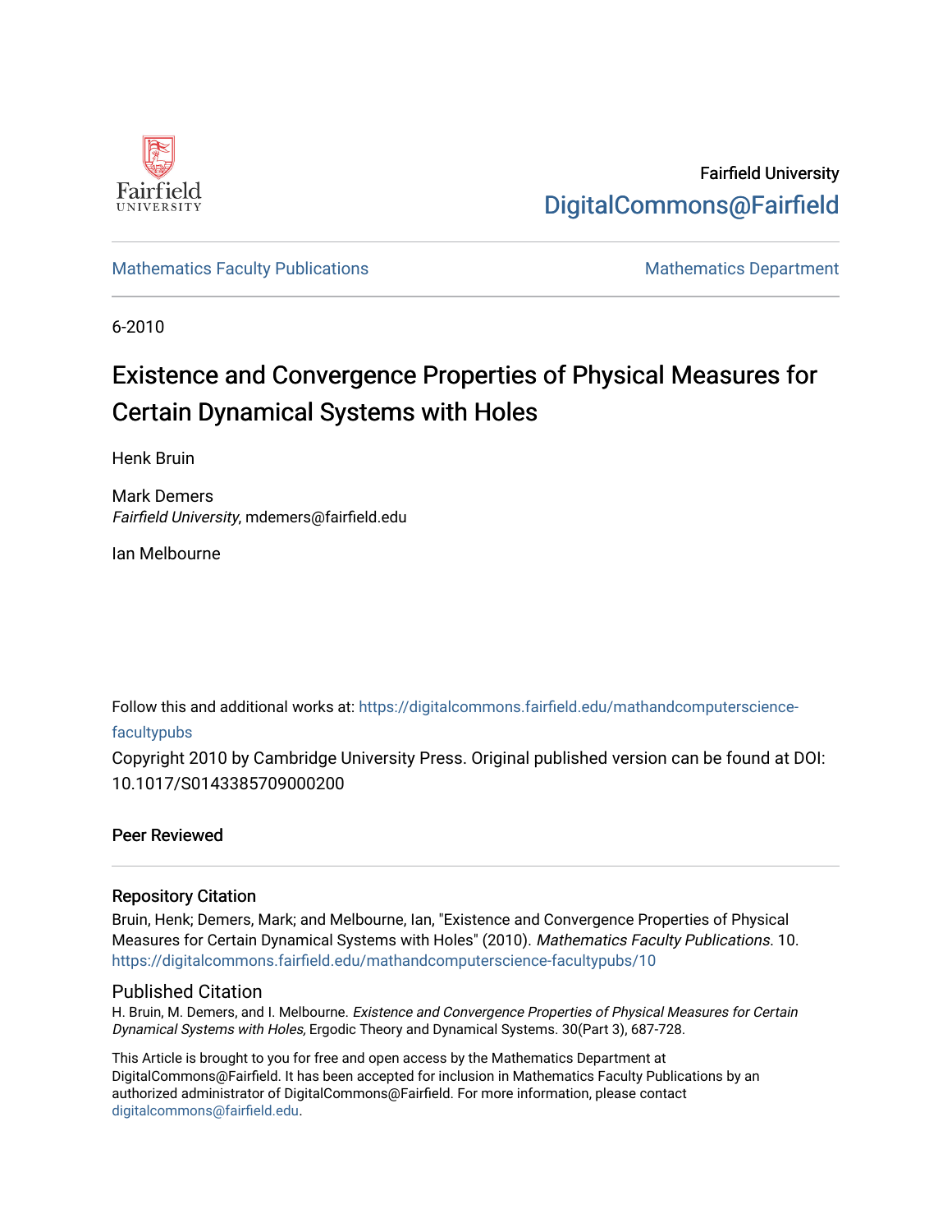Fairfield University

DigitalCommons@Fairfield

Mathematics Faculty Publications

Mathematics Department

6-2010

# Existence and Convergence Properties of Physical Measures for Certain Dynamical Systems with Holes

Henk Bruin

Mark Demers
*Fairfield University*, mdemers@fairfield.edu

Ian Melbourne

Follow this and additional works at: https://digitalcommons.fairfield.edu/mathandcomputerscience-facultypubs

Copyright 2010 by Cambridge University Press. Original published version can be found at DOI: 10.1017/S0143385709000200

**Peer Reviewed**

## Repository Citation

Bruin, Henk; Demers, Mark; and Melbourne, Ian, "Existence and Convergence Properties of Physical Measures for Certain Dynamical Systems with Holes" (2010). *Mathematics Faculty Publications*. 10. https://digitalcommons.fairfield.edu/mathandcomputerscience-facultypubs/10

## Published Citation

H. Bruin, M. Demers, and I. Melbourne. *Existence and Convergence Properties of Physical Measures for Certain Dynamical Systems with Holes,* Ergodic Theory and Dynamical Systems. 30(Part 3), 687-728.

This Article is brought to you for free and open access by the Mathematics Department at DigitalCommons@Fairfield. It has been accepted for inclusion in Mathematics Faculty Publications by an authorized administrator of DigitalCommons@Fairfield. For more information, please contact digitalcommons@fairfield.edu.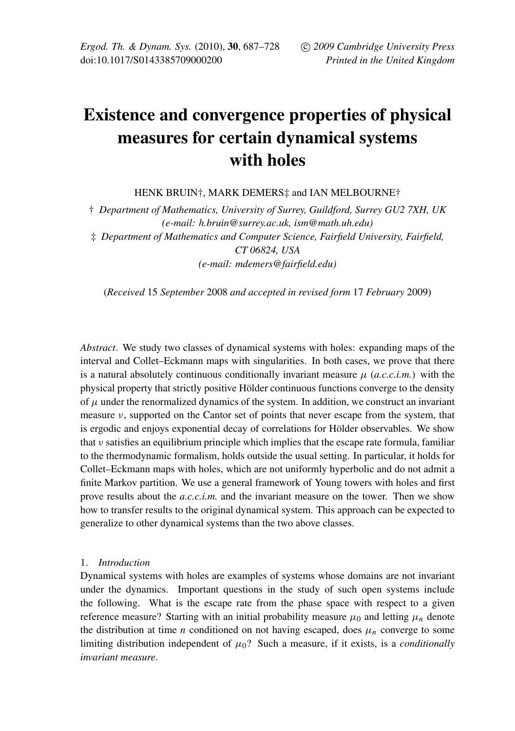Ergod. Th. & Dynam. Sys. (2010), **30**, 687–728 © 2009 Cambridge University Press
doi:10.1017/S0143385709000200 Printed in the United Kingdom

# Existence and convergence properties of physical measures for certain dynamical systems with holes

HENK BRUIN†, MARK DEMERS‡ and IAN MELBOURNE†

† *Department of Mathematics, University of Surrey, Guildford, Surrey GU2 7XH, UK (e-mail: h.bruin@surrey.ac.uk, ism@math.uh.edu)*

‡ *Department of Mathematics and Computer Science, Fairfield University, Fairfield, CT 06824, USA (e-mail: mdemers@fairfield.edu)*

(*Received* 15 *September* 2008 *and accepted in revised form* 17 *February* 2009)

*Abstract*. We study two classes of dynamical systems with holes: expanding maps of the interval and Collet–Eckmann maps with singularities. In both cases, we prove that there is a natural absolutely continuous conditionally invariant measure $\mu$ (*a.c.c.i.m.*) with the physical property that strictly positive Hölder continuous functions converge to the density of $\mu$ under the renormalized dynamics of the system. In addition, we construct an invariant measure $\nu$, supported on the Cantor set of points that never escape from the system, that is ergodic and enjoys exponential decay of correlations for Hölder observables. We show that $\nu$ satisfies an equilibrium principle which implies that the escape rate formula, familiar to the thermodynamic formalism, holds outside the usual setting. In particular, it holds for Collet–Eckmann maps with holes, which are not uniformly hyperbolic and do not admit a finite Markov partition. We use a general framework of Young towers with holes and first prove results about the *a.c.c.i.m.* and the invariant measure on the tower. Then we show how to transfer results to the original dynamical system. This approach can be expected to generalize to other dynamical systems than the two above classes.

## 1. *Introduction*

Dynamical systems with holes are examples of systems whose domains are not invariant under the dynamics. Important questions in the study of such open systems include the following. What is the escape rate from the phase space with respect to a given reference measure? Starting with an initial probability measure $\mu_0$ and letting $\mu_n$ denote the distribution at time $n$ conditioned on not having escaped, does $\mu_n$ converge to some limiting distribution independent of $\mu_0$? Such a measure, if it exists, is a *conditionally invariant measure*.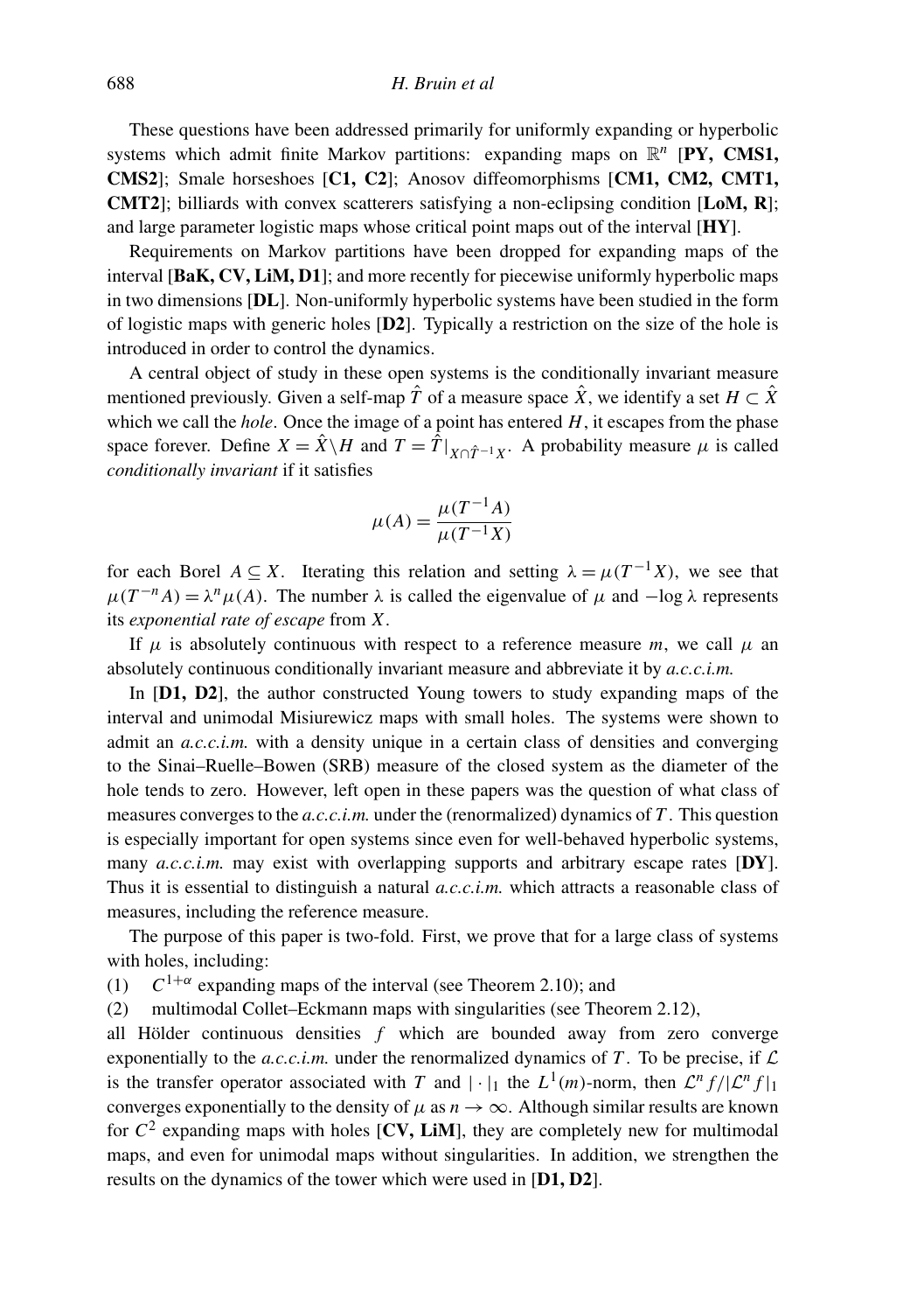These questions have been addressed primarily for uniformly expanding or hyperbolic systems which admit finite Markov partitions: expanding maps on $\mathbb{R}^n$ [**PY, CMS1, CMS2**]; Smale horseshoes [**C1, C2**]; Anosov diffeomorphisms [**CM1, CM2, CMT1, CMT2**]; billiards with convex scatterers satisfying a non-eclipsing condition [**LoM, R**]; and large parameter logistic maps whose critical point maps out of the interval [**HY**].

Requirements on Markov partitions have been dropped for expanding maps of the interval [**BaK, CV, LiM, D1**]; and more recently for piecewise uniformly hyperbolic maps in two dimensions [**DL**]. Non-uniformly hyperbolic systems have been studied in the form of logistic maps with generic holes [**D2**]. Typically a restriction on the size of the hole is introduced in order to control the dynamics.

A central object of study in these open systems is the conditionally invariant measure mentioned previously. Given a self-map $\hat{T}$ of a measure space $\hat{X}$, we identify a set $H \subset \hat{X}$ which we call the *hole*. Once the image of a point has entered $H$, it escapes from the phase space forever. Define $X = \hat{X} \backslash H$ and $T = \hat{T}|_{X \cap \hat{T}^{-1}X}$. A probability measure $\mu$ is called *conditionally invariant* if it satisfies

$$\mu(A) = \frac{\mu(T^{-1}A)}{\mu(T^{-1}X)}$$

for each Borel $A \subseteq X$. Iterating this relation and setting $\lambda = \mu(T^{-1}X)$, we see that $\mu(T^{-n}A) = \lambda^n \mu(A)$. The number $\lambda$ is called the eigenvalue of $\mu$ and $-\log \lambda$ represents its *exponential rate of escape* from $X$.

If $\mu$ is absolutely continuous with respect to a reference measure $m$, we call $\mu$ an absolutely continuous conditionally invariant measure and abbreviate it by *a.c.c.i.m.*

In [**D1, D2**], the author constructed Young towers to study expanding maps of the interval and unimodal Misiurewicz maps with small holes. The systems were shown to admit an *a.c.c.i.m.* with a density unique in a certain class of densities and converging to the Sinai–Ruelle–Bowen (SRB) measure of the closed system as the diameter of the hole tends to zero. However, left open in these papers was the question of what class of measures converges to the *a.c.c.i.m.* under the (renormalized) dynamics of $T$. This question is especially important for open systems since even for well-behaved hyperbolic systems, many *a.c.c.i.m.* may exist with overlapping supports and arbitrary escape rates [**DY**]. Thus it is essential to distinguish a natural *a.c.c.i.m.* which attracts a reasonable class of measures, including the reference measure.

The purpose of this paper is two-fold. First, we prove that for a large class of systems with holes, including:

(1) $C^{1+\alpha}$ expanding maps of the interval (see Theorem 2.10); and

(2) multimodal Collet–Eckmann maps with singularities (see Theorem 2.12),

all Hölder continuous densities $f$ which are bounded away from zero converge exponentially to the *a.c.c.i.m.* under the renormalized dynamics of $T$. To be precise, if $\mathcal{L}$ is the transfer operator associated with $T$ and $|\cdot|_1$ the $L^1(m)$-norm, then $\mathcal{L}^n f / |\mathcal{L}^n f|_1$ converges exponentially to the density of $\mu$ as $n \to \infty$. Although similar results are known for $C^2$ expanding maps with holes [**CV, LiM**], they are completely new for multimodal maps, and even for unimodal maps without singularities. In addition, we strengthen the results on the dynamics of the tower which were used in [**D1, D2**].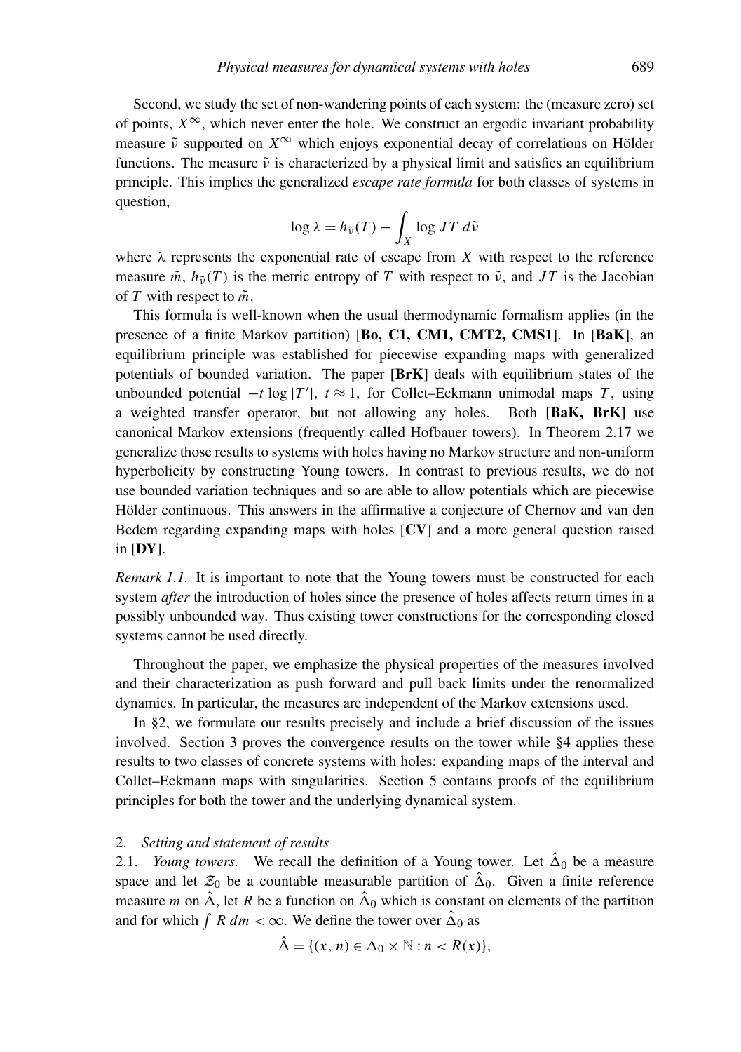Second, we study the set of non-wandering points of each system: the (measure zero) set of points, $X^\infty$, which never enter the hole. We construct an ergodic invariant probability measure $\tilde{\nu}$ supported on $X^\infty$ which enjoys exponential decay of correlations on Hölder functions. The measure $\tilde{\nu}$ is characterized by a physical limit and satisfies an equilibrium principle. This implies the generalized *escape rate formula* for both classes of systems in question,

$$\log \lambda = h_{\tilde{\nu}}(T) - \int_X \log JT \, d\tilde{\nu}$$

where $\lambda$ represents the exponential rate of escape from $X$ with respect to the reference measure $\tilde{m}$, $h_{\tilde{\nu}}(T)$ is the metric entropy of $T$ with respect to $\tilde{\nu}$, and $JT$ is the Jacobian of $T$ with respect to $\tilde{m}$.

This formula is well-known when the usual thermodynamic formalism applies (in the presence of a finite Markov partition) [**Bo, C1, CM1, CMT2, CMS1**]. In [**BaK**], an equilibrium principle was established for piecewise expanding maps with generalized potentials of bounded variation. The paper [**BrK**] deals with equilibrium states of the unbounded potential $-t \log |T'|$, $t \approx 1$, for Collet–Eckmann unimodal maps $T$, using a weighted transfer operator, but not allowing any holes. Both [**BaK, BrK**] use canonical Markov extensions (frequently called Hofbauer towers). In Theorem 2.17 we generalize those results to systems with holes having no Markov structure and non-uniform hyperbolicity by constructing Young towers. In contrast to previous results, we do not use bounded variation techniques and so are able to allow potentials which are piecewise Hölder continuous. This answers in the affirmative a conjecture of Chernov and van den Bedem regarding expanding maps with holes [**CV**] and a more general question raised in [**DY**].

*Remark 1.1.* It is important to note that the Young towers must be constructed for each system *after* the introduction of holes since the presence of holes affects return times in a possibly unbounded way. Thus existing tower constructions for the corresponding closed systems cannot be used directly.

Throughout the paper, we emphasize the physical properties of the measures involved and their characterization as push forward and pull back limits under the renormalized dynamics. In particular, the measures are independent of the Markov extensions used.

In §2, we formulate our results precisely and include a brief discussion of the issues involved. Section 3 proves the convergence results on the tower while §4 applies these results to two classes of concrete systems with holes: expanding maps of the interval and Collet–Eckmann maps with singularities. Section 5 contains proofs of the equilibrium principles for both the tower and the underlying dynamical system.

## 2. *Setting and statement of results*

2.1. *Young towers.* We recall the definition of a Young tower. Let $\hat{\Delta}_0$ be a measure space and let $\mathcal{Z}_0$ be a countable measurable partition of $\hat{\Delta}_0$. Given a finite reference measure $m$ on $\hat{\Delta}$, let $R$ be a function on $\hat{\Delta}_0$ which is constant on elements of the partition and for which $\int R \, dm < \infty$. We define the tower over $\hat{\Delta}_0$ as

$$\hat{\Delta} = \{(x, n) \in \Delta_0 \times \mathbb{N} : n < R(x)\},$$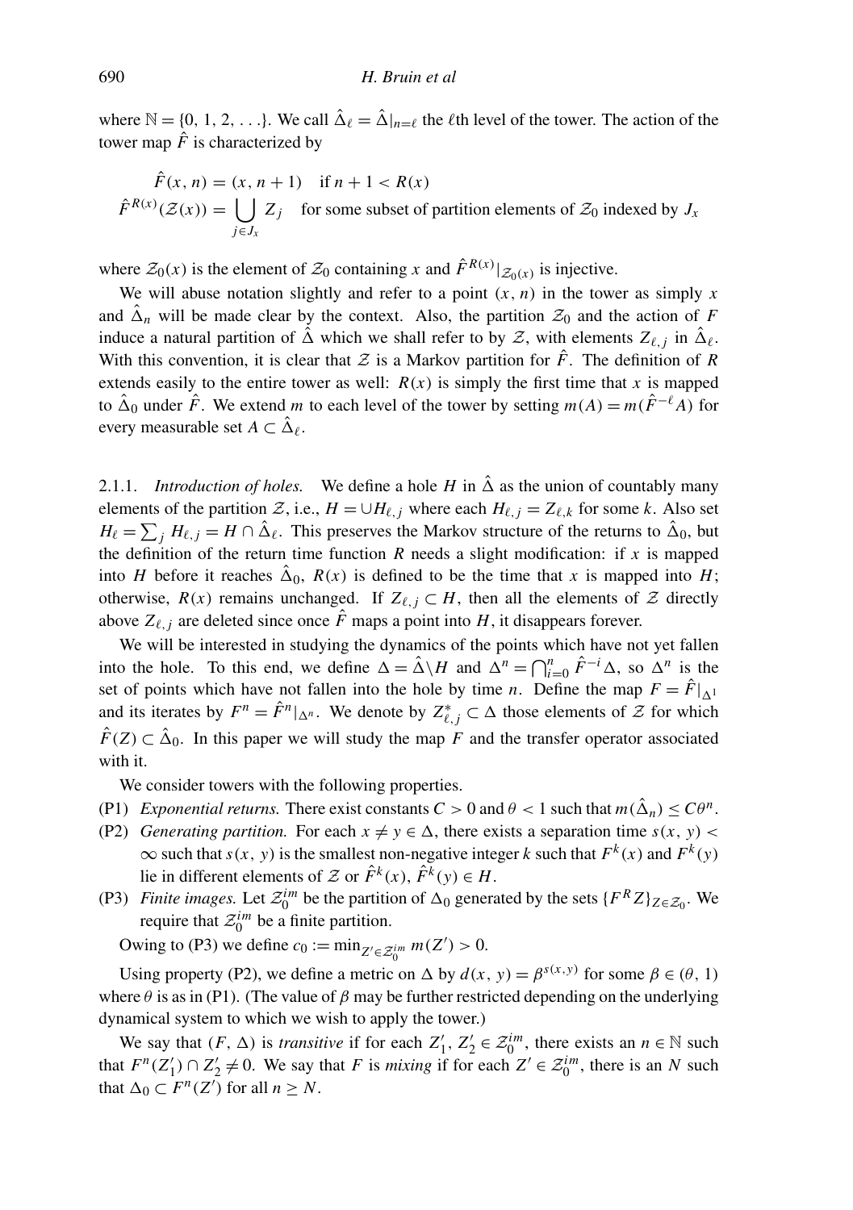where $\mathbb{N} = \{0, 1, 2, \ldots\}$. We call $\hat{\Delta}_\ell = \hat{\Delta}|_{n=\ell}$ the $\ell$th level of the tower. The action of the tower map $\hat{F}$ is characterized by

$$\hat{F}(x, n) = (x, n+1) \quad \text{if } n+1 < R(x)$$
$$\hat{F}^{R(x)}(\mathcal{Z}(x)) = \bigcup_{j \in J_x} Z_j \quad \text{for some subset of partition elements of } \mathcal{Z}_0 \text{ indexed by } J_x$$

where $\mathcal{Z}_0(x)$ is the element of $\mathcal{Z}_0$ containing $x$ and $\hat{F}^{R(x)}|_{\mathcal{Z}_0(x)}$ is injective.

We will abuse notation slightly and refer to a point $(x, n)$ in the tower as simply $x$ and $\hat{\Delta}_n$ will be made clear by the context. Also, the partition $\mathcal{Z}_0$ and the action of $F$ induce a natural partition of $\hat{\Delta}$ which we shall refer to by $\mathcal{Z}$, with elements $Z_{\ell,j}$ in $\hat{\Delta}_\ell$. With this convention, it is clear that $\mathcal{Z}$ is a Markov partition for $\hat{F}$. The definition of $R$ extends easily to the entire tower as well: $R(x)$ is simply the first time that $x$ is mapped to $\hat{\Delta}_0$ under $\hat{F}$. We extend $m$ to each level of the tower by setting $m(A) = m(\hat{F}^{-\ell} A)$ for every measurable set $A \subset \hat{\Delta}_\ell$.

2.1.1. *Introduction of holes.* We define a hole $H$ in $\hat{\Delta}$ as the union of countably many elements of the partition $\mathcal{Z}$, i.e., $H = \cup H_{\ell,j}$ where each $H_{\ell,j} = Z_{\ell,k}$ for some $k$. Also set $H_\ell = \sum_j H_{\ell,j} = H \cap \hat{\Delta}_\ell$. This preserves the Markov structure of the returns to $\hat{\Delta}_0$, but the definition of the return time function $R$ needs a slight modification: if $x$ is mapped into $H$ before it reaches $\hat{\Delta}_0$, $R(x)$ is defined to be the time that $x$ is mapped into $H$; otherwise, $R(x)$ remains unchanged. If $Z_{\ell,j} \subset H$, then all the elements of $\mathcal{Z}$ directly above $Z_{\ell,j}$ are deleted since once $\hat{F}$ maps a point into $H$, it disappears forever.

We will be interested in studying the dynamics of the points which have not yet fallen into the hole. To this end, we define $\Delta = \hat{\Delta} \backslash H$ and $\Delta^n = \bigcap_{i=0}^{n} \hat{F}^{-i} \Delta$, so $\Delta^n$ is the set of points which have not fallen into the hole by time $n$. Define the map $F = \hat{F}|_{\Delta^1}$ and its iterates by $F^n = \hat{F}^n|_{\Delta^n}$. We denote by $Z^*_{\ell,j} \subset \Delta$ those elements of $\mathcal{Z}$ for which $\hat{F}(Z) \subset \hat{\Delta}_0$. In this paper we will study the map $F$ and the transfer operator associated with it.

We consider towers with the following properties.

- (P1) *Exponential returns.* There exist constants $C > 0$ and $\theta < 1$ such that $m(\hat{\Delta}_n) \le C\theta^n$.
- (P2) *Generating partition.* For each $x \neq y \in \Delta$, there exists a separation time $s(x, y) < \infty$ such that $s(x, y)$ is the smallest non-negative integer $k$ such that $F^k(x)$ and $F^k(y)$ lie in different elements of $\mathcal{Z}$ or $\hat{F}^k(x), \hat{F}^k(y) \in H$.
- (P3) *Finite images.* Let $\mathcal{Z}_0^{im}$ be the partition of $\Delta_0$ generated by the sets $\{F^R Z\}_{Z \in \mathcal{Z}_0}$. We require that $\mathcal{Z}_0^{im}$ be a finite partition.

Owing to (P3) we define $c_0 := \min_{Z' \in \mathcal{Z}_0^{im}} m(Z') > 0$.

Using property (P2), we define a metric on $\Delta$ by $d(x, y) = \beta^{s(x,y)}$ for some $\beta \in (\theta, 1)$ where $\theta$ is as in (P1). (The value of $\beta$ may be further restricted depending on the underlying dynamical system to which we wish to apply the tower.)

We say that $(F, \Delta)$ is *transitive* if for each $Z'_1, Z'_2 \in \mathcal{Z}_0^{im}$, there exists an $n \in \mathbb{N}$ such that $F^n(Z'_1) \cap Z'_2 \neq 0$. We say that $F$ is *mixing* if for each $Z' \in \mathcal{Z}_0^{im}$, there is an $N$ such that $\Delta_0 \subset F^n(Z')$ for all $n \ge N$.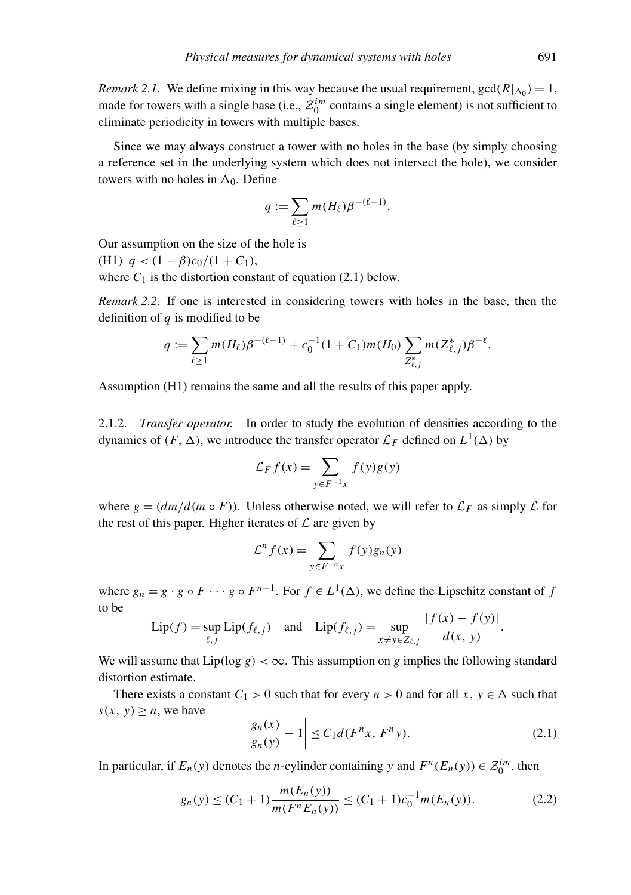*Remark 2.1.* We define mixing in this way because the usual requirement, $\gcd(R|_{\Delta_0}) = 1$, made for towers with a single base (i.e., $\mathcal{Z}_0^{im}$ contains a single element) is not sufficient to eliminate periodicity in towers with multiple bases.

Since we may always construct a tower with no holes in the base (by simply choosing a reference set in the underlying system which does not intersect the hole), we consider towers with no holes in $\Delta_0$. Define

$$q := \sum_{\ell \geq 1} m(H_\ell) \beta^{-(\ell-1)}.$$

Our assumption on the size of the hole is

(H1) $q < (1-\beta)c_0/(1+C_1)$,

where $C_1$ is the distortion constant of equation (2.1) below.

*Remark 2.2.* If one is interested in considering towers with holes in the base, then the definition of $q$ is modified to be

$$q := \sum_{\ell \geq 1} m(H_\ell)\beta^{-(\ell-1)} + c_0^{-1}(1+C_1)m(H_0) \sum_{Z_{\ell,j}^*} m(Z_{\ell,j}^*)\beta^{-\ell}.$$

Assumption (H1) remains the same and all the results of this paper apply.

2.1.2. *Transfer operator.* In order to study the evolution of densities according to the dynamics of $(F, \Delta)$, we introduce the transfer operator $\mathcal{L}_F$ defined on $L^1(\Delta)$ by

$$\mathcal{L}_F f(x) = \sum_{y \in F^{-1}x} f(y) g(y)$$

where $g = (dm/d(m \circ F))$. Unless otherwise noted, we will refer to $\mathcal{L}_F$ as simply $\mathcal{L}$ for the rest of this paper. Higher iterates of $\mathcal{L}$ are given by

$$\mathcal{L}^n f(x) = \sum_{y \in F^{-n}x} f(y) g_n(y)$$

where $g_n = g \cdot g \circ F \cdots g \circ F^{n-1}$. For $f \in L^1(\Delta)$, we define the Lipschitz constant of $f$ to be

$$\mathrm{Lip}(f) = \sup_{\ell,j} \mathrm{Lip}(f_{\ell,j}) \quad \text{and} \quad \mathrm{Lip}(f_{\ell,j}) = \sup_{x \neq y \in Z_{\ell,j}} \frac{|f(x) - f(y)|}{d(x,y)}.$$

We will assume that $\mathrm{Lip}(\log g) < \infty$. This assumption on $g$ implies the following standard distortion estimate.

There exists a constant $C_1 > 0$ such that for every $n > 0$ and for all $x, y \in \Delta$ such that $s(x,y) \geq n$, we have

$$\left| \frac{g_n(x)}{g_n(y)} - 1 \right| \leq C_1 d(F^n x, F^n y). \tag{2.1}$$

In particular, if $E_n(y)$ denotes the $n$-cylinder containing $y$ and $F^n(E_n(y)) \in \mathcal{Z}_0^{im}$, then

$$g_n(y) \leq (C_1+1)\frac{m(E_n(y))}{m(F^n E_n(y))} \leq (C_1+1)c_0^{-1} m(E_n(y)). \tag{2.2}$$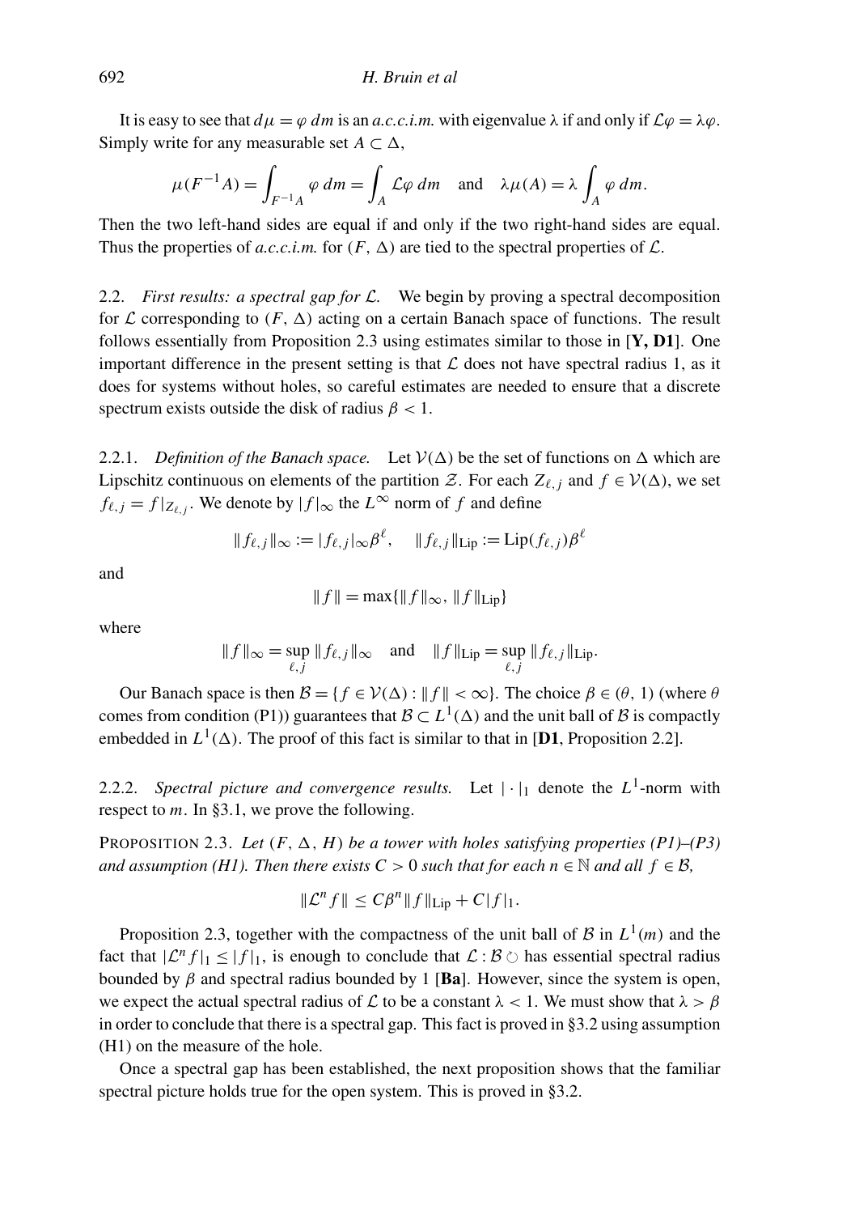It is easy to see that $d\mu = \varphi\, dm$ is an *a.c.c.i.m.* with eigenvalue $\lambda$ if and only if $\mathcal{L}\varphi = \lambda\varphi$. Simply write for any measurable set $A \subset \Delta$,

$$\mu(F^{-1}A) = \int_{F^{-1}A} \varphi\, dm = \int_A \mathcal{L}\varphi\, dm \quad \text{and} \quad \lambda\mu(A) = \lambda \int_A \varphi\, dm.$$

Then the two left-hand sides are equal if and only if the two right-hand sides are equal. Thus the properties of *a.c.c.i.m.* for $(F, \Delta)$ are tied to the spectral properties of $\mathcal{L}$.

2.2. *First results: a spectral gap for $\mathcal{L}$.* We begin by proving a spectral decomposition for $\mathcal{L}$ corresponding to $(F, \Delta)$ acting on a certain Banach space of functions. The result follows essentially from Proposition 2.3 using estimates similar to those in [**Y, D1**]. One important difference in the present setting is that $\mathcal{L}$ does not have spectral radius 1, as it does for systems without holes, so careful estimates are needed to ensure that a discrete spectrum exists outside the disk of radius $\beta < 1$.

2.2.1. *Definition of the Banach space.* Let $\mathcal{V}(\Delta)$ be the set of functions on $\Delta$ which are Lipschitz continuous on elements of the partition $\mathcal{Z}$. For each $Z_{\ell,j}$ and $f \in \mathcal{V}(\Delta)$, we set $f_{\ell,j} = f|_{Z_{\ell,j}}$. We denote by $|f|_\infty$ the $L^\infty$ norm of $f$ and define

$$\|f_{\ell,j}\|_\infty := |f_{\ell,j}|_\infty \beta^\ell, \quad \|f_{\ell,j}\|_{\text{Lip}} := \text{Lip}(f_{\ell,j})\beta^\ell$$

and

$$\|f\| = \max\{\|f\|_\infty, \|f\|_{\text{Lip}}\}$$

where

$$\|f\|_\infty = \sup_{\ell,j} \|f_{\ell,j}\|_\infty \quad \text{and} \quad \|f\|_{\text{Lip}} = \sup_{\ell,j} \|f_{\ell,j}\|_{\text{Lip}}.$$

Our Banach space is then $\mathcal{B} = \{f \in \mathcal{V}(\Delta) : \|f\| < \infty\}$. The choice $\beta \in (\theta, 1)$ (where $\theta$ comes from condition (P1)) guarantees that $\mathcal{B} \subset L^1(\Delta)$ and the unit ball of $\mathcal{B}$ is compactly embedded in $L^1(\Delta)$. The proof of this fact is similar to that in [**D1**, Proposition 2.2].

2.2.2. *Spectral picture and convergence results.* Let $|\cdot|_1$ denote the $L^1$-norm with respect to $m$. In §3.1, we prove the following.

PROPOSITION 2.3. *Let $(F, \Delta, H)$ be a tower with holes satisfying properties (P1)–(P3) and assumption (H1). Then there exists $C > 0$ such that for each $n \in \mathbb{N}$ and all $f \in \mathcal{B}$,*

$$\|\mathcal{L}^n f\| \leq C\beta^n \|f\|_{\text{Lip}} + C|f|_1.$$

Proposition 2.3, together with the compactness of the unit ball of $\mathcal{B}$ in $L^1(m)$ and the fact that $|\mathcal{L}^n f|_1 \leq |f|_1$, is enough to conclude that $\mathcal{L} : \mathcal{B} \circlearrowleft$ has essential spectral radius bounded by $\beta$ and spectral radius bounded by 1 [**Ba**]. However, since the system is open, we expect the actual spectral radius of $\mathcal{L}$ to be a constant $\lambda < 1$. We must show that $\lambda > \beta$ in order to conclude that there is a spectral gap. This fact is proved in §3.2 using assumption (H1) on the measure of the hole.

Once a spectral gap has been established, the next proposition shows that the familiar spectral picture holds true for the open system. This is proved in §3.2.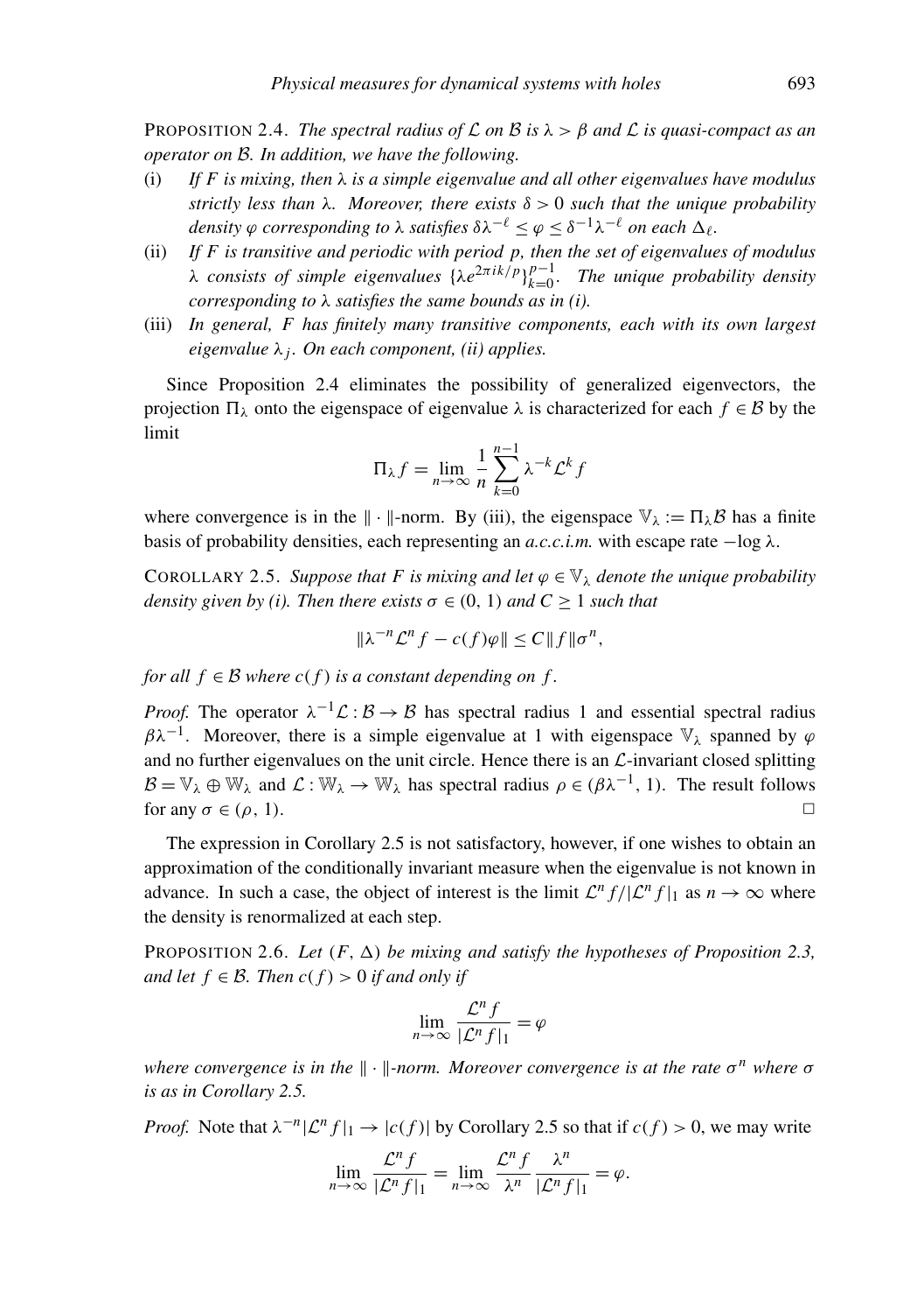PROPOSITION 2.4. *The spectral radius of $\mathcal{L}$ on $\mathcal{B}$ is $\lambda > \beta$ and $\mathcal{L}$ is quasi-compact as an operator on $\mathcal{B}$. In addition, we have the following.*

(i) *If $F$ is mixing, then $\lambda$ is a simple eigenvalue and all other eigenvalues have modulus strictly less than $\lambda$. Moreover, there exists $\delta > 0$ such that the unique probability density $\varphi$ corresponding to $\lambda$ satisfies $\delta\lambda^{-\ell} \leq \varphi \leq \delta^{-1}\lambda^{-\ell}$ on each $\Delta_\ell$.*

(ii) *If $F$ is transitive and periodic with period $p$, then the set of eigenvalues of modulus $\lambda$ consists of simple eigenvalues $\{\lambda e^{2\pi i k/p}\}_{k=0}^{p-1}$. The unique probability density corresponding to $\lambda$ satisfies the same bounds as in (i).*

(iii) *In general, $F$ has finitely many transitive components, each with its own largest eigenvalue $\lambda_j$. On each component, (ii) applies.*

Since Proposition 2.4 eliminates the possibility of generalized eigenvectors, the projection $\Pi_\lambda$ onto the eigenspace of eigenvalue $\lambda$ is characterized for each $f \in \mathcal{B}$ by the limit

$$\Pi_\lambda f = \lim_{n\to\infty} \frac{1}{n} \sum_{k=0}^{n-1} \lambda^{-k}\mathcal{L}^k f$$

where convergence is in the $\|\cdot\|$-norm. By (iii), the eigenspace $\mathbb{V}_\lambda := \Pi_\lambda\mathcal{B}$ has a finite basis of probability densities, each representing an *a.c.c.i.m.* with escape rate $-\log\lambda$.

COROLLARY 2.5. *Suppose that $F$ is mixing and let $\varphi \in \mathbb{V}_\lambda$ denote the unique probability density given by (i). Then there exists $\sigma \in (0, 1)$ and $C \geq 1$ such that*

$$\|\lambda^{-n}\mathcal{L}^n f - c(f)\varphi\| \leq C\|f\|\sigma^n,$$

*for all $f \in \mathcal{B}$ where $c(f)$ is a constant depending on $f$.*

*Proof.* The operator $\lambda^{-1}\mathcal{L} : \mathcal{B} \to \mathcal{B}$ has spectral radius 1 and essential spectral radius $\beta\lambda^{-1}$. Moreover, there is a simple eigenvalue at 1 with eigenspace $\mathbb{V}_\lambda$ spanned by $\varphi$ and no further eigenvalues on the unit circle. Hence there is an $\mathcal{L}$-invariant closed splitting $\mathcal{B} = \mathbb{V}_\lambda \oplus \mathbb{W}_\lambda$ and $\mathcal{L} : \mathbb{W}_\lambda \to \mathbb{W}_\lambda$ has spectral radius $\rho \in (\beta\lambda^{-1}, 1)$. The result follows for any $\sigma \in (\rho, 1)$. □

The expression in Corollary 2.5 is not satisfactory, however, if one wishes to obtain an approximation of the conditionally invariant measure when the eigenvalue is not known in advance. In such a case, the object of interest is the limit $\mathcal{L}^n f/|\mathcal{L}^n f|_1$ as $n \to \infty$ where the density is renormalized at each step.

PROPOSITION 2.6. *Let $(F, \Delta)$ be mixing and satisfy the hypotheses of Proposition 2.3, and let $f \in \mathcal{B}$. Then $c(f) > 0$ if and only if*

$$\lim_{n\to\infty} \frac{\mathcal{L}^n f}{|\mathcal{L}^n f|_1} = \varphi$$

*where convergence is in the $\|\cdot\|$-norm. Moreover convergence is at the rate $\sigma^n$ where $\sigma$ is as in Corollary 2.5.*

*Proof.* Note that $\lambda^{-n}|\mathcal{L}^n f|_1 \to |c(f)|$ by Corollary 2.5 so that if $c(f) > 0$, we may write

$$\lim_{n\to\infty} \frac{\mathcal{L}^n f}{|\mathcal{L}^n f|_1} = \lim_{n\to\infty} \frac{\mathcal{L}^n f}{\lambda^n} \frac{\lambda^n}{|\mathcal{L}^n f|_1} = \varphi.$$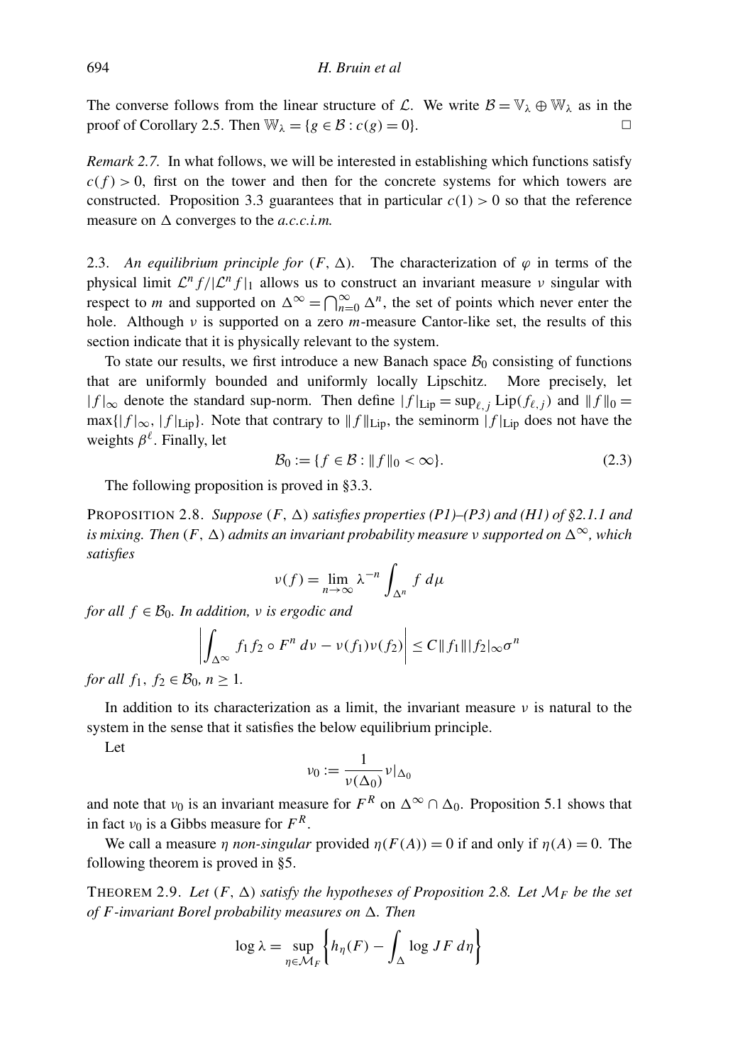The converse follows from the linear structure of $\mathcal{L}$. We write $\mathcal{B} = \mathbb{V}_\lambda \oplus \mathbb{W}_\lambda$ as in the proof of Corollary 2.5. Then $\mathbb{W}_\lambda = \{g \in \mathcal{B} : c(g) = 0\}$. □

*Remark 2.7.* In what follows, we will be interested in establishing which functions satisfy $c(f) > 0$, first on the tower and then for the concrete systems for which towers are constructed. Proposition 3.3 guarantees that in particular $c(1) > 0$ so that the reference measure on $\Delta$ converges to the *a.c.c.i.m.*

### 2.3. *An equilibrium principle for* $(F, \Delta)$.

The characterization of $\varphi$ in terms of the physical limit $\mathcal{L}^n f / |\mathcal{L}^n f|_1$ allows us to construct an invariant measure $\nu$ singular with respect to $m$ and supported on $\Delta^\infty = \bigcap_{n=0}^\infty \Delta^n$, the set of points which never enter the hole. Although $\nu$ is supported on a zero $m$-measure Cantor-like set, the results of this section indicate that it is physically relevant to the system.

To state our results, we first introduce a new Banach space $\mathcal{B}_0$ consisting of functions that are uniformly bounded and uniformly locally Lipschitz. More precisely, let $|f|_\infty$ denote the standard sup-norm. Then define $|f|_{\mathrm{Lip}} = \sup_{\ell, j} \mathrm{Lip}(f_{\ell,j})$ and $\|f\|_0 = \max\{|f|_\infty, |f|_{\mathrm{Lip}}\}$. Note that contrary to $\|f\|_{\mathrm{Lip}}$, the seminorm $|f|_{\mathrm{Lip}}$ does not have the weights $\beta^\ell$. Finally, let

$$\mathcal{B}_0 := \{f \in \mathcal{B} : \|f\|_0 < \infty\}. \tag{2.3}$$

The following proposition is proved in §3.3.

PROPOSITION 2.8. *Suppose* $(F, \Delta)$ *satisfies properties (P1)–(P3) and (H1) of §2.1.1 and is mixing. Then* $(F, \Delta)$ *admits an invariant probability measure* $\nu$ *supported on* $\Delta^\infty$*, which satisfies*

$$\nu(f) = \lim_{n \to \infty} \lambda^{-n} \int_{\Delta^n} f \, d\mu$$

*for all* $f \in \mathcal{B}_0$*. In addition,* $\nu$ *is ergodic and*

$$\left| \int_{\Delta^\infty} f_1 f_2 \circ F^n \, d\nu - \nu(f_1)\nu(f_2) \right| \leq C \|f_1\| |f_2|_\infty \sigma^n$$

*for all* $f_1, f_2 \in \mathcal{B}_0$*,* $n \geq 1$*.*

In addition to its characterization as a limit, the invariant measure $\nu$ is natural to the system in the sense that it satisfies the below equilibrium principle.

Let

$$\nu_0 := \frac{1}{\nu(\Delta_0)} \nu|_{\Delta_0}$$

and note that $\nu_0$ is an invariant measure for $F^R$ on $\Delta^\infty \cap \Delta_0$. Proposition 5.1 shows that in fact $\nu_0$ is a Gibbs measure for $F^R$.

We call a measure $\eta$ *non-singular* provided $\eta(F(A)) = 0$ if and only if $\eta(A) = 0$. The following theorem is proved in §5.

THEOREM 2.9. *Let* $(F, \Delta)$ *satisfy the hypotheses of Proposition 2.8. Let* $\mathcal{M}_F$ *be the set of* $F$*-invariant Borel probability measures on* $\Delta$*. Then*

$$\log \lambda = \sup_{\eta \in \mathcal{M}_F} \left\{ h_\eta(F) - \int_\Delta \log JF \, d\eta \right\}$$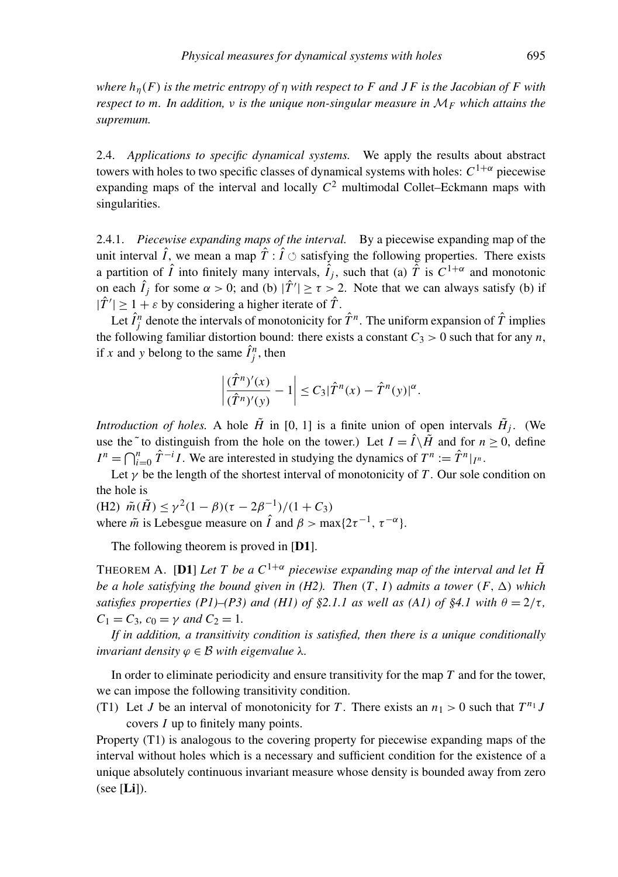*where $h_\eta(F)$ is the metric entropy of $\eta$ with respect to $F$ and $JF$ is the Jacobian of $F$ with respect to $m$. In addition, $\nu$ is the unique non-singular measure in $\mathcal{M}_F$ which attains the supremum.*

### 2.4. *Applications to specific dynamical systems.*

We apply the results about abstract towers with holes to two specific classes of dynamical systems with holes: $C^{1+\alpha}$ piecewise expanding maps of the interval and locally $C^2$ multimodal Collet–Eckmann maps with singularities.

#### 2.4.1. *Piecewise expanding maps of the interval.*

By a piecewise expanding map of the unit interval $\hat{I}$, we mean a map $\hat{T} : \hat{I} \circlearrowleft$ satisfying the following properties. There exists a partition of $\hat{I}$ into finitely many intervals, $\hat{I}_j$, such that (a) $\hat{T}$ is $C^{1+\alpha}$ and monotonic on each $\hat{I}_j$ for some $\alpha > 0$; and (b) $|\hat{T}'| \geq \tau > 2$. Note that we can always satisfy (b) if $|\hat{T}'| \geq 1 + \varepsilon$ by considering a higher iterate of $\hat{T}$.

Let $\hat{I}^n_j$ denote the intervals of monotonicity for $\hat{T}^n$. The uniform expansion of $\hat{T}$ implies the following familiar distortion bound: there exists a constant $C_3 > 0$ such that for any $n$, if $x$ and $y$ belong to the same $\hat{I}^n_j$, then

$$\left| \frac{(\hat{T}^n)'(x)}{(\hat{T}^n)'(y)} - 1 \right| \leq C_3 |\hat{T}^n(x) - \hat{T}^n(y)|^\alpha.$$

*Introduction of holes.* A hole $\tilde{H}$ in $[0, 1]$ is a finite union of open intervals $\tilde{H}_j$. (We use the $\tilde{}$ to distinguish from the hole on the tower.) Let $I = \hat{I} \backslash \tilde{H}$ and for $n \geq 0$, define $I^n = \bigcap_{i=0}^n \hat{T}^{-i} I$. We are interested in studying the dynamics of $T^n := \hat{T}^n|_{I^n}$.

Let $\gamma$ be the length of the shortest interval of monotonicity of $T$. Our sole condition on the hole is

(H2) $\tilde{m}(\tilde{H}) \leq \gamma^2(1 - \beta)(\tau - 2\beta^{-1})/(1 + C_3)$

where $\tilde{m}$ is Lebesgue measure on $\hat{I}$ and $\beta > \max\{2\tau^{-1}, \tau^{-\alpha}\}$.

The following theorem is proved in [**D1**].

THEOREM A. [**D1**] *Let $T$ be a $C^{1+\alpha}$ piecewise expanding map of the interval and let $\tilde{H}$ be a hole satisfying the bound given in (H2). Then $(T, I)$ admits a tower $(F, \Delta)$ which satisfies properties (P1)–(P3) and (H1) of §2.1.1 as well as (A1) of §4.1 with $\theta = 2/\tau$, $C_1 = C_3$, $c_0 = \gamma$ and $C_2 = 1$.*

*If in addition, a transitivity condition is satisfied, then there is a unique conditionally invariant density $\varphi \in \mathcal{B}$ with eigenvalue $\lambda$.*

In order to eliminate periodicity and ensure transitivity for the map $T$ and for the tower, we can impose the following transitivity condition.

(T1) Let $J$ be an interval of monotonicity for $T$. There exists an $n_1 > 0$ such that $T^{n_1} J$ covers $I$ up to finitely many points.

Property (T1) is analogous to the covering property for piecewise expanding maps of the interval without holes which is a necessary and sufficient condition for the existence of a unique absolutely continuous invariant measure whose density is bounded away from zero (see [**Li**]).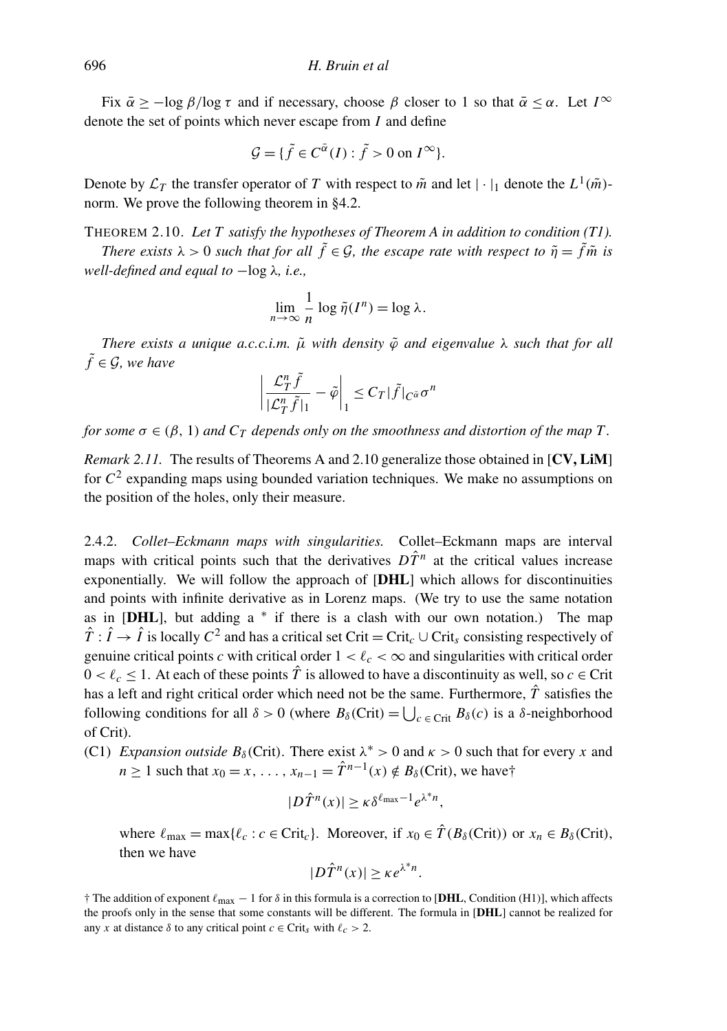Fix $\bar{\alpha} \geq -\log \beta / \log \tau$ and if necessary, choose $\beta$ closer to 1 so that $\bar{\alpha} \leq \alpha$. Let $I^\infty$ denote the set of points which never escape from $I$ and define

$$\mathcal{G} = \{\tilde{f} \in C^{\bar{\alpha}}(I) : \tilde{f} > 0 \text{ on } I^\infty\}.$$

Denote by $\mathcal{L}_T$ the transfer operator of $T$ with respect to $\tilde{m}$ and let $|\cdot|_1$ denote the $L^1(\tilde{m})$-norm. We prove the following theorem in §4.2.

THEOREM 2.10. *Let $T$ satisfy the hypotheses of Theorem A in addition to condition (T1).*

*There exists $\lambda > 0$ such that for all $\tilde{f} \in \mathcal{G}$, the escape rate with respect to $\tilde{\eta} = \tilde{f}\tilde{m}$ is well-defined and equal to $-\log \lambda$, i.e.,*

$$\lim_{n\to\infty} \frac{1}{n} \log \tilde{\eta}(I^n) = \log \lambda.$$

*There exists a unique a.c.c.i.m. $\tilde{\mu}$ with density $\tilde{\varphi}$ and eigenvalue $\lambda$ such that for all $\tilde{f} \in \mathcal{G}$, we have*

$$\left| \frac{\mathcal{L}_T^n \tilde{f}}{|\mathcal{L}_T^n \tilde{f}|_1} - \tilde{\varphi} \right|_1 \leq C_T |\tilde{f}|_{C^{\bar{\alpha}}} \sigma^n$$

*for some $\sigma \in (\beta, 1)$ and $C_T$ depends only on the smoothness and distortion of the map $T$.*

*Remark 2.11.* The results of Theorems A and 2.10 generalize those obtained in [**CV, LiM**] for $C^2$ expanding maps using bounded variation techniques. We make no assumptions on the position of the holes, only their measure.

2.4.2. *Collet–Eckmann maps with singularities.* Collet–Eckmann maps are interval maps with critical points such that the derivatives $D\hat{T}^n$ at the critical values increase exponentially. We will follow the approach of [**DHL**] which allows for discontinuities and points with infinite derivative as in Lorenz maps. (We try to use the same notation as in [**DHL**], but adding a $^*$ if there is a clash with our own notation.) The map $\hat{T} : \hat{I} \to \hat{I}$ is locally $C^2$ and has a critical set $\text{Crit} = \text{Crit}_c \cup \text{Crit}_s$ consisting respectively of genuine critical points $c$ with critical order $1 < \ell_c < \infty$ and singularities with critical order $0 < \ell_c \leq 1$. At each of these points $\hat{T}$ is allowed to have a discontinuity as well, so $c \in \text{Crit}$ has a left and right critical order which need not be the same. Furthermore, $\hat{T}$ satisfies the following conditions for all $\delta > 0$ (where $B_\delta(\text{Crit}) = \bigcup_{c \in \text{Crit}} B_\delta(c)$ is a $\delta$-neighborhood of Crit).

(C1) *Expansion outside $B_\delta(\text{Crit})$.* There exist $\lambda^* > 0$ and $\kappa > 0$ such that for every $x$ and $n \geq 1$ such that $x_0 = x, \ldots, x_{n-1} = \hat{T}^{n-1}(x) \notin B_\delta(\text{Crit})$, we have†

$$|D\hat{T}^n(x)| \geq \kappa \delta^{\ell_{\max}-1} e^{\lambda^* n},$$

where $\ell_{\max} = \max\{\ell_c : c \in \text{Crit}_c\}$. Moreover, if $x_0 \in \hat{T}(B_\delta(\text{Crit}))$ or $x_n \in B_\delta(\text{Crit})$, then we have

$$|D\hat{T}^n(x)| \geq \kappa e^{\lambda^* n}.$$

† The addition of exponent $\ell_{\max} - 1$ for $\delta$ in this formula is a correction to [**DHL**, Condition (H1)], which affects the proofs only in the sense that some constants will be different. The formula in [**DHL**] cannot be realized for any $x$ at distance $\delta$ to any critical point $c \in \text{Crit}_s$ with $\ell_c > 2$.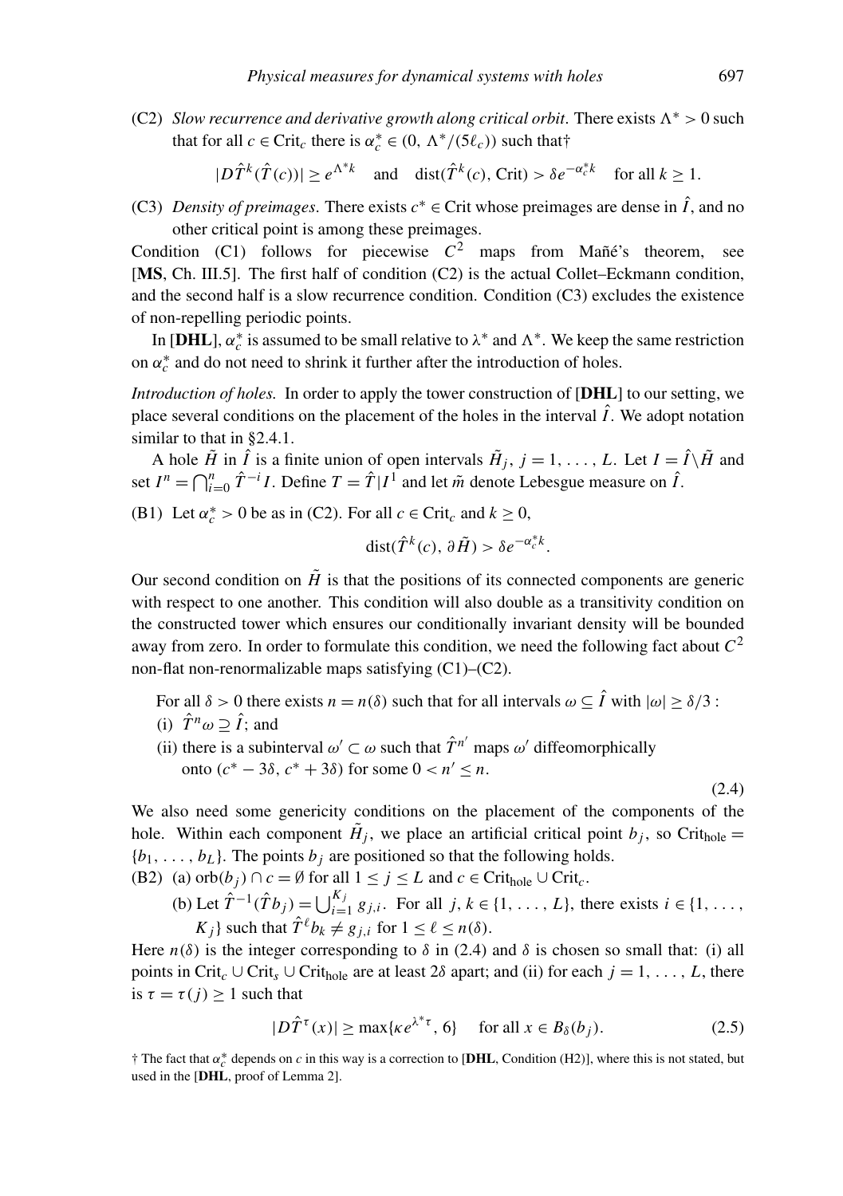(C2) *Slow recurrence and derivative growth along critical orbit*. There exists $\Lambda^* > 0$ such that for all $c \in \mathrm{Crit}_c$ there is $\alpha_c^* \in (0, \Lambda^*/(5\ell_c))$ such that†

$$|D\hat{T}^k(\hat{T}(c))| \geq e^{\Lambda^* k} \quad \text{and} \quad \mathrm{dist}(\hat{T}^k(c), \mathrm{Crit}) > \delta e^{-\alpha_c^* k} \quad \text{for all } k \geq 1.$$

(C3) *Density of preimages*. There exists $c^* \in \mathrm{Crit}$ whose preimages are dense in $\hat{I}$, and no other critical point is among these preimages.

Condition (C1) follows for piecewise $C^2$ maps from Mañé's theorem, see [**MS**, Ch. III.5]. The first half of condition (C2) is the actual Collet–Eckmann condition, and the second half is a slow recurrence condition. Condition (C3) excludes the existence of non-repelling periodic points.

In [**DHL**], $\alpha_c^*$ is assumed to be small relative to $\lambda^*$ and $\Lambda^*$. We keep the same restriction on $\alpha_c^*$ and do not need to shrink it further after the introduction of holes.

*Introduction of holes.* In order to apply the tower construction of [**DHL**] to our setting, we place several conditions on the placement of the holes in the interval $\hat{I}$. We adopt notation similar to that in §2.4.1.

A hole $\tilde{H}$ in $\hat{I}$ is a finite union of open intervals $\tilde{H}_j$, $j = 1, \ldots, L$. Let $I = \hat{I} \backslash \tilde{H}$ and set $I^n = \bigcap_{i=0}^n \hat{T}^{-i} I$. Define $T = \hat{T}|I^1$ and let $\tilde{m}$ denote Lebesgue measure on $\hat{I}$.

(B1) Let $\alpha_c^* > 0$ be as in (C2). For all $c \in \mathrm{Crit}_c$ and $k \geq 0$,

$$\mathrm{dist}(\hat{T}^k(c), \partial\tilde{H}) > \delta e^{-\alpha_c^* k}.$$

Our second condition on $\tilde{H}$ is that the positions of its connected components are generic with respect to one another. This condition will also double as a transitivity condition on the constructed tower which ensures our conditionally invariant density will be bounded away from zero. In order to formulate this condition, we need the following fact about $C^2$ non-flat non-renormalizable maps satisfying (C1)–(C2).

For all $\delta > 0$ there exists $n = n(\delta)$ such that for all intervals $\omega \subseteq \hat{I}$ with $|\omega| \geq \delta/3$ :
(i) $\hat{T}^n\omega \supseteq \hat{I}$; and
(ii) there is a subinterval $\omega' \subset \omega$ such that $\hat{T}^{n'}$ maps $\omega'$ diffeomorphically onto $(c^* - 3\delta, c^* + 3\delta)$ for some $0 < n' \leq n$.

(2.4)

We also need some genericity conditions on the placement of the components of the hole. Within each component $\tilde{H}_j$, we place an artificial critical point $b_j$, so $\mathrm{Crit}_{\mathrm{hole}} = \{b_1, \ldots, b_L\}$. The points $b_j$ are positioned so that the following holds.

(B2) (a) $\mathrm{orb}(b_j) \cap c = \emptyset$ for all $1 \leq j \leq L$ and $c \in \mathrm{Crit}_{\mathrm{hole}} \cup \mathrm{Crit}_c$.

(b) Let $\hat{T}^{-1}(\hat{T}b_j) = \bigcup_{i=1}^{K_j} g_{j,i}$. For all $j, k \in \{1, \ldots, L\}$, there exists $i \in \{1, \ldots, K_j\}$ such that $\hat{T}^\ell b_k \neq g_{j,i}$ for $1 \leq \ell \leq n(\delta)$.

Here $n(\delta)$ is the integer corresponding to $\delta$ in (2.4) and $\delta$ is chosen so small that: (i) all points in $\mathrm{Crit}_c \cup \mathrm{Crit}_s \cup \mathrm{Crit}_{\mathrm{hole}}$ are at least $2\delta$ apart; and (ii) for each $j = 1, \ldots, L$, there is $\tau = \tau(j) \geq 1$ such that

$$|D\hat{T}^\tau(x)| \geq \max\{\kappa e^{\lambda^* \tau}, 6\} \quad \text{for all } x \in B_\delta(b_j). \tag{2.5}$$

† The fact that $\alpha_c^*$ depends on $c$ in this way is a correction to [**DHL**, Condition (H2)], where this is not stated, but used in the [**DHL**, proof of Lemma 2].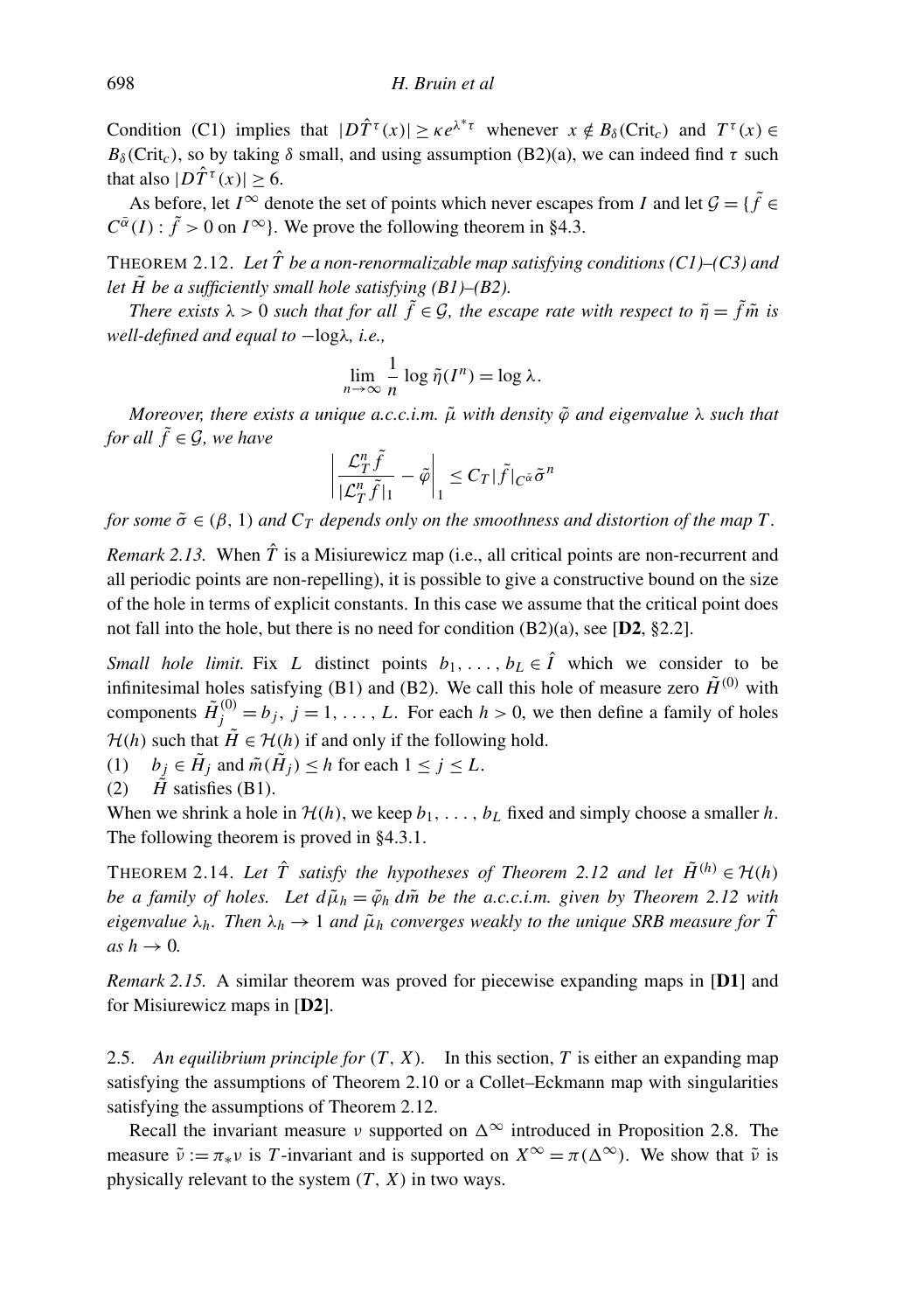Condition (C1) implies that $|D\hat{T}^\tau(x)| \geq \kappa e^{\lambda^* \tau}$ whenever $x \notin B_\delta(\mathrm{Crit}_c)$ and $T^\tau(x) \in B_\delta(\mathrm{Crit}_c)$, so by taking $\delta$ small, and using assumption (B2)(a), we can indeed find $\tau$ such that also $|D\hat{T}^\tau(x)| \geq 6$.

As before, let $I^\infty$ denote the set of points which never escapes from $I$ and let $\mathcal{G} = \{\tilde{f} \in C^{\bar{\alpha}}(I) : \tilde{f} > 0 \text{ on } I^\infty\}$. We prove the following theorem in §4.3.

THEOREM 2.12. *Let $\hat{T}$ be a non-renormalizable map satisfying conditions (C1)–(C3) and let $\tilde{H}$ be a sufficiently small hole satisfying (B1)–(B2).*

*There exists $\lambda > 0$ such that for all $\tilde{f} \in \mathcal{G}$, the escape rate with respect to $\tilde{\eta} = \tilde{f}\tilde{m}$ is well-defined and equal to $-\log\lambda$, i.e.,*

$$\lim_{n\to\infty} \frac{1}{n} \log \tilde{\eta}(I^n) = \log \lambda.$$

*Moreover, there exists a unique a.c.c.i.m. $\tilde{\mu}$ with density $\tilde{\varphi}$ and eigenvalue $\lambda$ such that for all $\tilde{f} \in \mathcal{G}$, we have*

$$\left| \frac{\mathcal{L}_T^n \tilde{f}}{|\mathcal{L}_T^n \tilde{f}|_1} - \tilde{\varphi} \right|_1 \leq C_T |\tilde{f}|_{C^{\bar{\alpha}}} \tilde{\sigma}^n$$

*for some $\tilde{\sigma} \in (\beta, 1)$ and $C_T$ depends only on the smoothness and distortion of the map $T$.*

*Remark 2.13.* When $\hat{T}$ is a Misiurewicz map (i.e., all critical points are non-recurrent and all periodic points are non-repelling), it is possible to give a constructive bound on the size of the hole in terms of explicit constants. In this case we assume that the critical point does not fall into the hole, but there is no need for condition (B2)(a), see [**D2**, §2.2].

*Small hole limit.* Fix $L$ distinct points $b_1, \ldots, b_L \in \hat{I}$ which we consider to be infinitesimal holes satisfying (B1) and (B2). We call this hole of measure zero $\tilde{H}^{(0)}$ with components $\tilde{H}_j^{(0)} = b_j$, $j = 1, \ldots, L$. For each $h > 0$, we then define a family of holes $\mathcal{H}(h)$ such that $\tilde{H} \in \mathcal{H}(h)$ if and only if the following hold.

(1) $b_j \in \tilde{H}_j$ and $\tilde{m}(\tilde{H}_j) \leq h$ for each $1 \leq j \leq L$.

(2) $\tilde{H}$ satisfies (B1).

When we shrink a hole in $\mathcal{H}(h)$, we keep $b_1, \ldots, b_L$ fixed and simply choose a smaller $h$. The following theorem is proved in §4.3.1.

THEOREM 2.14. *Let $\hat{T}$ satisfy the hypotheses of Theorem 2.12 and let $\tilde{H}^{(h)} \in \mathcal{H}(h)$ be a family of holes. Let $d\tilde{\mu}_h = \tilde{\varphi}_h \, d\tilde{m}$ be the a.c.c.i.m. given by Theorem 2.12 with eigenvalue $\lambda_h$. Then $\lambda_h \to 1$ and $\tilde{\mu}_h$ converges weakly to the unique SRB measure for $\hat{T}$ as $h \to 0$.*

*Remark 2.15.* A similar theorem was proved for piecewise expanding maps in [**D1**] and for Misiurewicz maps in [**D2**].

2.5. *An equilibrium principle for $(T, X)$.* In this section, $T$ is either an expanding map satisfying the assumptions of Theorem 2.10 or a Collet–Eckmann map with singularities satisfying the assumptions of Theorem 2.12.

Recall the invariant measure $\nu$ supported on $\Delta^\infty$ introduced in Proposition 2.8. The measure $\tilde{\nu} := \pi_*\nu$ is $T$-invariant and is supported on $X^\infty = \pi(\Delta^\infty)$. We show that $\tilde{\nu}$ is physically relevant to the system $(T, X)$ in two ways.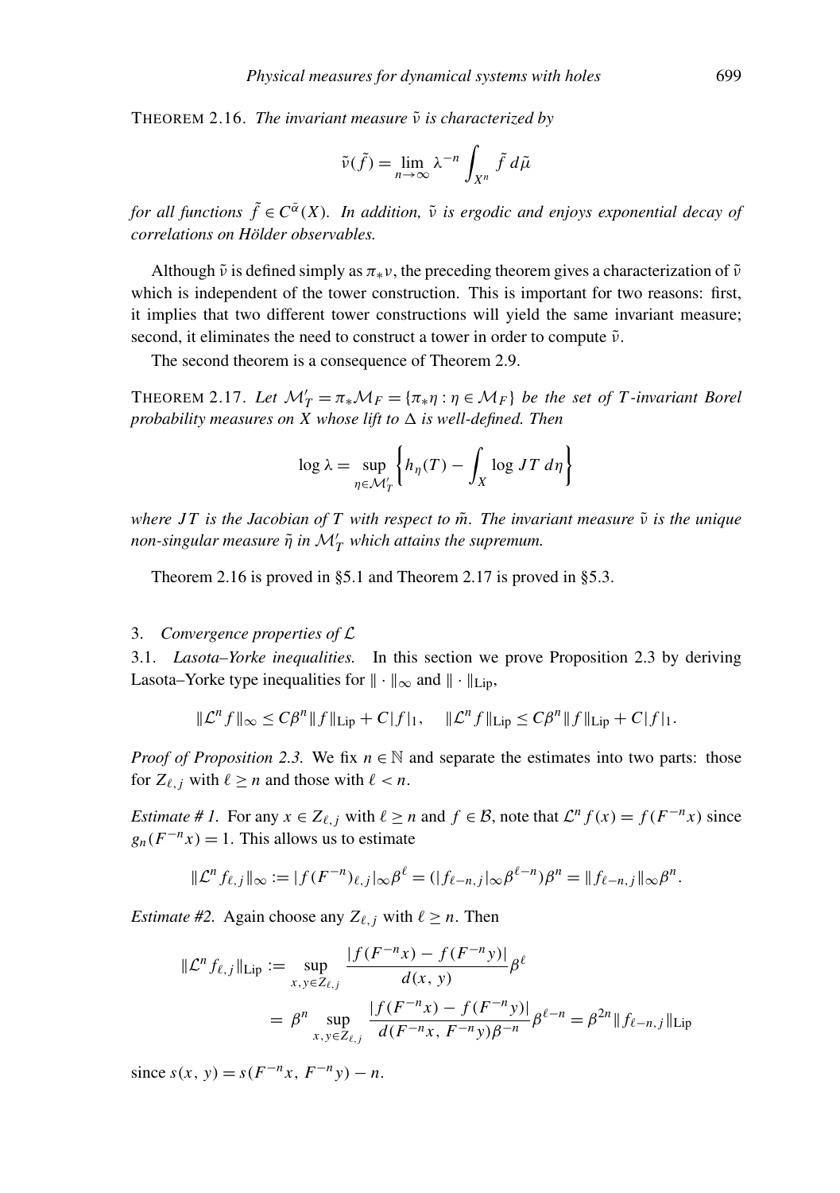THEOREM 2.16. *The invariant measure $\tilde{\nu}$ is characterized by*

$$\tilde{\nu}(\tilde{f}) = \lim_{n\to\infty} \lambda^{-n} \int_{X^n} \tilde{f}\, d\tilde{\mu}$$

*for all functions $\tilde{f} \in C^{\tilde{\alpha}}(X)$. In addition, $\tilde{\nu}$ is ergodic and enjoys exponential decay of correlations on Hölder observables.*

Although $\tilde{\nu}$ is defined simply as $\pi_*\nu$, the preceding theorem gives a characterization of $\tilde{\nu}$ which is independent of the tower construction. This is important for two reasons: first, it implies that two different tower constructions will yield the same invariant measure; second, it eliminates the need to construct a tower in order to compute $\tilde{\nu}$.

The second theorem is a consequence of Theorem 2.9.

THEOREM 2.17. *Let $\mathcal{M}'_T = \pi_*\mathcal{M}_F = \{\pi_*\eta : \eta \in \mathcal{M}_F\}$ be the set of $T$-invariant Borel probability measures on $X$ whose lift to $\Delta$ is well-defined. Then*

$$\log \lambda = \sup_{\eta \in \mathcal{M}'_T} \left\{ h_\eta(T) - \int_X \log JT \, d\eta \right\}$$

*where $JT$ is the Jacobian of $T$ with respect to $\tilde{m}$. The invariant measure $\tilde{\nu}$ is the unique non-singular measure $\tilde{\eta}$ in $\mathcal{M}'_T$ which attains the supremum.*

Theorem 2.16 is proved in §5.1 and Theorem 2.17 is proved in §5.3.

## 3. *Convergence properties of $\mathcal{L}$*

### 3.1. *Lasota–Yorke inequalities.*

In this section we prove Proposition 2.3 by deriving Lasota–Yorke type inequalities for $\|\cdot\|_\infty$ and $\|\cdot\|_{\mathrm{Lip}}$,

$$\|\mathcal{L}^n f\|_\infty \le C\beta^n \|f\|_{\mathrm{Lip}} + C|f|_1, \quad \|\mathcal{L}^n f\|_{\mathrm{Lip}} \le C\beta^n \|f\|_{\mathrm{Lip}} + C|f|_1.$$

*Proof of Proposition 2.3.* We fix $n \in \mathbb{N}$ and separate the estimates into two parts: those for $Z_{\ell,j}$ with $\ell \ge n$ and those with $\ell < n$.

*Estimate # 1.* For any $x \in Z_{\ell,j}$ with $\ell \ge n$ and $f \in \mathcal{B}$, note that $\mathcal{L}^n f(x) = f(F^{-n}x)$ since $g_n(F^{-n}x) = 1$. This allows us to estimate

$$\|\mathcal{L}^n f_{\ell,j}\|_\infty := |f(F^{-n})_{\ell,j}|_\infty \beta^\ell = (|f_{\ell-n,j}|_\infty \beta^{\ell-n})\beta^n = \|f_{\ell-n,j}\|_\infty \beta^n.$$

*Estimate #2.* Again choose any $Z_{\ell,j}$ with $\ell \ge n$. Then

$$\begin{aligned}
\|\mathcal{L}^n f_{\ell,j}\|_{\mathrm{Lip}} &:= \sup_{x,y\in Z_{\ell,j}} \frac{|f(F^{-n}x) - f(F^{-n}y)|}{d(x,y)} \beta^\ell \\
&= \beta^n \sup_{x,y\in Z_{\ell,j}} \frac{|f(F^{-n}x) - f(F^{-n}y)|}{d(F^{-n}x, F^{-n}y)\beta^{-n}} \beta^{\ell-n} = \beta^{2n} \|f_{\ell-n,j}\|_{\mathrm{Lip}}
\end{aligned}$$

since $s(x,y) = s(F^{-n}x, F^{-n}y) - n$.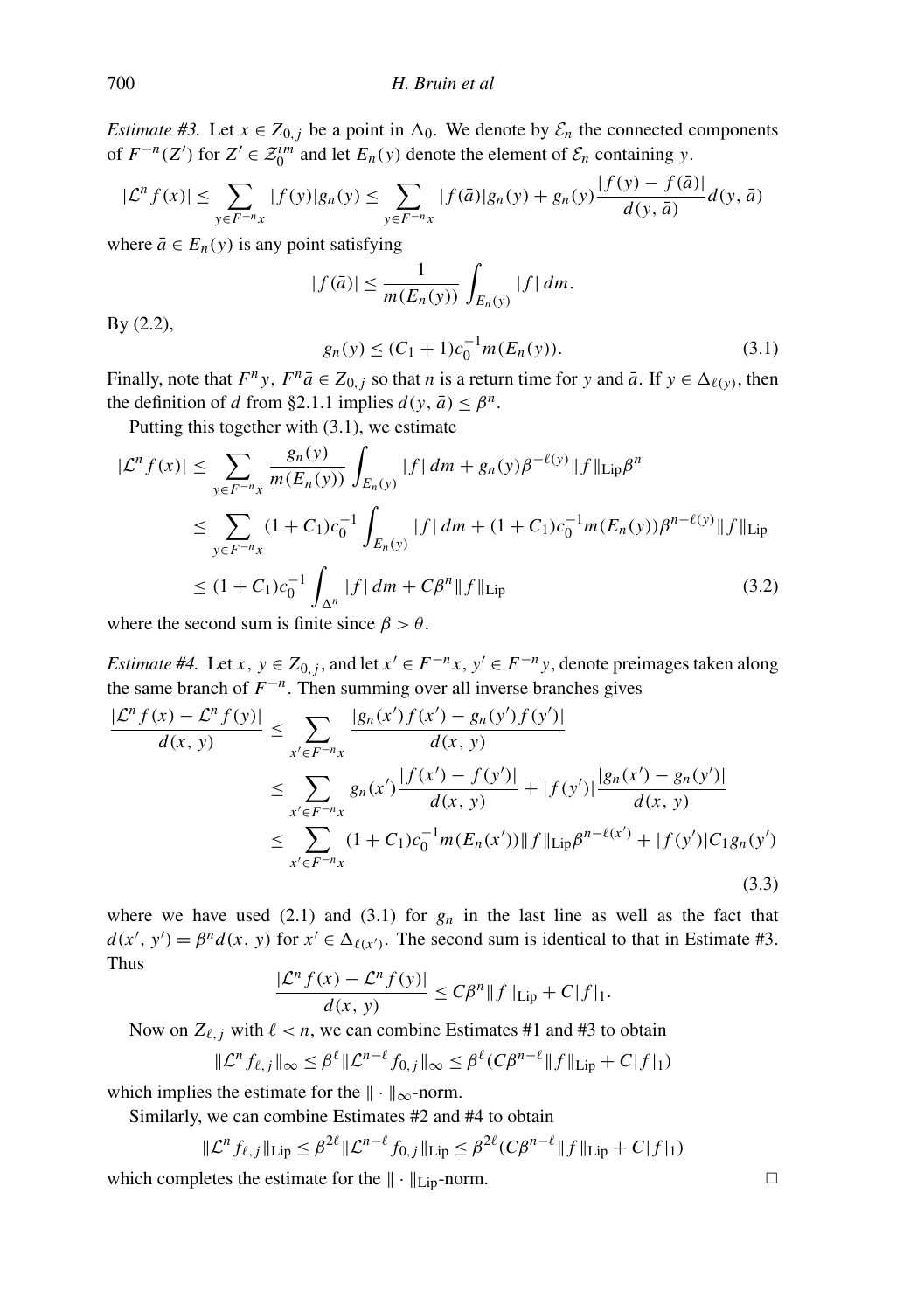*Estimate #3.* Let $x \in Z_{0,j}$ be a point in $\Delta_0$. We denote by $\mathcal{E}_n$ the connected components of $F^{-n}(Z')$ for $Z' \in \mathcal{Z}_0^{im}$ and let $E_n(y)$ denote the element of $\mathcal{E}_n$ containing $y$.

$$|\mathcal{L}^n f(x)| \leq \sum_{y \in F^{-n}x} |f(y)| g_n(y) \leq \sum_{y \in F^{-n}x} |f(\bar{a})| g_n(y) + g_n(y) \frac{|f(y) - f(\bar{a})|}{d(y, \bar{a})} d(y, \bar{a})$$

where $\bar{a} \in E_n(y)$ is any point satisfying

$$|f(\bar{a})| \leq \frac{1}{m(E_n(y))} \int_{E_n(y)} |f| \, dm.$$

By (2.2),

$$g_n(y) \leq (C_1 + 1) c_0^{-1} m(E_n(y)). \tag{3.1}$$

Finally, note that $F^n y$, $F^n \bar{a} \in Z_{0,j}$ so that $n$ is a return time for $y$ and $\bar{a}$. If $y \in \Delta_{\ell(y)}$, then the definition of $d$ from §2.1.1 implies $d(y, \bar{a}) \leq \beta^n$.

Putting this together with (3.1), we estimate

$$\begin{aligned}
|\mathcal{L}^n f(x)| &\leq \sum_{y \in F^{-n}x} \frac{g_n(y)}{m(E_n(y))} \int_{E_n(y)} |f| \, dm + g_n(y) \beta^{-\ell(y)} \|f\|_{\text{Lip}} \beta^n \\
&\leq \sum_{y \in F^{-n}x} (1 + C_1) c_0^{-1} \int_{E_n(y)} |f| \, dm + (1 + C_1) c_0^{-1} m(E_n(y)) \beta^{n - \ell(y)} \|f\|_{\text{Lip}} \\
&\leq (1 + C_1) c_0^{-1} \int_{\Delta^n} |f| \, dm + C \beta^n \|f\|_{\text{Lip}}
\end{aligned} \tag{3.2}$$

where the second sum is finite since $\beta > \theta$.

*Estimate #4.* Let $x, y \in Z_{0,j}$, and let $x' \in F^{-n}x$, $y' \in F^{-n}y$, denote preimages taken along the same branch of $F^{-n}$. Then summing over all inverse branches gives

$$\begin{aligned}
\frac{|\mathcal{L}^n f(x) - \mathcal{L}^n f(y)|}{d(x, y)} &\leq \sum_{x' \in F^{-n}x} \frac{|g_n(x') f(x') - g_n(y') f(y')|}{d(x, y)} \\
&\leq \sum_{x' \in F^{-n}x} g_n(x') \frac{|f(x') - f(y')|}{d(x, y)} + |f(y')| \frac{|g_n(x') - g_n(y')|}{d(x, y)} \\
&\leq \sum_{x' \in F^{-n}x} (1 + C_1) c_0^{-1} m(E_n(x')) \|f\|_{\text{Lip}} \beta^{n - \ell(x')} + |f(y')| C_1 g_n(y')
\end{aligned} \tag{3.3}$$

where we have used (2.1) and (3.1) for $g_n$ in the last line as well as the fact that $d(x', y') = \beta^n d(x, y)$ for $x' \in \Delta_{\ell(x')}$. The second sum is identical to that in Estimate #3. Thus

$$\frac{|\mathcal{L}^n f(x) - \mathcal{L}^n f(y)|}{d(x, y)} \leq C \beta^n \|f\|_{\text{Lip}} + C |f|_1.$$

Now on $Z_{\ell,j}$ with $\ell < n$, we can combine Estimates #1 and #3 to obtain

$$\|\mathcal{L}^n f_{\ell,j}\|_\infty \leq \beta^\ell \|\mathcal{L}^{n-\ell} f_{0,j}\|_\infty \leq \beta^\ell (C \beta^{n-\ell} \|f\|_{\text{Lip}} + C |f|_1)$$

which implies the estimate for the $\| \cdot \|_\infty$-norm.

Similarly, we can combine Estimates #2 and #4 to obtain

$$\|\mathcal{L}^n f_{\ell,j}\|_{\text{Lip}} \leq \beta^{2\ell} \|\mathcal{L}^{n-\ell} f_{0,j}\|_{\text{Lip}} \leq \beta^{2\ell} (C \beta^{n-\ell} \|f\|_{\text{Lip}} + C |f|_1)$$

which completes the estimate for the $\| \cdot \|_{\text{Lip}}$-norm. □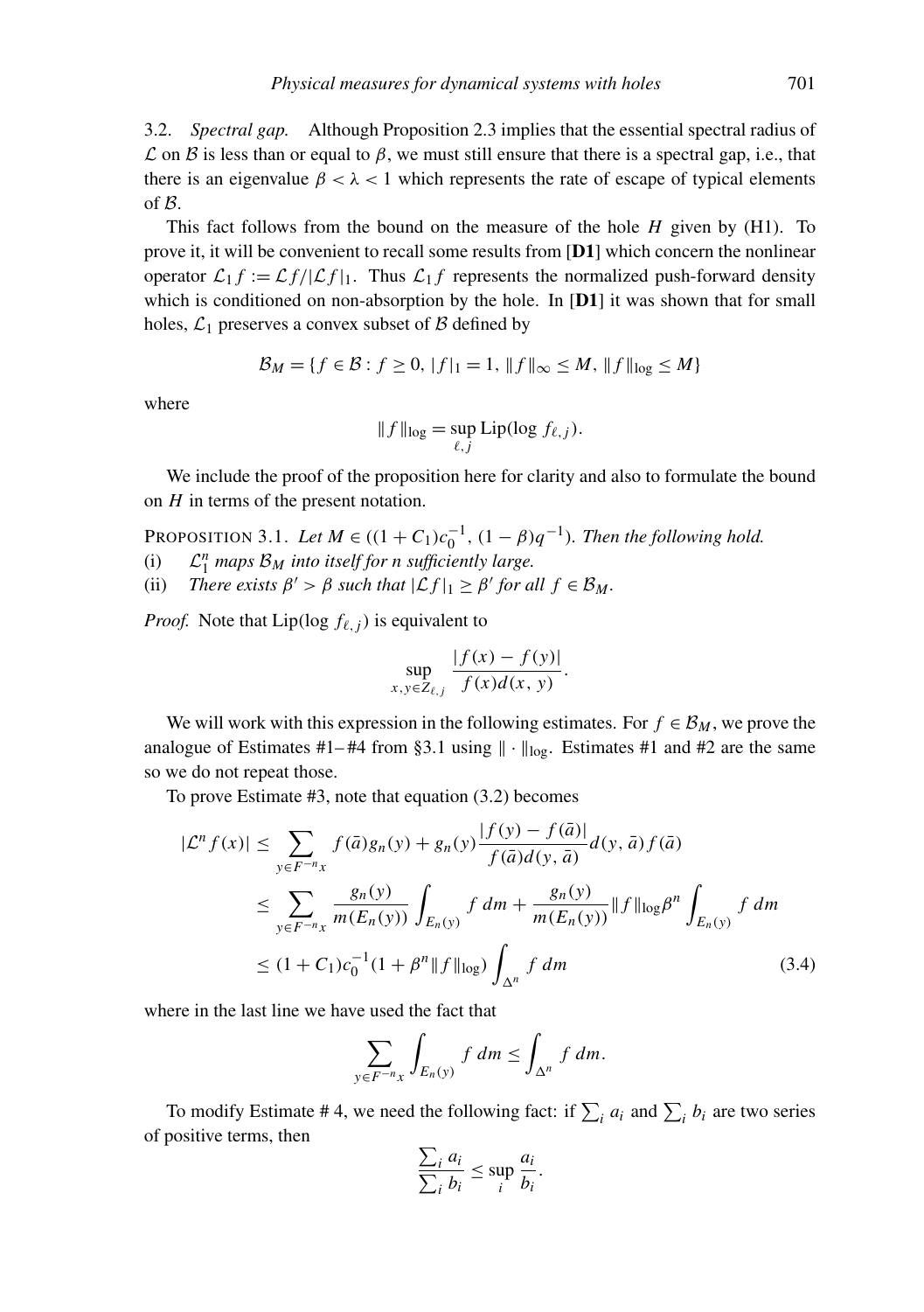3.2. *Spectral gap.* Although Proposition 2.3 implies that the essential spectral radius of $\mathcal{L}$ on $\mathcal{B}$ is less than or equal to $\beta$, we must still ensure that there is a spectral gap, i.e., that there is an eigenvalue $\beta < \lambda < 1$ which represents the rate of escape of typical elements of $\mathcal{B}$.

This fact follows from the bound on the measure of the hole $H$ given by (H1). To prove it, it will be convenient to recall some results from [**D1**] which concern the nonlinear operator $\mathcal{L}_1 f := \mathcal{L}f/|\mathcal{L}f|_1$. Thus $\mathcal{L}_1 f$ represents the normalized push-forward density which is conditioned on non-absorption by the hole. In [**D1**] it was shown that for small holes, $\mathcal{L}_1$ preserves a convex subset of $\mathcal{B}$ defined by

$$\mathcal{B}_M = \{f \in \mathcal{B} : f \geq 0,\ |f|_1 = 1,\ \|f\|_\infty \leq M,\ \|f\|_{\log} \leq M\}$$

where

$$\|f\|_{\log} = \sup_{\ell, j} \operatorname{Lip}(\log f_{\ell,j}).$$

We include the proof of the proposition here for clarity and also to formulate the bound on $H$ in terms of the present notation.

PROPOSITION 3.1. *Let $M \in ((1 + C_1)c_0^{-1}, (1 - \beta)q^{-1})$. Then the following hold.*
(i) *$\mathcal{L}_1^n$ maps $\mathcal{B}_M$ into itself for $n$ sufficiently large.*
(ii) *There exists $\beta' > \beta$ such that $|\mathcal{L}f|_1 \geq \beta'$ for all $f \in \mathcal{B}_M$.*

*Proof.* Note that $\operatorname{Lip}(\log f_{\ell,j})$ is equivalent to

$$\sup_{x,y \in Z_{\ell,j}} \frac{|f(x) - f(y)|}{f(x)d(x, y)}.$$

We will work with this expression in the following estimates. For $f \in \mathcal{B}_M$, we prove the analogue of Estimates #1–#4 from §3.1 using $\|\cdot\|_{\log}$. Estimates #1 and #2 are the same so we do not repeat those.

To prove Estimate #3, note that equation (3.2) becomes

$$\begin{aligned}
|\mathcal{L}^n f(x)| &\leq \sum_{y \in F^{-n}x} f(\bar{a})g_n(y) + g_n(y)\frac{|f(y) - f(\bar{a})|}{f(\bar{a})d(y, \bar{a})}d(y, \bar{a})f(\bar{a}) \\
&\leq \sum_{y \in F^{-n}x} \frac{g_n(y)}{m(E_n(y))}\int_{E_n(y)} f\, dm + \frac{g_n(y)}{m(E_n(y))}\|f\|_{\log}\beta^n \int_{E_n(y)} f\, dm \\
&\leq (1 + C_1)c_0^{-1}(1 + \beta^n\|f\|_{\log})\int_{\Delta^n} f\, dm 
\end{aligned} \tag{3.4}$$

where in the last line we have used the fact that

$$\sum_{y \in F^{-n}x} \int_{E_n(y)} f\, dm \leq \int_{\Delta^n} f\, dm.$$

To modify Estimate # 4, we need the following fact: if $\sum_i a_i$ and $\sum_i b_i$ are two series of positive terms, then

$$\frac{\sum_i a_i}{\sum_i b_i} \leq \sup_i \frac{a_i}{b_i}.$$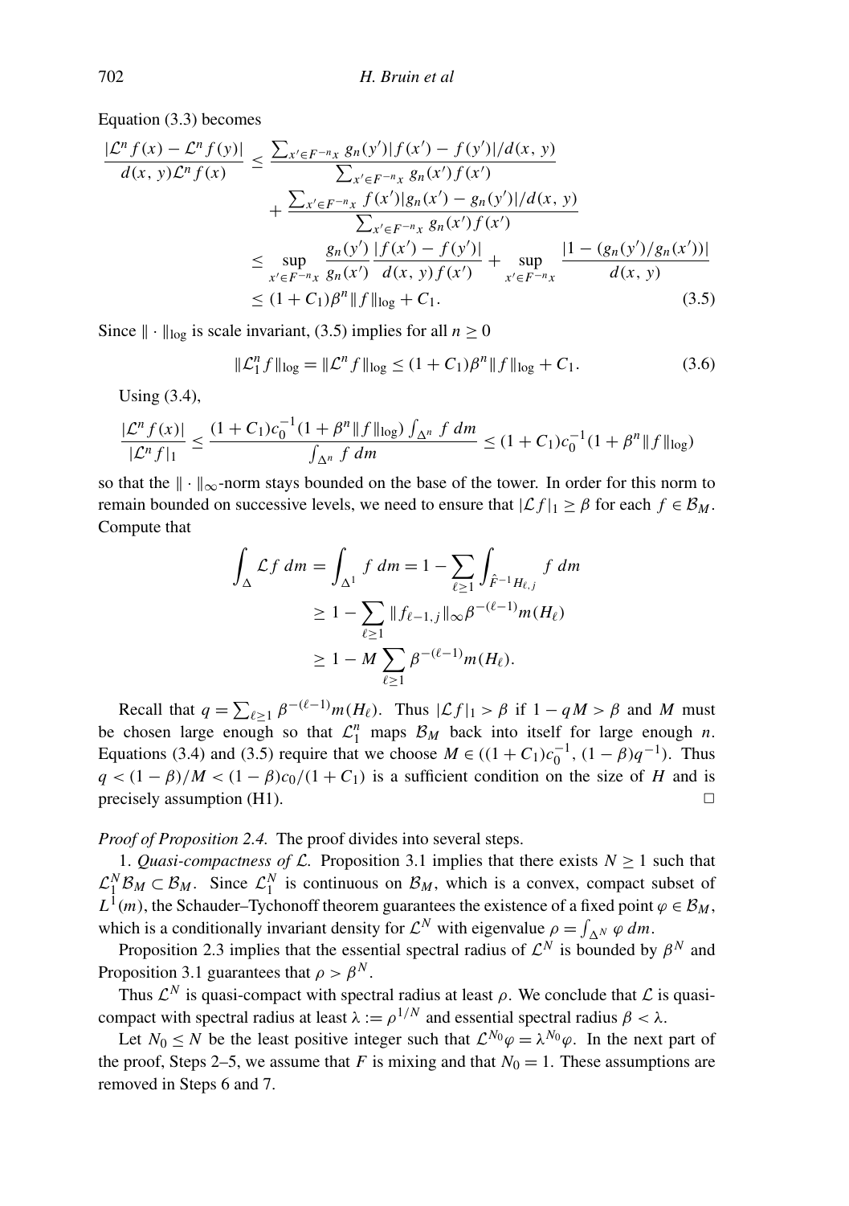Equation (3.3) becomes

$$\frac{|\mathcal{L}^n f(x) - \mathcal{L}^n f(y)|}{d(x, y)\mathcal{L}^n f(x)} \leq \frac{\sum_{x' \in F^{-n}x} g_n(y')|f(x') - f(y')|/d(x, y)}{\sum_{x' \in F^{-n}x} g_n(x') f(x')}$$
$$+ \frac{\sum_{x' \in F^{-n}x} f(x')|g_n(x') - g_n(y')|/d(x, y)}{\sum_{x' \in F^{-n}x} g_n(x') f(x')}$$
$$\leq \sup_{x' \in F^{-n}x} \frac{g_n(y')}{g_n(x')} \frac{|f(x') - f(y')|}{d(x, y) f(x')} + \sup_{x' \in F^{-n}x} \frac{|1 - (g_n(y')/g_n(x'))|}{d(x, y)}$$
$$\leq (1 + C_1)\beta^n \|f\|_{\log} + C_1. \tag{3.5}$$

Since $\|\cdot\|_{\log}$ is scale invariant, (3.5) implies for all $n \geq 0$

$$\|\mathcal{L}_1^n f\|_{\log} = \|\mathcal{L}^n f\|_{\log} \leq (1 + C_1)\beta^n \|f\|_{\log} + C_1. \tag{3.6}$$

Using (3.4),

$$\frac{|\mathcal{L}^n f(x)|}{|\mathcal{L}^n f|_1} \leq \frac{(1 + C_1)c_0^{-1}(1 + \beta^n \|f\|_{\log}) \int_{\Delta^n} f \, dm}{\int_{\Delta^n} f \, dm} \leq (1 + C_1)c_0^{-1}(1 + \beta^n \|f\|_{\log})$$

so that the $\|\cdot\|_\infty$-norm stays bounded on the base of the tower. In order for this norm to remain bounded on successive levels, we need to ensure that $|\mathcal{L}f|_1 \geq \beta$ for each $f \in \mathcal{B}_M$. Compute that

$$\int_\Delta \mathcal{L} f \, dm = \int_{\Delta^1} f \, dm = 1 - \sum_{\ell \geq 1} \int_{\hat{F}^{-1} H_{\ell, j}} f \, dm$$
$$\geq 1 - \sum_{\ell \geq 1} \|f_{\ell - 1, j}\|_\infty \beta^{-(\ell - 1)} m(H_\ell)$$
$$\geq 1 - M \sum_{\ell \geq 1} \beta^{-(\ell - 1)} m(H_\ell).$$

Recall that $q = \sum_{\ell \geq 1} \beta^{-(\ell-1)} m(H_\ell)$. Thus $|\mathcal{L}f|_1 > \beta$ if $1 - qM > \beta$ and $M$ must be chosen large enough so that $\mathcal{L}_1^n$ maps $\mathcal{B}_M$ back into itself for large enough $n$. Equations (3.4) and (3.5) require that we choose $M \in ((1 + C_1)c_0^{-1}, (1 - \beta)q^{-1})$. Thus $q < (1 - \beta)/M < (1 - \beta)c_0/(1 + C_1)$ is a sufficient condition on the size of $H$ and is precisely assumption (H1). $\square$

*Proof of Proposition 2.4.* The proof divides into several steps.

1. *Quasi-compactness of $\mathcal{L}$.* Proposition 3.1 implies that there exists $N \geq 1$ such that $\mathcal{L}_1^N \mathcal{B}_M \subset \mathcal{B}_M$. Since $\mathcal{L}_1^N$ is continuous on $\mathcal{B}_M$, which is a convex, compact subset of $L^1(m)$, the Schauder–Tychonoff theorem guarantees the existence of a fixed point $\varphi \in \mathcal{B}_M$, which is a conditionally invariant density for $\mathcal{L}^N$ with eigenvalue $\rho = \int_{\Delta^N} \varphi \, dm$.

Proposition 2.3 implies that the essential spectral radius of $\mathcal{L}^N$ is bounded by $\beta^N$ and Proposition 3.1 guarantees that $\rho > \beta^N$.

Thus $\mathcal{L}^N$ is quasi-compact with spectral radius at least $\rho$. We conclude that $\mathcal{L}$ is quasi-compact with spectral radius at least $\lambda := \rho^{1/N}$ and essential spectral radius $\beta < \lambda$.

Let $N_0 \leq N$ be the least positive integer such that $\mathcal{L}^{N_0}\varphi = \lambda^{N_0}\varphi$. In the next part of the proof, Steps 2–5, we assume that $F$ is mixing and that $N_0 = 1$. These assumptions are removed in Steps 6 and 7.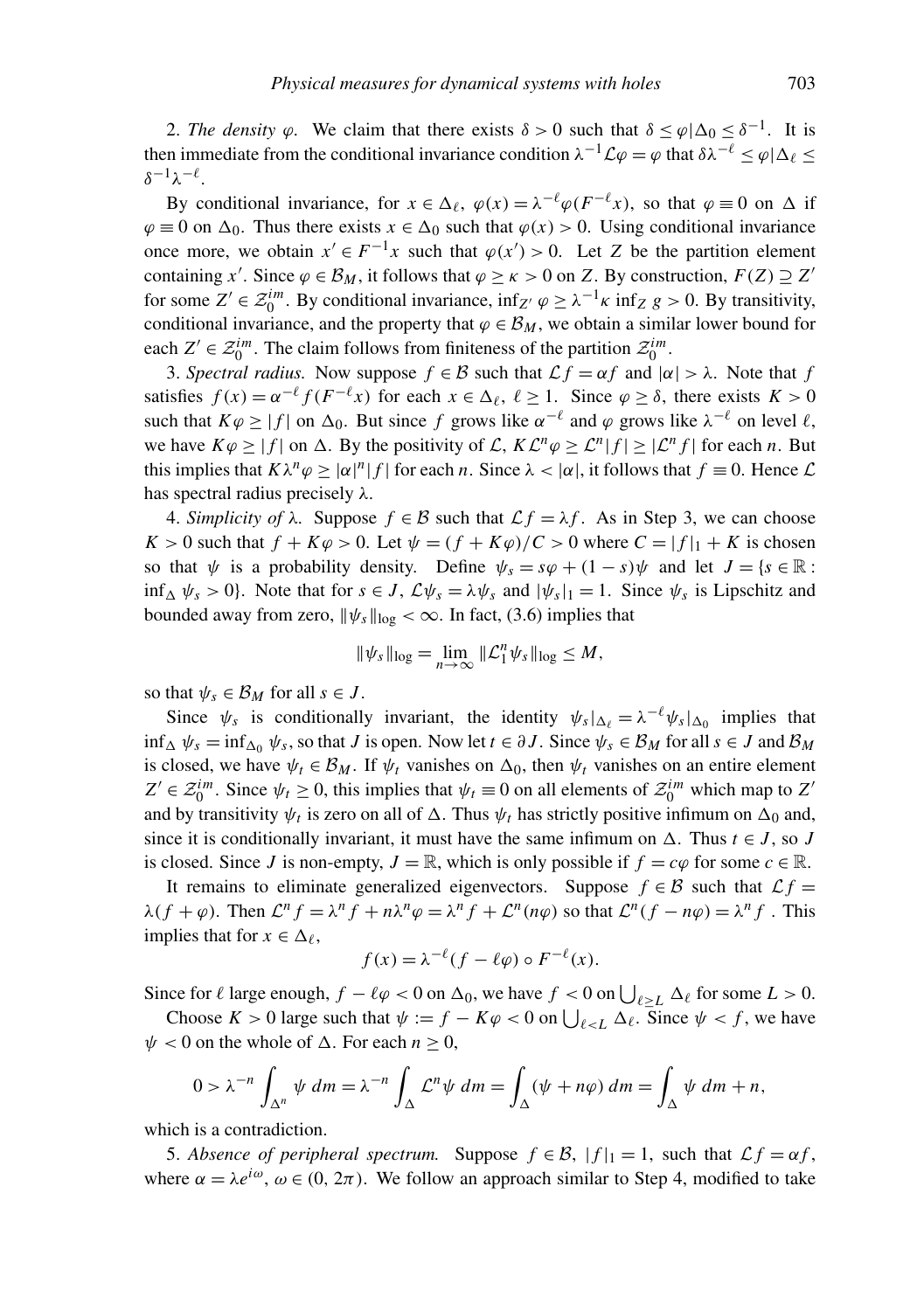2. *The density* $\varphi$. We claim that there exists $\delta > 0$ such that $\delta \leq \varphi|\Delta_0 \leq \delta^{-1}$. It is then immediate from the conditional invariance condition $\lambda^{-1}\mathcal{L}\varphi = \varphi$ that $\delta\lambda^{-\ell} \leq \varphi|\Delta_\ell \leq \delta^{-1}\lambda^{-\ell}$.

By conditional invariance, for $x \in \Delta_\ell$, $\varphi(x) = \lambda^{-\ell}\varphi(F^{-\ell}x)$, so that $\varphi \equiv 0$ on $\Delta$ if $\varphi \equiv 0$ on $\Delta_0$. Thus there exists $x \in \Delta_0$ such that $\varphi(x) > 0$. Using conditional invariance once more, we obtain $x' \in F^{-1}x$ such that $\varphi(x') > 0$. Let $Z$ be the partition element containing $x'$. Since $\varphi \in \mathcal{B}_M$, it follows that $\varphi \geq \kappa > 0$ on $Z$. By construction, $F(Z) \supseteq Z'$ for some $Z' \in \mathcal{Z}_0^{im}$. By conditional invariance, $\inf_{Z'} \varphi \geq \lambda^{-1}\kappa \inf_Z g > 0$. By transitivity, conditional invariance, and the property that $\varphi \in \mathcal{B}_M$, we obtain a similar lower bound for each $Z' \in \mathcal{Z}_0^{im}$. The claim follows from finiteness of the partition $\mathcal{Z}_0^{im}$.

3. *Spectral radius.* Now suppose $f \in \mathcal{B}$ such that $\mathcal{L}f = \alpha f$ and $|\alpha| > \lambda$. Note that $f$ satisfies $f(x) = \alpha^{-\ell} f(F^{-\ell}x)$ for each $x \in \Delta_\ell$, $\ell \geq 1$. Since $\varphi \geq \delta$, there exists $K > 0$ such that $K\varphi \geq |f|$ on $\Delta_0$. But since $f$ grows like $\alpha^{-\ell}$ and $\varphi$ grows like $\lambda^{-\ell}$ on level $\ell$, we have $K\varphi \geq |f|$ on $\Delta$. By the positivity of $\mathcal{L}$, $K\mathcal{L}^n\varphi \geq \mathcal{L}^n|f| \geq |\mathcal{L}^n f|$ for each $n$. But this implies that $K\lambda^n\varphi \geq |\alpha|^n|f|$ for each $n$. Since $\lambda < |\alpha|$, it follows that $f \equiv 0$. Hence $\mathcal{L}$ has spectral radius precisely $\lambda$.

4. *Simplicity of* $\lambda$. Suppose $f \in \mathcal{B}$ such that $\mathcal{L}f = \lambda f$. As in Step 3, we can choose $K > 0$ such that $f + K\varphi > 0$. Let $\psi = (f + K\varphi)/C > 0$ where $C = |f|_1 + K$ is chosen so that $\psi$ is a probability density. Define $\psi_s = s\varphi + (1 - s)\psi$ and let $J = \{s \in \mathbb{R} : \inf_\Delta \psi_s > 0\}$. Note that for $s \in J$, $\mathcal{L}\psi_s = \lambda\psi_s$ and $|\psi_s|_1 = 1$. Since $\psi_s$ is Lipschitz and bounded away from zero, $\|\psi_s\|_{\log} < \infty$. In fact, (3.6) implies that

$$\|\psi_s\|_{\log} = \lim_{n\to\infty} \|\mathcal{L}_1^n \psi_s\|_{\log} \leq M,$$

so that $\psi_s \in \mathcal{B}_M$ for all $s \in J$.

Since $\psi_s$ is conditionally invariant, the identity $\psi_s|_{\Delta_\ell} = \lambda^{-\ell}\psi_s|_{\Delta_0}$ implies that $\inf_\Delta \psi_s = \inf_{\Delta_0} \psi_s$, so that $J$ is open. Now let $t \in \partial J$. Since $\psi_s \in \mathcal{B}_M$ for all $s \in J$ and $\mathcal{B}_M$ is closed, we have $\psi_t \in \mathcal{B}_M$. If $\psi_t$ vanishes on $\Delta_0$, then $\psi_t$ vanishes on an entire element $Z' \in \mathcal{Z}_0^{im}$. Since $\psi_t \geq 0$, this implies that $\psi_t \equiv 0$ on all elements of $\mathcal{Z}_0^{im}$ which map to $Z'$ and by transitivity $\psi_t$ is zero on all of $\Delta$. Thus $\psi_t$ has strictly positive infimum on $\Delta_0$ and, since it is conditionally invariant, it must have the same infimum on $\Delta$. Thus $t \in J$, so $J$ is closed. Since $J$ is non-empty, $J = \mathbb{R}$, which is only possible if $f = c\varphi$ for some $c \in \mathbb{R}$.

It remains to eliminate generalized eigenvectors. Suppose $f \in \mathcal{B}$ such that $\mathcal{L}f = \lambda(f + \varphi)$. Then $\mathcal{L}^n f = \lambda^n f + n\lambda^n\varphi = \lambda^n f + \mathcal{L}^n(n\varphi)$ so that $\mathcal{L}^n(f - n\varphi) = \lambda^n f$. This implies that for $x \in \Delta_\ell$,

$$f(x) = \lambda^{-\ell}(f - \ell\varphi) \circ F^{-\ell}(x).$$

Since for $\ell$ large enough, $f - \ell\varphi < 0$ on $\Delta_0$, we have $f < 0$ on $\bigcup_{\ell \geq L} \Delta_\ell$ for some $L > 0$.

Choose $K > 0$ large such that $\psi := f - K\varphi < 0$ on $\bigcup_{\ell < L} \Delta_\ell$. Since $\psi < f$, we have $\psi < 0$ on the whole of $\Delta$. For each $n \geq 0$,

$$0 > \lambda^{-n} \int_{\Delta^n} \psi \, dm = \lambda^{-n} \int_\Delta \mathcal{L}^n \psi \, dm = \int_\Delta (\psi + n\varphi) \, dm = \int_\Delta \psi \, dm + n,$$

which is a contradiction.

5. *Absence of peripheral spectrum.* Suppose $f \in \mathcal{B}$, $|f|_1 = 1$, such that $\mathcal{L}f = \alpha f$, where $\alpha = \lambda e^{i\omega}$, $\omega \in (0, 2\pi)$. We follow an approach similar to Step 4, modified to take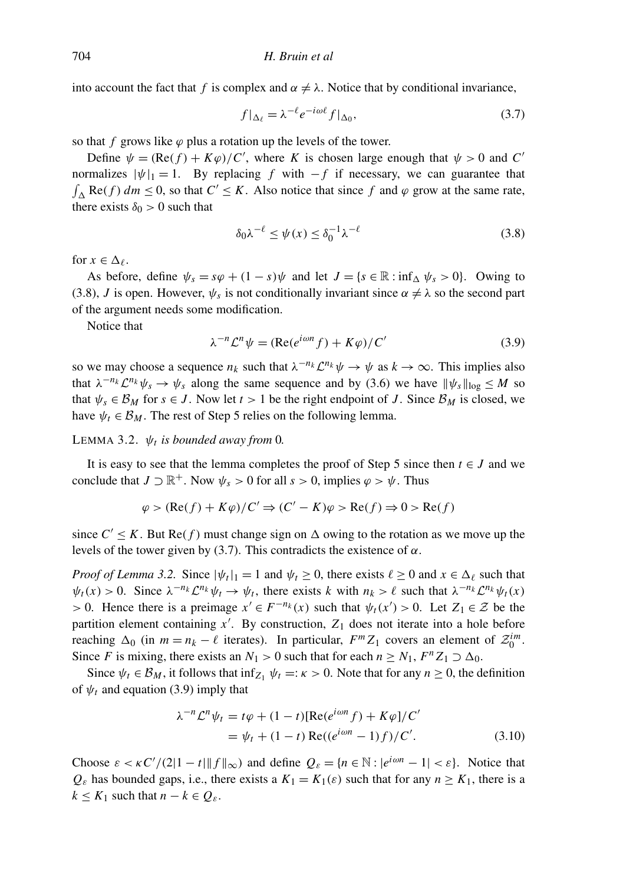into account the fact that $f$ is complex and $\alpha \neq \lambda$. Notice that by conditional invariance,

$$f|_{\Delta_\ell} = \lambda^{-\ell} e^{-i\omega\ell} f|_{\Delta_0}, \tag{3.7}$$

so that $f$ grows like $\varphi$ plus a rotation up the levels of the tower.

Define $\psi = (\mathrm{Re}(f) + K\varphi)/C'$, where $K$ is chosen large enough that $\psi > 0$ and $C'$ normalizes $|\psi|_1 = 1$. By replacing $f$ with $-f$ if necessary, we can guarantee that $\int_\Delta \mathrm{Re}(f)\, dm \le 0$, so that $C' \le K$. Also notice that since $f$ and $\varphi$ grow at the same rate, there exists $\delta_0 > 0$ such that

$$\delta_0 \lambda^{-\ell} \le \psi(x) \le \delta_0^{-1} \lambda^{-\ell} \tag{3.8}$$

for $x \in \Delta_\ell$.

As before, define $\psi_s = s\varphi + (1-s)\psi$ and let $J = \{s \in \mathbb{R} : \inf_\Delta \psi_s > 0\}$. Owing to (3.8), $J$ is open. However, $\psi_s$ is not conditionally invariant since $\alpha \neq \lambda$ so the second part of the argument needs some modification.

Notice that

$$\lambda^{-n}\mathcal{L}^n \psi = (\mathrm{Re}(e^{i\omega n} f) + K\varphi)/C' \tag{3.9}$$

so we may choose a sequence $n_k$ such that $\lambda^{-n_k}\mathcal{L}^{n_k}\psi \to \psi$ as $k \to \infty$. This implies also that $\lambda^{-n_k}\mathcal{L}^{n_k}\psi_s \to \psi_s$ along the same sequence and by (3.6) we have $\|\psi_s\|_{\log} \le M$ so that $\psi_s \in \mathcal{B}_M$ for $s \in J$. Now let $t > 1$ be the right endpoint of $J$. Since $\mathcal{B}_M$ is closed, we have $\psi_t \in \mathcal{B}_M$. The rest of Step 5 relies on the following lemma.

LEMMA 3.2. *$\psi_t$ is bounded away from 0.*

It is easy to see that the lemma completes the proof of Step 5 since then $t \in J$ and we conclude that $J \supset \mathbb{R}^+$. Now $\psi_s > 0$ for all $s > 0$, implies $\varphi > \psi$. Thus

$$\varphi > (\mathrm{Re}(f) + K\varphi)/C' \Rightarrow (C' - K)\varphi > \mathrm{Re}(f) \Rightarrow 0 > \mathrm{Re}(f)$$

since $C' \le K$. But $\mathrm{Re}(f)$ must change sign on $\Delta$ owing to the rotation as we move up the levels of the tower given by (3.7). This contradicts the existence of $\alpha$.

*Proof of Lemma 3.2.* Since $|\psi_t|_1 = 1$ and $\psi_t \ge 0$, there exists $\ell \ge 0$ and $x \in \Delta_\ell$ such that $\psi_t(x) > 0$. Since $\lambda^{-n_k}\mathcal{L}^{n_k}\psi_t \to \psi_t$, there exists $k$ with $n_k > \ell$ such that $\lambda^{-n_k}\mathcal{L}^{n_k}\psi_t(x) > 0$. Hence there is a preimage $x' \in F^{-n_k}(x)$ such that $\psi_t(x') > 0$. Let $Z_1 \in \mathcal{Z}$ be the partition element containing $x'$. By construction, $Z_1$ does not iterate into a hole before reaching $\Delta_0$ (in $m = n_k - \ell$ iterates). In particular, $F^m Z_1$ covers an element of $\mathcal{Z}_0^{im}$. Since $F$ is mixing, there exists an $N_1 > 0$ such that for each $n \ge N_1$, $F^n Z_1 \supset \Delta_0$.

Since $\psi_t \in \mathcal{B}_M$, it follows that $\inf_{Z_1} \psi_t =: \kappa > 0$. Note that for any $n \ge 0$, the definition of $\psi_t$ and equation (3.9) imply that

$$\begin{aligned} \lambda^{-n}\mathcal{L}^n \psi_t &= t\varphi + (1-t)[\mathrm{Re}(e^{i\omega n} f) + K\varphi]/C' \\ &= \psi_t + (1-t)\,\mathrm{Re}((e^{i\omega n} - 1)f)/C'. \end{aligned} \tag{3.10}$$

Choose $\varepsilon < \kappa C'/(2|1-t|\|f\|_\infty)$ and define $Q_\varepsilon = \{n \in \mathbb{N} : |e^{i\omega n} - 1| < \varepsilon\}$. Notice that $Q_\varepsilon$ has bounded gaps, i.e., there exists a $K_1 = K_1(\varepsilon)$ such that for any $n \ge K_1$, there is a $k \le K_1$ such that $n - k \in Q_\varepsilon$.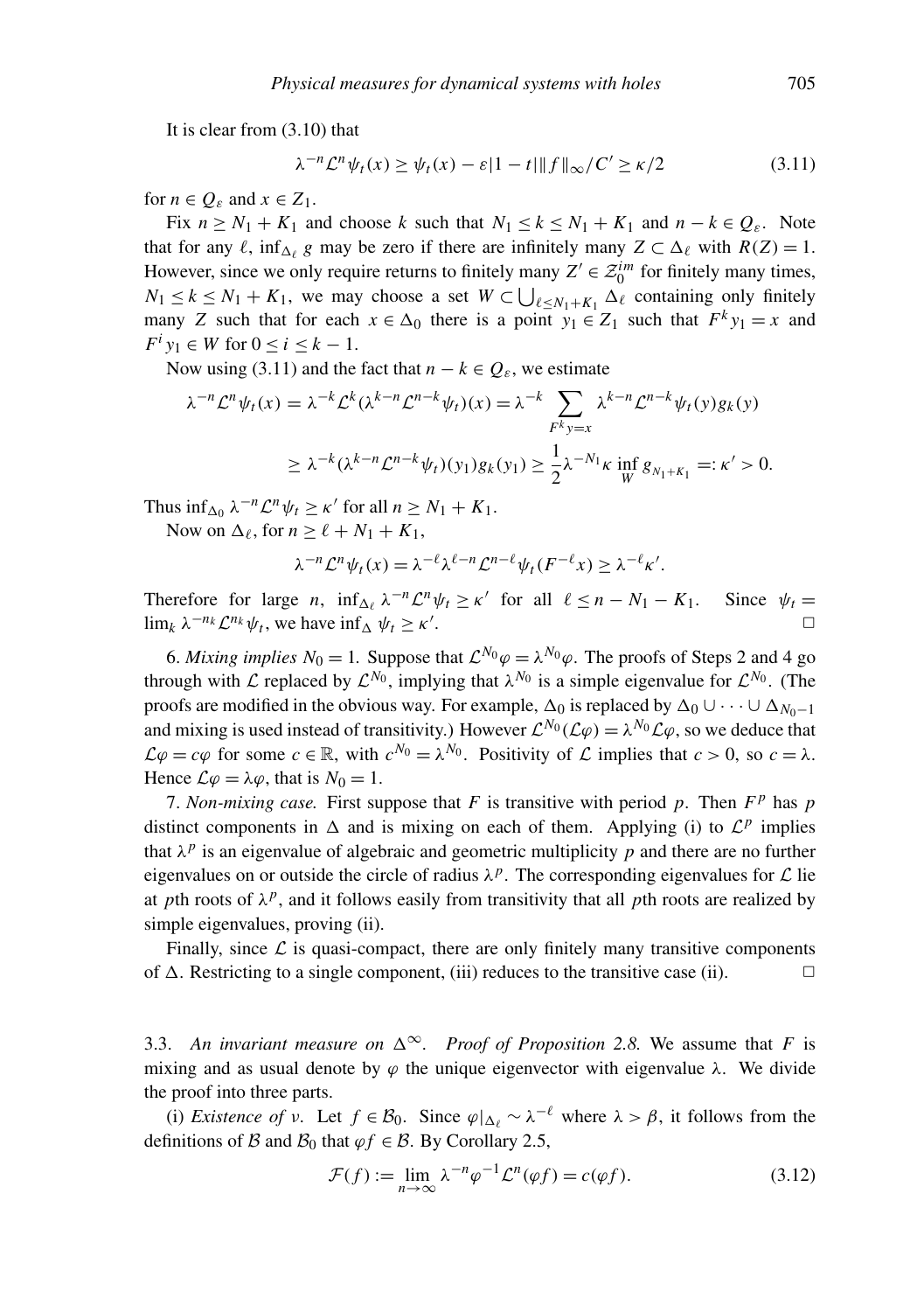It is clear from (3.10) that

$$\lambda^{-n}\mathcal{L}^n\psi_t(x) \geq \psi_t(x) - \varepsilon|1-t|\|f\|_\infty/C' \geq \kappa/2 \tag{3.11}$$

for $n \in Q_\varepsilon$ and $x \in Z_1$.

Fix $n \geq N_1 + K_1$ and choose $k$ such that $N_1 \leq k \leq N_1 + K_1$ and $n - k \in Q_\varepsilon$. Note that for any $\ell$, $\inf_{\Delta_\ell} g$ may be zero if there are infinitely many $Z \subset \Delta_\ell$ with $R(Z) = 1$. However, since we only require returns to finitely many $Z' \in \mathcal{Z}_0^{im}$ for finitely many times, $N_1 \leq k \leq N_1 + K_1$, we may choose a set $W \subset \bigcup_{\ell \leq N_1+K_1} \Delta_\ell$ containing only finitely many $Z$ such that for each $x \in \Delta_0$ there is a point $y_1 \in Z_1$ such that $F^k y_1 = x$ and $F^i y_1 \in W$ for $0 \leq i \leq k-1$.

Now using (3.11) and the fact that $n - k \in Q_\varepsilon$, we estimate

$$\begin{aligned}
\lambda^{-n}\mathcal{L}^n\psi_t(x) &= \lambda^{-k}\mathcal{L}^k(\lambda^{k-n}\mathcal{L}^{n-k}\psi_t)(x) = \lambda^{-k}\sum_{F^k y = x}\lambda^{k-n}\mathcal{L}^{n-k}\psi_t(y)g_k(y) \\
&\geq \lambda^{-k}(\lambda^{k-n}\mathcal{L}^{n-k}\psi_t)(y_1)g_k(y_1) \geq \frac{1}{2}\lambda^{-N_1}\kappa \inf_W g_{N_1+K_1} =: \kappa' > 0.
\end{aligned}$$

Thus $\inf_{\Delta_0}\lambda^{-n}\mathcal{L}^n\psi_t \geq \kappa'$ for all $n \geq N_1 + K_1$.

Now on $\Delta_\ell$, for $n \geq \ell + N_1 + K_1$,

$$\lambda^{-n}\mathcal{L}^n\psi_t(x) = \lambda^{-\ell}\lambda^{\ell-n}\mathcal{L}^{n-\ell}\psi_t(F^{-\ell}x) \geq \lambda^{-\ell}\kappa'.$$

Therefore for large $n$, $\inf_{\Delta_\ell}\lambda^{-n}\mathcal{L}^n\psi_t \geq \kappa'$ for all $\ell \leq n - N_1 - K_1$. Since $\psi_t = \lim_k \lambda^{-n_k}\mathcal{L}^{n_k}\psi_t$, we have $\inf_\Delta \psi_t \geq \kappa'$. □

6. *Mixing implies $N_0 = 1$.* Suppose that $\mathcal{L}^{N_0}\varphi = \lambda^{N_0}\varphi$. The proofs of Steps 2 and 4 go through with $\mathcal{L}$ replaced by $\mathcal{L}^{N_0}$, implying that $\lambda^{N_0}$ is a simple eigenvalue for $\mathcal{L}^{N_0}$. (The proofs are modified in the obvious way. For example, $\Delta_0$ is replaced by $\Delta_0 \cup \cdots \cup \Delta_{N_0-1}$ and mixing is used instead of transitivity.) However $\mathcal{L}^{N_0}(\mathcal{L}\varphi) = \lambda^{N_0}\mathcal{L}\varphi$, so we deduce that $\mathcal{L}\varphi = c\varphi$ for some $c \in \mathbb{R}$, with $c^{N_0} = \lambda^{N_0}$. Positivity of $\mathcal{L}$ implies that $c > 0$, so $c = \lambda$. Hence $\mathcal{L}\varphi = \lambda\varphi$, that is $N_0 = 1$.

7. *Non-mixing case.* First suppose that $F$ is transitive with period $p$. Then $F^p$ has $p$ distinct components in $\Delta$ and is mixing on each of them. Applying (i) to $\mathcal{L}^p$ implies that $\lambda^p$ is an eigenvalue of algebraic and geometric multiplicity $p$ and there are no further eigenvalues on or outside the circle of radius $\lambda^p$. The corresponding eigenvalues for $\mathcal{L}$ lie at $p$th roots of $\lambda^p$, and it follows easily from transitivity that all $p$th roots are realized by simple eigenvalues, proving (ii).

Finally, since $\mathcal{L}$ is quasi-compact, there are only finitely many transitive components of $\Delta$. Restricting to a single component, (iii) reduces to the transitive case (ii). □

3.3. *An invariant measure on $\Delta^\infty$.* *Proof of Proposition 2.8.* We assume that $F$ is mixing and as usual denote by $\varphi$ the unique eigenvector with eigenvalue $\lambda$. We divide the proof into three parts.

(i) *Existence of $\nu$.* Let $f \in \mathcal{B}_0$. Since $\varphi|_{\Delta_\ell} \sim \lambda^{-\ell}$ where $\lambda > \beta$, it follows from the definitions of $\mathcal{B}$ and $\mathcal{B}_0$ that $\varphi f \in \mathcal{B}$. By Corollary 2.5,

$$\mathcal{F}(f) := \lim_{n\to\infty}\lambda^{-n}\varphi^{-1}\mathcal{L}^n(\varphi f) = c(\varphi f). \tag{3.12}$$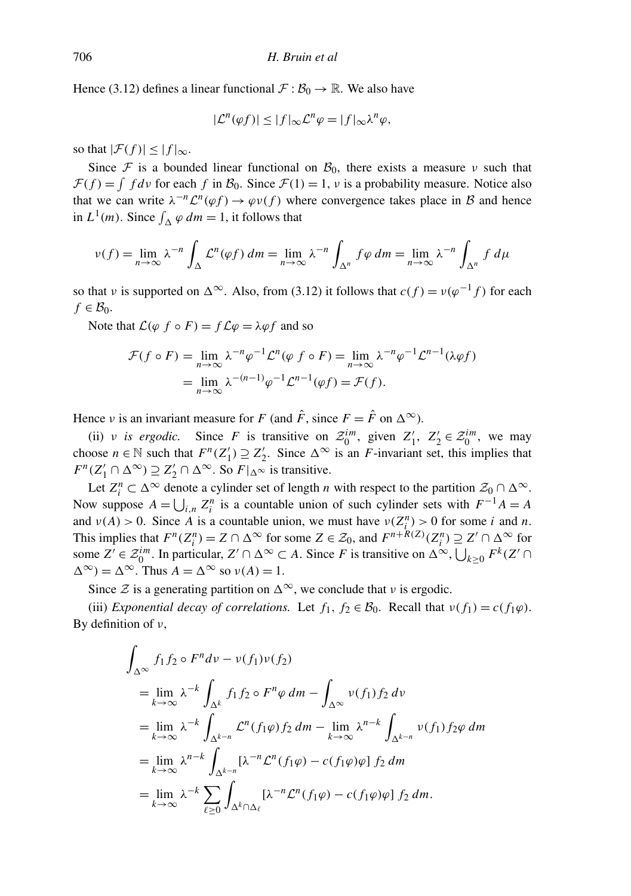Hence (3.12) defines a linear functional $\mathcal{F} : \mathcal{B}_0 \to \mathbb{R}$. We also have

$$|\mathcal{L}^n(\varphi f)| \leq |f|_\infty \mathcal{L}^n \varphi = |f|_\infty \lambda^n \varphi,$$

so that $|\mathcal{F}(f)| \leq |f|_\infty$.

Since $\mathcal{F}$ is a bounded linear functional on $\mathcal{B}_0$, there exists a measure $\nu$ such that $\mathcal{F}(f) = \int f \, d\nu$ for each $f$ in $\mathcal{B}_0$. Since $\mathcal{F}(1) = 1$, $\nu$ is a probability measure. Notice also that we can write $\lambda^{-n}\mathcal{L}^n(\varphi f) \to \varphi \nu(f)$ where convergence takes place in $\mathcal{B}$ and hence in $L^1(m)$. Since $\int_\Delta \varphi \, dm = 1$, it follows that

$$\nu(f) = \lim_{n\to\infty} \lambda^{-n} \int_\Delta \mathcal{L}^n(\varphi f) \, dm = \lim_{n\to\infty} \lambda^{-n} \int_{\Delta^n} f \varphi \, dm = \lim_{n\to\infty} \lambda^{-n} \int_{\Delta^n} f \, d\mu$$

so that $\nu$ is supported on $\Delta^\infty$. Also, from (3.12) it follows that $c(f) = \nu(\varphi^{-1} f)$ for each $f \in \mathcal{B}_0$.

Note that $\mathcal{L}(\varphi \, f \circ F) = f \mathcal{L}\varphi = \lambda \varphi f$ and so

$$\begin{aligned}
\mathcal{F}(f \circ F) &= \lim_{n\to\infty} \lambda^{-n} \varphi^{-1} \mathcal{L}^n(\varphi \, f \circ F) = \lim_{n\to\infty} \lambda^{-n} \varphi^{-1} \mathcal{L}^{n-1}(\lambda \varphi f) \\
&= \lim_{n\to\infty} \lambda^{-(n-1)} \varphi^{-1} \mathcal{L}^{n-1}(\varphi f) = \mathcal{F}(f).
\end{aligned}$$

Hence $\nu$ is an invariant measure for $F$ (and $\hat{F}$, since $F = \hat{F}$ on $\Delta^\infty$).

(ii) *$\nu$ is ergodic.* Since $F$ is transitive on $\mathcal{Z}_0^{im}$, given $Z_1'$, $Z_2' \in \mathcal{Z}_0^{im}$, we may choose $n \in \mathbb{N}$ such that $F^n(Z_1') \supseteq Z_2'$. Since $\Delta^\infty$ is an $F$-invariant set, this implies that $F^n(Z_1' \cap \Delta^\infty) \supseteq Z_2' \cap \Delta^\infty$. So $F|_{\Delta^\infty}$ is transitive.

Let $Z_i^n \subset \Delta^\infty$ denote a cylinder set of length $n$ with respect to the partition $\mathcal{Z}_0 \cap \Delta^\infty$. Now suppose $A = \bigcup_{i,n} Z_i^n$ is a countable union of such cylinder sets with $F^{-1}A = A$ and $\nu(A) > 0$. Since $A$ is a countable union, we must have $\nu(Z_i^n) > 0$ for some $i$ and $n$. This implies that $F^n(Z_i^n) = Z \cap \Delta^\infty$ for some $Z \in \mathcal{Z}_0$, and $F^{n+R(Z)}(Z_i^n) \supseteq Z' \cap \Delta^\infty$ for some $Z' \in \mathcal{Z}_0^{im}$. In particular, $Z' \cap \Delta^\infty \subset A$. Since $F$ is transitive on $\Delta^\infty$, $\bigcup_{k\geq 0} F^k(Z' \cap \Delta^\infty) = \Delta^\infty$. Thus $A = \Delta^\infty$ so $\nu(A) = 1$.

Since $\mathcal{Z}$ is a generating partition on $\Delta^\infty$, we conclude that $\nu$ is ergodic.

(iii) *Exponential decay of correlations.* Let $f_1$, $f_2 \in \mathcal{B}_0$. Recall that $\nu(f_1) = c(f_1\varphi)$. By definition of $\nu$,

$$\begin{aligned}
&\int_{\Delta^\infty} f_1 f_2 \circ F^n d\nu - \nu(f_1)\nu(f_2) \\
&= \lim_{k\to\infty} \lambda^{-k} \int_{\Delta^k} f_1 f_2 \circ F^n \varphi \, dm - \int_{\Delta^\infty} \nu(f_1) f_2 \, d\nu \\
&= \lim_{k\to\infty} \lambda^{-k} \int_{\Delta^{k-n}} \mathcal{L}^n(f_1\varphi) f_2 \, dm - \lim_{k\to\infty} \lambda^{n-k} \int_{\Delta^{k-n}} \nu(f_1) f_2 \varphi \, dm \\
&= \lim_{k\to\infty} \lambda^{n-k} \int_{\Delta^{k-n}} [\lambda^{-n}\mathcal{L}^n(f_1\varphi) - c(f_1\varphi)\varphi] \, f_2 \, dm \\
&= \lim_{k\to\infty} \lambda^{-k} \sum_{\ell\geq 0} \int_{\Delta^k \cap \Delta_\ell} [\lambda^{-n}\mathcal{L}^n(f_1\varphi) - c(f_1\varphi)\varphi] \, f_2 \, dm.
\end{aligned}$$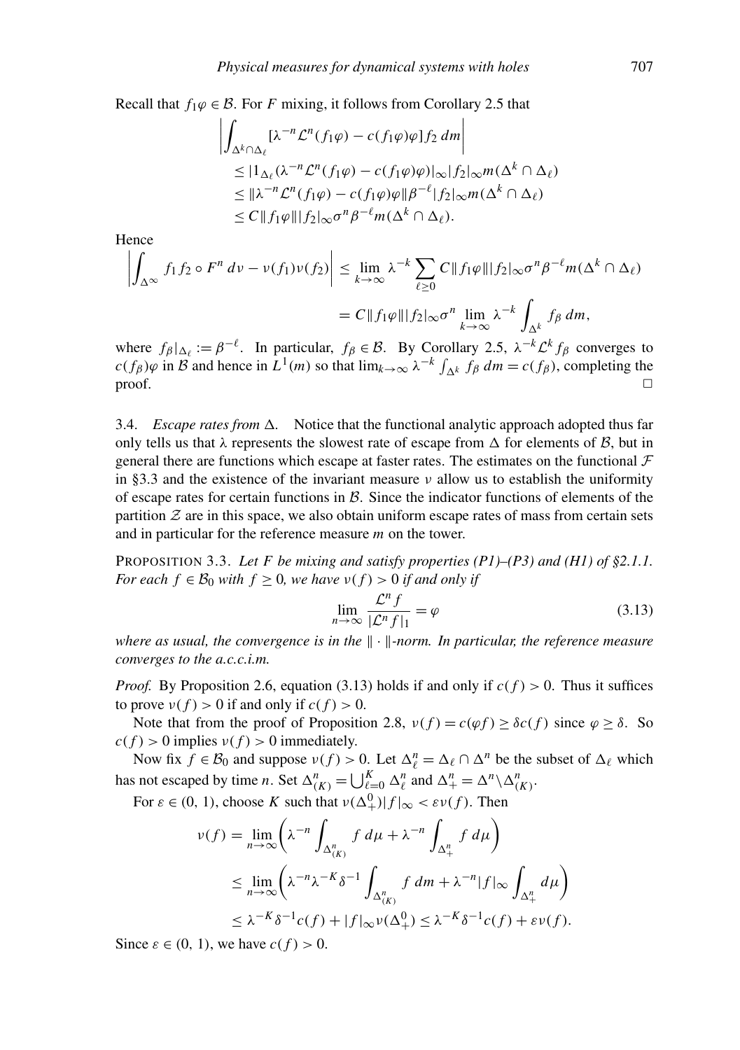Recall that $f_1\varphi \in \mathcal{B}$. For $F$ mixing, it follows from Corollary 2.5 that

$$
\begin{aligned}
&\left| \int_{\Delta^k \cap \Delta_\ell} [\lambda^{-n} \mathcal{L}^n (f_1 \varphi) - c(f_1 \varphi) \varphi] f_2 \, dm \right| \\
&\quad \leq |1_{\Delta_\ell} (\lambda^{-n} \mathcal{L}^n (f_1 \varphi) - c(f_1 \varphi)\varphi)|_\infty |f_2|_\infty m(\Delta^k \cap \Delta_\ell) \\
&\quad \leq \| \lambda^{-n} \mathcal{L}^n (f_1 \varphi) - c(f_1 \varphi) \varphi \| \beta^{-\ell} |f_2|_\infty m(\Delta^k \cap \Delta_\ell) \\
&\quad \leq C \| f_1 \varphi \| |f_2|_\infty \sigma^n \beta^{-\ell} m(\Delta^k \cap \Delta_\ell).
\end{aligned}
$$

Hence

$$
\begin{aligned}
\left| \int_{\Delta^\infty} f_1 f_2 \circ F^n \, d\nu - \nu(f_1)\nu(f_2) \right| &\leq \lim_{k \to \infty} \lambda^{-k} \sum_{\ell \geq 0} C \| f_1 \varphi \| |f_2|_\infty \sigma^n \beta^{-\ell} m(\Delta^k \cap \Delta_\ell) \\
&= C \| f_1 \varphi \| |f_2|_\infty \sigma^n \lim_{k \to \infty} \lambda^{-k} \int_{\Delta^k} f_\beta \, dm,
\end{aligned}
$$

where $f_\beta|_{\Delta_\ell} := \beta^{-\ell}$. In particular, $f_\beta \in \mathcal{B}$. By Corollary 2.5, $\lambda^{-k} \mathcal{L}^k f_\beta$ converges to $c(f_\beta)\varphi$ in $\mathcal{B}$ and hence in $L^1(m)$ so that $\lim_{k \to \infty} \lambda^{-k} \int_{\Delta^k} f_\beta \, dm = c(f_\beta)$, completing the proof. $\square$

3.4. *Escape rates from $\Delta$.* Notice that the functional analytic approach adopted thus far only tells us that $\lambda$ represents the slowest rate of escape from $\Delta$ for elements of $\mathcal{B}$, but in general there are functions which escape at faster rates. The estimates on the functional $\mathcal{F}$ in §3.3 and the existence of the invariant measure $\nu$ allow us to establish the uniformity of escape rates for certain functions in $\mathcal{B}$. Since the indicator functions of elements of the partition $\mathcal{Z}$ are in this space, we also obtain uniform escape rates of mass from certain sets and in particular for the reference measure $m$ on the tower.

PROPOSITION 3.3. *Let $F$ be mixing and satisfy properties (P1)–(P3) and (H1) of §2.1.1. For each $f \in \mathcal{B}_0$ with $f \geq 0$, we have $\nu(f) > 0$ if and only if*

$$
\lim_{n \to \infty} \frac{\mathcal{L}^n f}{|\mathcal{L}^n f|_1} = \varphi \tag{3.13}
$$

*where as usual, the convergence is in the $\| \cdot \|$-norm. In particular, the reference measure converges to the a.c.c.i.m.*

*Proof.* By Proposition 2.6, equation (3.13) holds if and only if $c(f) > 0$. Thus it suffices to prove $\nu(f) > 0$ if and only if $c(f) > 0$.

Note that from the proof of Proposition 2.8, $\nu(f) = c(\varphi f) \geq \delta c(f)$ since $\varphi \geq \delta$. So $c(f) > 0$ implies $\nu(f) > 0$ immediately.

Now fix $f \in \mathcal{B}_0$ and suppose $\nu(f) > 0$. Let $\Delta_\ell^n = \Delta_\ell \cap \Delta^n$ be the subset of $\Delta_\ell$ which has not escaped by time $n$. Set $\Delta_{(K)}^n = \bigcup_{\ell=0}^K \Delta_\ell^n$ and $\Delta_+^n = \Delta^n \backslash \Delta_{(K)}^n$.

For $\varepsilon \in (0, 1)$, choose $K$ such that $\nu(\Delta_+^0)|f|_\infty < \varepsilon \nu(f)$. Then

$$
\begin{aligned}
\nu(f) &= \lim_{n \to \infty} \left( \lambda^{-n} \int_{\Delta_{(K)}^n} f \, d\mu + \lambda^{-n} \int_{\Delta_+^n} f \, d\mu \right) \\
&\leq \lim_{n \to \infty} \left( \lambda^{-n} \lambda^{-K} \delta^{-1} \int_{\Delta_{(K)}^n} f \, dm + \lambda^{-n} |f|_\infty \int_{\Delta_+^n} d\mu \right) \\
&\leq \lambda^{-K} \delta^{-1} c(f) + |f|_\infty \nu(\Delta_+^0) \leq \lambda^{-K} \delta^{-1} c(f) + \varepsilon \nu(f).
\end{aligned}
$$

Since $\varepsilon \in (0, 1)$, we have $c(f) > 0$.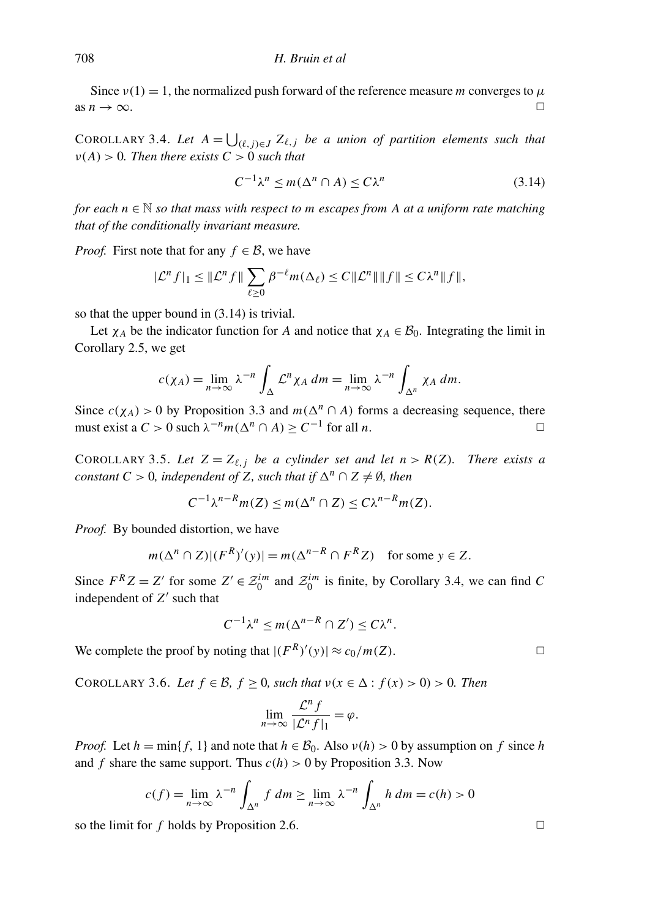Since $\nu(1) = 1$, the normalized push forward of the reference measure $m$ converges to $\mu$ as $n \to \infty$. □

COROLLARY 3.4. *Let $A = \bigcup_{(\ell,j)\in J} Z_{\ell,j}$ be a union of partition elements such that $\nu(A) > 0$. Then there exists $C > 0$ such that*

$$C^{-1}\lambda^n \le m(\Delta^n \cap A) \le C\lambda^n \tag{3.14}$$

*for each $n \in \mathbb{N}$ so that mass with respect to $m$ escapes from $A$ at a uniform rate matching that of the conditionally invariant measure.*

*Proof.* First note that for any $f \in \mathcal{B}$, we have

$$|\mathcal{L}^n f|_1 \le \|\mathcal{L}^n f\| \sum_{\ell \ge 0} \beta^{-\ell} m(\Delta_\ell) \le C\|\mathcal{L}^n\|\|f\| \le C\lambda^n \|f\|,$$

so that the upper bound in (3.14) is trivial.

Let $\chi_A$ be the indicator function for $A$ and notice that $\chi_A \in \mathcal{B}_0$. Integrating the limit in Corollary 2.5, we get

$$c(\chi_A) = \lim_{n\to\infty} \lambda^{-n} \int_\Delta \mathcal{L}^n \chi_A \, dm = \lim_{n\to\infty} \lambda^{-n} \int_{\Delta^n} \chi_A \, dm.$$

Since $c(\chi_A) > 0$ by Proposition 3.3 and $m(\Delta^n \cap A)$ forms a decreasing sequence, there must exist a $C > 0$ such $\lambda^{-n} m(\Delta^n \cap A) \ge C^{-1}$ for all $n$. □

COROLLARY 3.5. *Let $Z = Z_{\ell,j}$ be a cylinder set and let $n > R(Z)$. There exists a constant $C > 0$, independent of $Z$, such that if $\Delta^n \cap Z \ne \emptyset$, then*

$$C^{-1}\lambda^{n-R} m(Z) \le m(\Delta^n \cap Z) \le C\lambda^{n-R} m(Z).$$

*Proof.* By bounded distortion, we have

$$m(\Delta^n \cap Z)|(F^R)'(y)| = m(\Delta^{n-R} \cap F^R Z) \quad \text{for some } y \in Z.$$

Since $F^R Z = Z'$ for some $Z' \in \mathcal{Z}_0^{im}$ and $\mathcal{Z}_0^{im}$ is finite, by Corollary 3.4, we can find $C$ independent of $Z'$ such that

$$C^{-1}\lambda^n \le m(\Delta^{n-R} \cap Z') \le C\lambda^n.$$

We complete the proof by noting that $|(F^R)'(y)| \approx c_0/m(Z)$. □

COROLLARY 3.6. *Let $f \in \mathcal{B}$, $f \ge 0$, such that $\nu(x \in \Delta : f(x) > 0) > 0$. Then*

$$\lim_{n\to\infty} \frac{\mathcal{L}^n f}{|\mathcal{L}^n f|_1} = \varphi.$$

*Proof.* Let $h = \min\{f, 1\}$ and note that $h \in \mathcal{B}_0$. Also $\nu(h) > 0$ by assumption on $f$ since $h$ and $f$ share the same support. Thus $c(h) > 0$ by Proposition 3.3. Now

$$c(f) = \lim_{n\to\infty} \lambda^{-n} \int_{\Delta^n} f \, dm \ge \lim_{n\to\infty} \lambda^{-n} \int_{\Delta^n} h \, dm = c(h) > 0$$

so the limit for $f$ holds by Proposition 2.6. □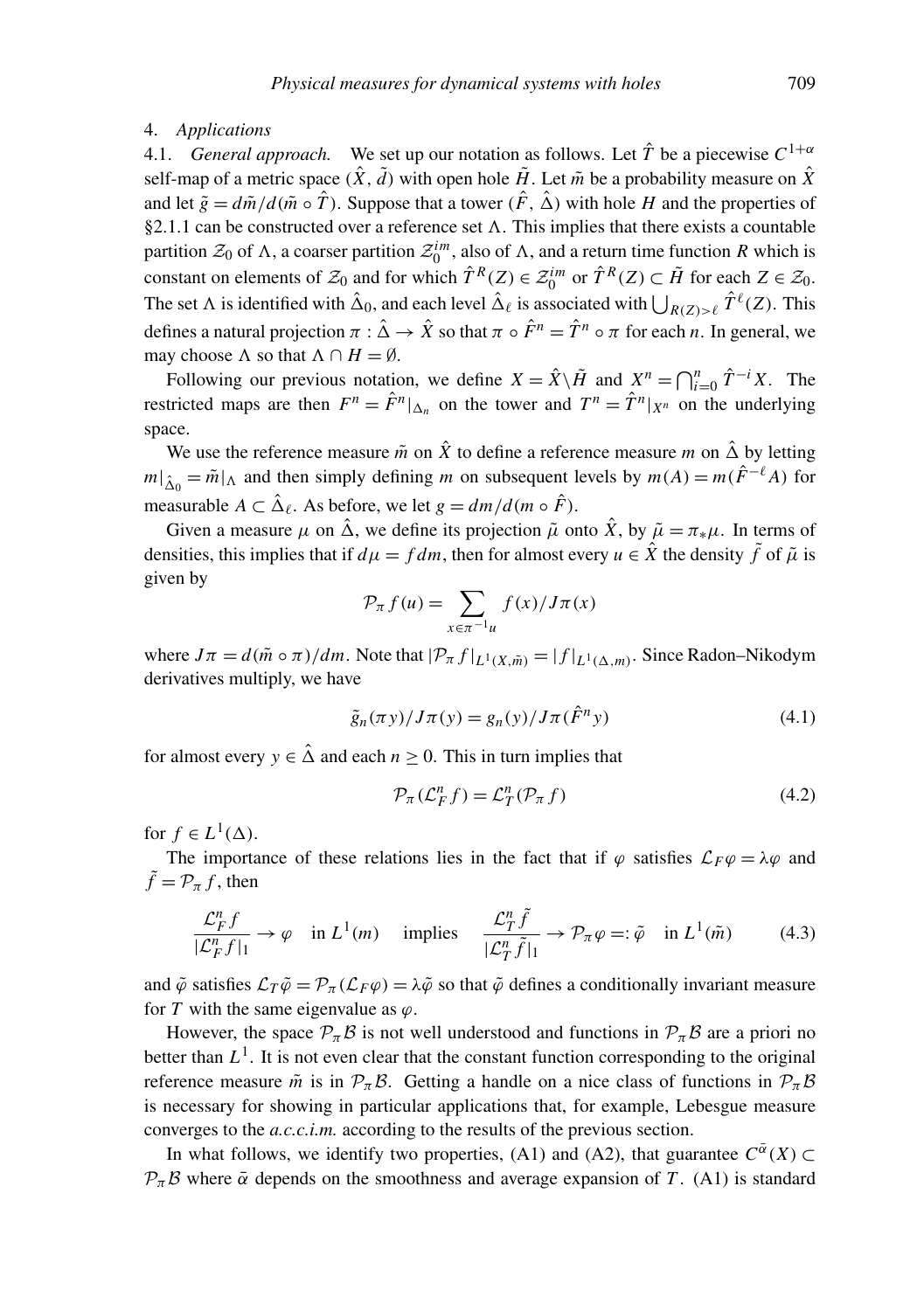## 4. *Applications*

4.1. *General approach.* We set up our notation as follows. Let $\hat{T}$ be a piecewise $C^{1+\alpha}$ self-map of a metric space $(\hat{X}, \tilde{d})$ with open hole $\tilde{H}$. Let $\tilde{m}$ be a probability measure on $\hat{X}$ and let $\tilde{g} = d\tilde{m}/d(\tilde{m} \circ \hat{T})$. Suppose that a tower $(\hat{F}, \hat{\Delta})$ with hole $H$ and the properties of §2.1.1 can be constructed over a reference set $\Lambda$. This implies that there exists a countable partition $\mathcal{Z}_0$ of $\Lambda$, a coarser partition $\mathcal{Z}_0^{im}$, also of $\Lambda$, and a return time function $R$ which is constant on elements of $\mathcal{Z}_0$ and for which $\hat{T}^R(Z) \in \mathcal{Z}_0^{im}$ or $\hat{T}^R(Z) \subset \tilde{H}$ for each $Z \in \mathcal{Z}_0$. The set $\Lambda$ is identified with $\hat{\Delta}_0$, and each level $\hat{\Delta}_\ell$ is associated with $\bigcup_{R(Z)>\ell} \hat{T}^\ell(Z)$. This defines a natural projection $\pi : \hat{\Delta} \to \hat{X}$ so that $\pi \circ \hat{F}^n = \hat{T}^n \circ \pi$ for each $n$. In general, we may choose $\Lambda$ so that $\Lambda \cap H = \emptyset$.

Following our previous notation, we define $X = \hat{X} \backslash \tilde{H}$ and $X^n = \bigcap_{i=0}^n \hat{T}^{-i} X$. The restricted maps are then $F^n = \hat{F}^n|_{\Delta_n}$ on the tower and $T^n = \hat{T}^n|_{X^n}$ on the underlying space.

We use the reference measure $\tilde{m}$ on $\hat{X}$ to define a reference measure $m$ on $\hat{\Delta}$ by letting $m|_{\hat{\Delta}_0} = \tilde{m}|_\Lambda$ and then simply defining $m$ on subsequent levels by $m(A) = m(\hat{F}^{-\ell} A)$ for measurable $A \subset \hat{\Delta}_\ell$. As before, we let $g = dm/d(m \circ \hat{F})$.

Given a measure $\mu$ on $\hat{\Delta}$, we define its projection $\tilde{\mu}$ onto $\hat{X}$, by $\tilde{\mu} = \pi_* \mu$. In terms of densities, this implies that if $d\mu = f dm$, then for almost every $u \in \hat{X}$ the density $\tilde{f}$ of $\tilde{\mu}$ is given by

$$\mathcal{P}_\pi f(u) = \sum_{x \in \pi^{-1} u} f(x)/J\pi(x)$$

where $J\pi = d(\tilde{m} \circ \pi)/dm$. Note that $|\mathcal{P}_\pi f|_{L^1(X, \tilde{m})} = |f|_{L^1(\Delta, m)}$. Since Radon–Nikodym derivatives multiply, we have

$$\tilde{g}_n(\pi y)/J\pi(y) = g_n(y)/J\pi(\hat{F}^n y) \tag{4.1}$$

for almost every $y \in \hat{\Delta}$ and each $n \geq 0$. This in turn implies that

$$\mathcal{P}_\pi(\mathcal{L}_F^n f) = \mathcal{L}_T^n(\mathcal{P}_\pi f) \tag{4.2}$$

for $f \in L^1(\Delta)$.

The importance of these relations lies in the fact that if $\varphi$ satisfies $\mathcal{L}_F \varphi = \lambda \varphi$ and $\tilde{f} = \mathcal{P}_\pi f$, then

$$\frac{\mathcal{L}_F^n f}{|\mathcal{L}_F^n f|_1} \to \varphi \quad \text{in } L^1(m) \quad \text{implies} \quad \frac{\mathcal{L}_T^n \tilde{f}}{|\mathcal{L}_T^n \tilde{f}|_1} \to \mathcal{P}_\pi \varphi =: \tilde{\varphi} \quad \text{in } L^1(\tilde{m}) \tag{4.3}$$

and $\tilde{\varphi}$ satisfies $\mathcal{L}_T \tilde{\varphi} = \mathcal{P}_\pi(\mathcal{L}_F \varphi) = \lambda \tilde{\varphi}$ so that $\tilde{\varphi}$ defines a conditionally invariant measure for $T$ with the same eigenvalue as $\varphi$.

However, the space $\mathcal{P}_\pi \mathcal{B}$ is not well understood and functions in $\mathcal{P}_\pi \mathcal{B}$ are a priori no better than $L^1$. It is not even clear that the constant function corresponding to the original reference measure $\tilde{m}$ is in $\mathcal{P}_\pi \mathcal{B}$. Getting a handle on a nice class of functions in $\mathcal{P}_\pi \mathcal{B}$ is necessary for showing in particular applications that, for example, Lebesgue measure converges to the *a.c.c.i.m.* according to the results of the previous section.

In what follows, we identify two properties, (A1) and (A2), that guarantee $C^{\bar{\alpha}}(X) \subset \mathcal{P}_\pi \mathcal{B}$ where $\bar{\alpha}$ depends on the smoothness and average expansion of $T$. (A1) is standard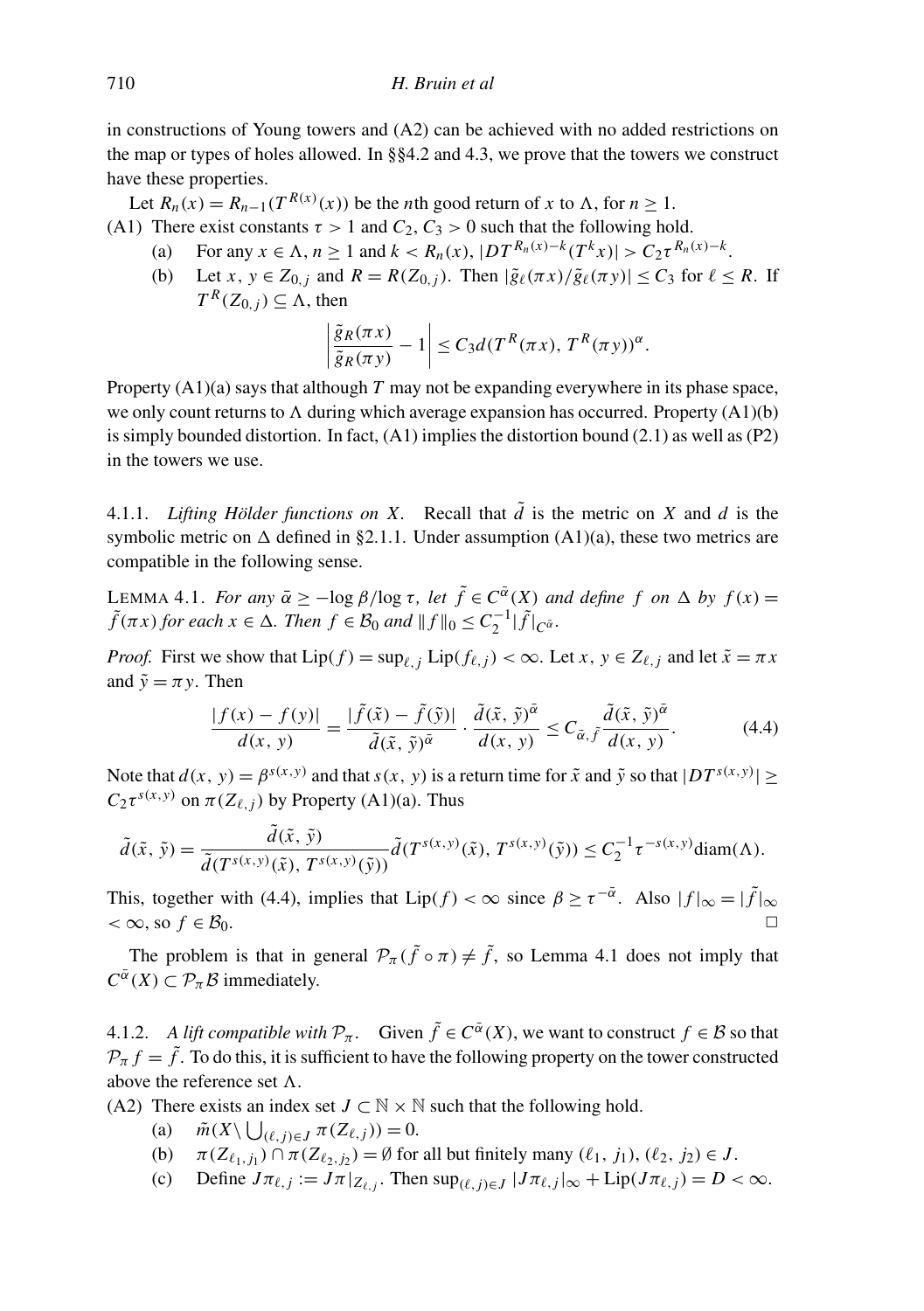in constructions of Young towers and (A2) can be achieved with no added restrictions on the map or types of holes allowed. In §§4.2 and 4.3, we prove that the towers we construct have these properties.

Let $R_n(x) = R_{n-1}(T^{R(x)}(x))$ be the $n$th good return of $x$ to $\Lambda$, for $n \geq 1$.

(A1) There exist constants $\tau > 1$ and $C_2, C_3 > 0$ such that the following hold.

- (a) For any $x \in \Lambda$, $n \geq 1$ and $k < R_n(x)$, $|DT^{R_n(x)-k}(T^k x)| > C_2 \tau^{R_n(x)-k}$.
- (b) Let $x, y \in Z_{0,j}$ and $R = R(Z_{0,j})$. Then $|\tilde{g}_\ell(\pi x)/\tilde{g}_\ell(\pi y)| \leq C_3$ for $\ell \leq R$. If $T^R(Z_{0,j}) \subseteq \Lambda$, then

$$\left| \frac{\tilde{g}_R(\pi x)}{\tilde{g}_R(\pi y)} - 1 \right| \leq C_3 d(T^R(\pi x), T^R(\pi y))^\alpha.$$

Property (A1)(a) says that although $T$ may not be expanding everywhere in its phase space, we only count returns to $\Lambda$ during which average expansion has occurred. Property (A1)(b) is simply bounded distortion. In fact, (A1) implies the distortion bound (2.1) as well as (P2) in the towers we use.

4.1.1. *Lifting Hölder functions on $X$.* Recall that $\tilde{d}$ is the metric on $X$ and $d$ is the symbolic metric on $\Delta$ defined in §2.1.1. Under assumption (A1)(a), these two metrics are compatible in the following sense.

LEMMA 4.1. *For any $\bar{\alpha} \geq -\log \beta / \log \tau$, let $\tilde{f} \in C^{\bar{\alpha}}(X)$ and define $f$ on $\Delta$ by $f(x) = \tilde{f}(\pi x)$ for each $x \in \Delta$. Then $f \in \mathcal{B}_0$ and $\|f\|_0 \leq C_2^{-1} |\tilde{f}|_{C^{\bar{\alpha}}}$.*

*Proof.* First we show that $\text{Lip}(f) = \sup_{\ell,j} \text{Lip}(f_{\ell,j}) < \infty$. Let $x, y \in Z_{\ell,j}$ and let $\tilde{x} = \pi x$ and $\tilde{y} = \pi y$. Then

$$\frac{|f(x) - f(y)|}{d(x, y)} = \frac{|\tilde{f}(\tilde{x}) - \tilde{f}(\tilde{y})|}{\tilde{d}(\tilde{x}, \tilde{y})^{\bar{\alpha}}} \cdot \frac{\tilde{d}(\tilde{x}, \tilde{y})^{\bar{\alpha}}}{d(x, y)} \leq C_{\bar{\alpha}, \tilde{f}} \frac{\tilde{d}(\tilde{x}, \tilde{y})^{\bar{\alpha}}}{d(x, y)}. \tag{4.4}$$

Note that $d(x, y) = \beta^{s(x,y)}$ and that $s(x, y)$ is a return time for $\tilde{x}$ and $\tilde{y}$ so that $|DT^{s(x,y)}| \geq C_2 \tau^{s(x,y)}$ on $\pi(Z_{\ell,j})$ by Property (A1)(a). Thus

$$\tilde{d}(\tilde{x}, \tilde{y}) = \frac{\tilde{d}(\tilde{x}, \tilde{y})}{\tilde{d}(T^{s(x,y)}(\tilde{x}), T^{s(x,y)}(\tilde{y}))} \tilde{d}(T^{s(x,y)}(\tilde{x}), T^{s(x,y)}(\tilde{y})) \leq C_2^{-1} \tau^{-s(x,y)} \text{diam}(\Lambda).$$

This, together with (4.4), implies that $\text{Lip}(f) < \infty$ since $\beta \geq \tau^{-\bar{\alpha}}$. Also $|f|_\infty = |\tilde{f}|_\infty < \infty$, so $f \in \mathcal{B}_0$. □

The problem is that in general $\mathcal{P}_\pi(\tilde{f} \circ \pi) \neq \tilde{f}$, so Lemma 4.1 does not imply that $C^{\bar{\alpha}}(X) \subset \mathcal{P}_\pi \mathcal{B}$ immediately.

4.1.2. *A lift compatible with $\mathcal{P}_\pi$.* Given $\tilde{f} \in C^{\bar{\alpha}}(X)$, we want to construct $f \in \mathcal{B}$ so that $\mathcal{P}_\pi f = \tilde{f}$. To do this, it is sufficient to have the following property on the tower constructed above the reference set $\Lambda$.

(A2) There exists an index set $J \subset \mathbb{N} \times \mathbb{N}$ such that the following hold.

- (a) $\tilde{m}(X \setminus \bigcup_{(\ell,j) \in J} \pi(Z_{\ell,j})) = 0$.
- (b) $\pi(Z_{\ell_1,j_1}) \cap \pi(Z_{\ell_2,j_2}) = \emptyset$ for all but finitely many $(\ell_1, j_1), (\ell_2, j_2) \in J$.
- (c) Define $J\pi_{\ell,j} := J\pi|_{Z_{\ell,j}}$. Then $\sup_{(\ell,j) \in J} |J\pi_{\ell,j}|_\infty + \text{Lip}(J\pi_{\ell,j}) = D < \infty$.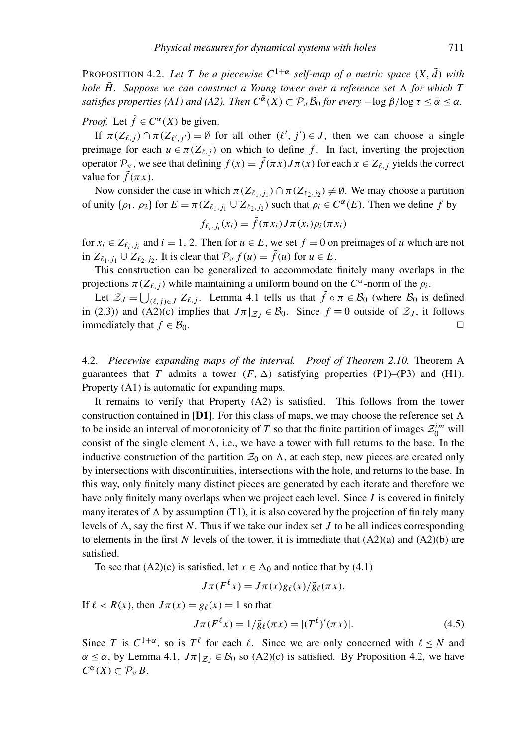**PROPOSITION 4.2.** *Let $T$ be a piecewise $C^{1+\alpha}$ self-map of a metric space $(X, \tilde{d})$ with hole $\tilde{H}$. Suppose we can construct a Young tower over a reference set $\Lambda$ for which $T$ satisfies properties (A1) and (A2). Then $C^{\bar{\alpha}}(X) \subset \mathcal{P}_\pi \mathcal{B}_0$ for every $-\log \beta / \log \tau \leq \bar{\alpha} \leq \alpha$.*

*Proof.* Let $\tilde{f} \in C^{\bar{\alpha}}(X)$ be given.

If $\pi(Z_{\ell,j}) \cap \pi(Z_{\ell',j'}) = \emptyset$ for all other $(\ell', j') \in J$, then we can choose a single preimage for each $u \in \pi(Z_{\ell,j})$ on which to define $f$. In fact, inverting the projection operator $\mathcal{P}_\pi$, we see that defining $f(x) = \tilde{f}(\pi x) J\pi(x)$ for each $x \in Z_{\ell,j}$ yields the correct value for $\tilde{f}(\pi x)$.

Now consider the case in which $\pi(Z_{\ell_1,j_1}) \cap \pi(Z_{\ell_2,j_2}) \neq \emptyset$. We may choose a partition of unity $\{\rho_1, \rho_2\}$ for $E = \pi(Z_{\ell_1,j_1} \cup Z_{\ell_2,j_2})$ such that $\rho_i \in C^\alpha(E)$. Then we define $f$ by

$$f_{\ell_i,j_i}(x_i) = \tilde{f}(\pi x_i) J\pi(x_i) \rho_i(\pi x_i)$$

for $x_i \in Z_{\ell_i,j_i}$ and $i = 1, 2$. Then for $u \in E$, we set $f = 0$ on preimages of $u$ which are not in $Z_{\ell_1,j_1} \cup Z_{\ell_2,j_2}$. It is clear that $\mathcal{P}_\pi f(u) = \tilde{f}(u)$ for $u \in E$.

This construction can be generalized to accommodate finitely many overlaps in the projections $\pi(Z_{\ell,j})$ while maintaining a uniform bound on the $C^\alpha$-norm of the $\rho_i$.

Let $\mathcal{Z}_J = \bigcup_{(\ell,j)\in J} Z_{\ell,j}$. Lemma 4.1 tells us that $\tilde{f} \circ \pi \in \mathcal{B}_0$ (where $\mathcal{B}_0$ is defined in (2.3)) and (A2)(c) implies that $J\pi|_{\mathcal{Z}_J} \in \mathcal{B}_0$. Since $f \equiv 0$ outside of $\mathcal{Z}_J$, it follows immediately that $f \in \mathcal{B}_0$. □

## 4.2. *Piecewise expanding maps of the interval.* *Proof of Theorem 2.10.*

Theorem A guarantees that $T$ admits a tower $(F, \Delta)$ satisfying properties (P1)–(P3) and (H1). Property (A1) is automatic for expanding maps.

It remains to verify that Property (A2) is satisfied. This follows from the tower construction contained in [**D1**]. For this class of maps, we may choose the reference set $\Lambda$ to be inside an interval of monotonicity of $T$ so that the finite partition of images $\mathcal{Z}_0^{im}$ will consist of the single element $\Lambda$, i.e., we have a tower with full returns to the base. In the inductive construction of the partition $\mathcal{Z}_0$ on $\Lambda$, at each step, new pieces are created only by intersections with discontinuities, intersections with the hole, and returns to the base. In this way, only finitely many distinct pieces are generated by each iterate and therefore we have only finitely many overlaps when we project each level. Since $I$ is covered in finitely many iterates of $\Lambda$ by assumption (T1), it is also covered by the projection of finitely many levels of $\Delta$, say the first $N$. Thus if we take our index set $J$ to be all indices corresponding to elements in the first $N$ levels of the tower, it is immediate that (A2)(a) and (A2)(b) are satisfied.

To see that (A2)(c) is satisfied, let $x \in \Delta_0$ and notice that by (4.1)

$$J\pi(F^\ell x) = J\pi(x) g_\ell(x) / \tilde{g}_\ell(\pi x).$$

If $\ell < R(x)$, then $J\pi(x) = g_\ell(x) = 1$ so that

$$J\pi(F^\ell x) = 1/\tilde{g}_\ell(\pi x) = |(T^\ell)'(\pi x)|. \tag{4.5}$$

Since $T$ is $C^{1+\alpha}$, so is $T^\ell$ for each $\ell$. Since we are only concerned with $\ell \leq N$ and $\bar{\alpha} \leq \alpha$, by Lemma 4.1, $J\pi|_{\mathcal{Z}_J} \in \mathcal{B}_0$ so (A2)(c) is satisfied. By Proposition 4.2, we have $C^\alpha(X) \subset \mathcal{P}_\pi B$.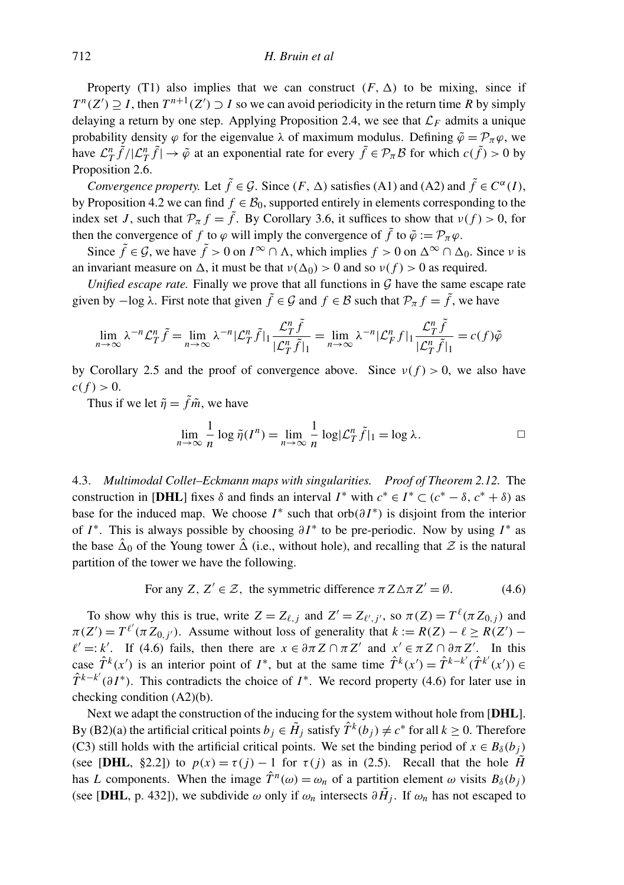Property (T1) also implies that we can construct $(F, \Delta)$ to be mixing, since if $T^n(Z') \supseteq I$, then $T^{n+1}(Z') \supset I$ so we can avoid periodicity in the return time $R$ by simply delaying a return by one step. Applying Proposition 2.4, we see that $\mathcal{L}_F$ admits a unique probability density $\varphi$ for the eigenvalue $\lambda$ of maximum modulus. Defining $\tilde{\varphi} = \mathcal{P}_\pi \varphi$, we have $\mathcal{L}_T^n \tilde{f}/|\mathcal{L}_T^n \tilde{f}| \to \tilde{\varphi}$ at an exponential rate for every $\tilde{f} \in \mathcal{P}_\pi \mathcal{B}$ for which $c(\tilde{f}) > 0$ by Proposition 2.6.

*Convergence property.* Let $\tilde{f} \in \mathcal{G}$. Since $(F, \Delta)$ satisfies (A1) and (A2) and $\tilde{f} \in C^\alpha(I)$, by Proposition 4.2 we can find $f \in \mathcal{B}_0$, supported entirely in elements corresponding to the index set $J$, such that $\mathcal{P}_\pi f = \tilde{f}$. By Corollary 3.6, it suffices to show that $\nu(f) > 0$, for then the convergence of $f$ to $\varphi$ will imply the convergence of $\tilde{f}$ to $\tilde{\varphi} := \mathcal{P}_\pi \varphi$.

Since $\tilde{f} \in \mathcal{G}$, we have $\tilde{f} > 0$ on $I^\infty \cap \Lambda$, which implies $f > 0$ on $\Delta^\infty \cap \Delta_0$. Since $\nu$ is an invariant measure on $\Delta$, it must be that $\nu(\Delta_0) > 0$ and so $\nu(f) > 0$ as required.

*Unified escape rate.* Finally we prove that all functions in $\mathcal{G}$ have the same escape rate given by $-\log \lambda$. First note that given $\tilde{f} \in \mathcal{G}$ and $f \in \mathcal{B}$ such that $\mathcal{P}_\pi f = \tilde{f}$, we have

$$\lim_{n\to\infty} \lambda^{-n} \mathcal{L}_T^n \tilde{f} = \lim_{n\to\infty} \lambda^{-n} |\mathcal{L}_T^n \tilde{f}|_1 \frac{\mathcal{L}_T^n \tilde{f}}{|\mathcal{L}_T^n \tilde{f}|_1} = \lim_{n\to\infty} \lambda^{-n} |\mathcal{L}_F^n f|_1 \frac{\mathcal{L}_T^n \tilde{f}}{|\mathcal{L}_T^n \tilde{f}|_1} = c(f)\tilde{\varphi}$$

by Corollary 2.5 and the proof of convergence above. Since $\nu(f) > 0$, we also have $c(f) > 0$.

Thus if we let $\tilde{\eta} = \tilde{f}\tilde{m}$, we have

$$\lim_{n\to\infty} \frac{1}{n} \log \tilde{\eta}(I^n) = \lim_{n\to\infty} \frac{1}{n} \log |\mathcal{L}_T^n \tilde{f}|_1 = \log \lambda. \qquad \square$$

4.3. *Multimodal Collet–Eckmann maps with singularities. Proof of Theorem 2.12.* The construction in [**DHL**] fixes $\delta$ and finds an interval $I^*$ with $c^* \in I^* \subset (c^* - \delta, c^* + \delta)$ as base for the induced map. We choose $I^*$ such that $\mathrm{orb}(\partial I^*)$ is disjoint from the interior of $I^*$. This is always possible by choosing $\partial I^*$ to be pre-periodic. Now by using $I^*$ as the base $\hat{\Delta}_0$ of the Young tower $\hat{\Delta}$ (i.e., without hole), and recalling that $\mathcal{Z}$ is the natural partition of the tower we have the following.

$$\text{For any } Z, Z' \in \mathcal{Z}, \text{ the symmetric difference } \pi Z \triangle \pi Z' = \emptyset. \tag{4.6}$$

To show why this is true, write $Z = Z_{\ell,j}$ and $Z' = Z_{\ell',j'}$, so $\pi(Z) = T^\ell(\pi Z_{0,j})$ and $\pi(Z') = T^{\ell'}(\pi Z_{0,j'})$. Assume without loss of generality that $k := R(Z) - \ell \geq R(Z') - \ell' =: k'$. If (4.6) fails, then there are $x \in \partial \pi Z \cap \pi Z'$ and $x' \in \pi Z \cap \partial \pi Z'$. In this case $\hat{T}^k(x')$ is an interior point of $I^*$, but at the same time $\hat{T}^k(x') = \hat{T}^{k-k'}(\hat{T}^{k'}(x')) \in \hat{T}^{k-k'}(\partial I^*)$. This contradicts the choice of $I^*$. We record property (4.6) for later use in checking condition (A2)(b).

Next we adapt the construction of the inducing for the system without hole from [**DHL**]. By (B2)(a) the artificial critical points $b_j \in \tilde{H}_j$ satisfy $\hat{T}^k(b_j) \neq c^*$ for all $k \geq 0$. Therefore (C3) still holds with the artificial critical points. We set the binding period of $x \in B_\delta(b_j)$ (see [**DHL**, §2.2]) to $p(x) = \tau(j) - 1$ for $\tau(j)$ as in (2.5). Recall that the hole $\tilde{H}$ has $L$ components. When the image $\hat{T}^n(\omega) = \omega_n$ of a partition element $\omega$ visits $B_\delta(b_j)$ (see [**DHL**, p. 432]), we subdivide $\omega$ only if $\omega_n$ intersects $\partial \tilde{H}_j$. If $\omega_n$ has not escaped to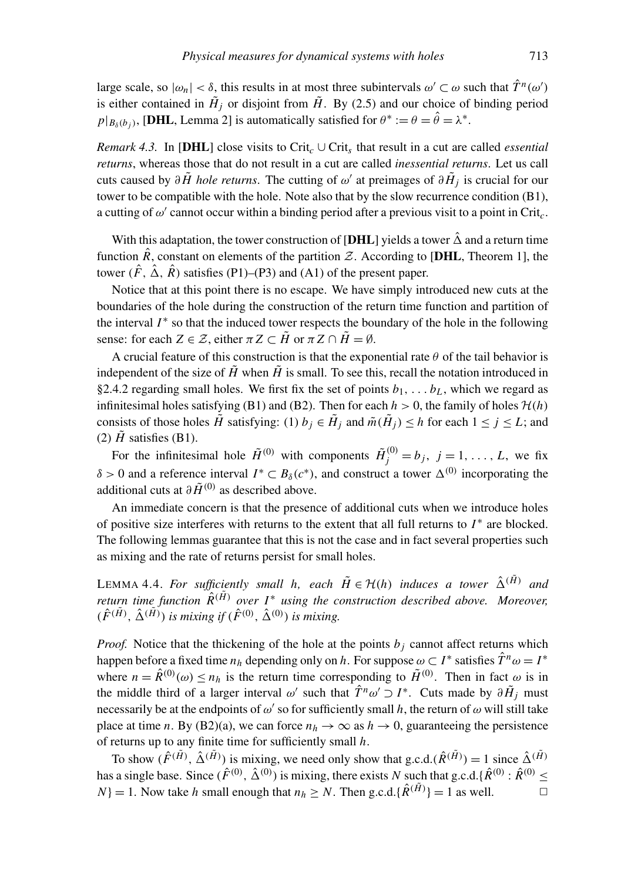large scale, so $|\omega_n| < \delta$, this results in at most three subintervals $\omega' \subset \omega$ such that $\hat{T}^n(\omega')$ is either contained in $\tilde{H}_j$ or disjoint from $\tilde{H}$. By (2.5) and our choice of binding period $p|_{B_\delta(b_j)}$, [**DHL**, Lemma 2] is automatically satisfied for $\theta^* := \theta = \hat{\theta} = \lambda^*$.

*Remark 4.3.* In [**DHL**] close visits to $\mathrm{Crit}_c \cup \mathrm{Crit}_s$ that result in a cut are called *essential returns*, whereas those that do not result in a cut are called *inessential returns*. Let us call cuts caused by $\partial \tilde{H}$ *hole returns*. The cutting of $\omega'$ at preimages of $\partial \tilde{H}_j$ is crucial for our tower to be compatible with the hole. Note also that by the slow recurrence condition (B1), a cutting of $\omega'$ cannot occur within a binding period after a previous visit to a point in $\mathrm{Crit}_c$.

With this adaptation, the tower construction of [**DHL**] yields a tower $\hat{\Delta}$ and a return time function $\hat{R}$, constant on elements of the partition $\mathcal{Z}$. According to [**DHL**, Theorem 1], the tower $(\hat{F}, \hat{\Delta}, \hat{R})$ satisfies (P1)–(P3) and (A1) of the present paper.

Notice that at this point there is no escape. We have simply introduced new cuts at the boundaries of the hole during the construction of the return time function and partition of the interval $I^*$ so that the induced tower respects the boundary of the hole in the following sense: for each $Z \in \mathcal{Z}$, either $\pi Z \subset \tilde{H}$ or $\pi Z \cap \tilde{H} = \emptyset$.

A crucial feature of this construction is that the exponential rate $\theta$ of the tail behavior is independent of the size of $\tilde{H}$ when $\tilde{H}$ is small. To see this, recall the notation introduced in §2.4.2 regarding small holes. We first fix the set of points $b_1, \ldots b_L$, which we regard as infinitesimal holes satisfying (B1) and (B2). Then for each $h > 0$, the family of holes $\mathcal{H}(h)$ consists of those holes $\tilde{H}$ satisfying: (1) $b_j \in \tilde{H}_j$ and $\tilde{m}(\tilde{H}_j) \leq h$ for each $1 \leq j \leq L$; and (2) $\tilde{H}$ satisfies (B1).

For the infinitesimal hole $\tilde{H}^{(0)}$ with components $\tilde{H}_j^{(0)} = b_j$, $j = 1, \ldots, L$, we fix $\delta > 0$ and a reference interval $I^* \subset B_\delta(c^*)$, and construct a tower $\Delta^{(0)}$ incorporating the additional cuts at $\partial \tilde{H}^{(0)}$ as described above.

An immediate concern is that the presence of additional cuts when we introduce holes of positive size interferes with returns to the extent that all full returns to $I^*$ are blocked. The following lemmas guarantee that this is not the case and in fact several properties such as mixing and the rate of returns persist for small holes.

LEMMA 4.4. *For sufficiently small $h$, each $\tilde{H} \in \mathcal{H}(h)$ induces a tower $\hat{\Delta}^{(\tilde{H})}$ and return time function $\hat{R}^{(\tilde{H})}$ over $I^*$ using the construction described above. Moreover, $(\hat{F}^{(\tilde{H})}, \hat{\Delta}^{(\tilde{H})})$ is mixing if $(\hat{F}^{(0)}, \hat{\Delta}^{(0)})$ is mixing.*

*Proof.* Notice that the thickening of the hole at the points $b_j$ cannot affect returns which happen before a fixed time $n_h$ depending only on $h$. For suppose $\omega \subset I^*$ satisfies $\hat{T}^n \omega = I^*$ where $n = \hat{R}^{(0)}(\omega) \leq n_h$ is the return time corresponding to $\tilde{H}^{(0)}$. Then in fact $\omega$ is in the middle third of a larger interval $\omega'$ such that $\hat{T}^n \omega' \supset I^*$. Cuts made by $\partial \tilde{H}_j$ must necessarily be at the endpoints of $\omega'$ so for sufficiently small $h$, the return of $\omega$ will still take place at time $n$. By (B2)(a), we can force $n_h \to \infty$ as $h \to 0$, guaranteeing the persistence of returns up to any finite time for sufficiently small $h$.

To show $(\hat{F}^{(\tilde{H})}, \hat{\Delta}^{(\tilde{H})})$ is mixing, we need only show that g.c.d.$(\hat{R}^{(\tilde{H})}) = 1$ since $\hat{\Delta}^{(\tilde{H})}$ has a single base. Since $(\hat{F}^{(0)}, \hat{\Delta}^{(0)})$ is mixing, there exists $N$ such that g.c.d.$\{\hat{R}^{(0)} : \hat{R}^{(0)} \leq N\} = 1$. Now take $h$ small enough that $n_h \geq N$. Then g.c.d.$\{\hat{R}^{(\tilde{H})}\} = 1$ as well. $\square$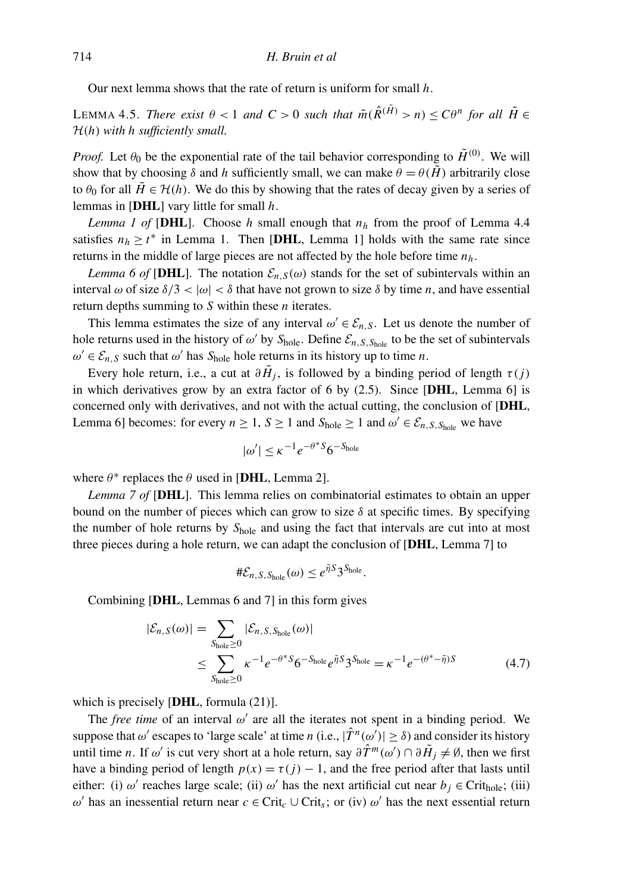Our next lemma shows that the rate of return is uniform for small $h$.

LEMMA 4.5. *There exist $\theta < 1$ and $C > 0$ such that $\tilde{m}(\hat{R}^{(\tilde{H})} > n) \le C\theta^n$ for all $\tilde{H} \in \mathcal{H}(h)$ with $h$ sufficiently small.*

*Proof.* Let $\theta_0$ be the exponential rate of the tail behavior corresponding to $\tilde{H}^{(0)}$. We will show that by choosing $\delta$ and $h$ sufficiently small, we can make $\theta = \theta(\tilde{H})$ arbitrarily close to $\theta_0$ for all $\tilde{H} \in \mathcal{H}(h)$. We do this by showing that the rates of decay given by a series of lemmas in [**DHL**] vary little for small $h$.

*Lemma 1 of* [**DHL**]. Choose $h$ small enough that $n_h$ from the proof of Lemma 4.4 satisfies $n_h \ge t^*$ in Lemma 1. Then [**DHL**, Lemma 1] holds with the same rate since returns in the middle of large pieces are not affected by the hole before time $n_h$.

*Lemma 6 of* [**DHL**]. The notation $\mathcal{E}_{n,S}(\omega)$ stands for the set of subintervals within an interval $\omega$ of size $\delta/3 < |\omega| < \delta$ that have not grown to size $\delta$ by time $n$, and have essential return depths summing to $S$ within these $n$ iterates.

This lemma estimates the size of any interval $\omega' \in \mathcal{E}_{n,S}$. Let us denote the number of hole returns used in the history of $\omega'$ by $S_{\text{hole}}$. Define $\mathcal{E}_{n,S,S_{\text{hole}}}$ to be the set of subintervals $\omega' \in \mathcal{E}_{n,S}$ such that $\omega'$ has $S_{\text{hole}}$ hole returns in its history up to time $n$.

Every hole return, i.e., a cut at $\partial\tilde{H}_j$, is followed by a binding period of length $\tau(j)$ in which derivatives grow by an extra factor of 6 by (2.5). Since [**DHL**, Lemma 6] is concerned only with derivatives, and not with the actual cutting, the conclusion of [**DHL**, Lemma 6] becomes: for every $n \ge 1$, $S \ge 1$ and $S_{\text{hole}} \ge 1$ and $\omega' \in \mathcal{E}_{n,S,S_{\text{hole}}}$ we have

$$|\omega'| \le \kappa^{-1} e^{-\theta^* S} 6^{-S_{\text{hole}}}$$

where $\theta^*$ replaces the $\theta$ used in [**DHL**, Lemma 2].

*Lemma 7 of* [**DHL**]. This lemma relies on combinatorial estimates to obtain an upper bound on the number of pieces which can grow to size $\delta$ at specific times. By specifying the number of hole returns by $S_{\text{hole}}$ and using the fact that intervals are cut into at most three pieces during a hole return, we can adapt the conclusion of [**DHL**, Lemma 7] to

$$\#\mathcal{E}_{n,S,S_{\text{hole}}}(\omega) \le e^{\tilde{\eta}S} 3^{S_{\text{hole}}}.$$

Combining [**DHL**, Lemmas 6 and 7] in this form gives

$$\begin{aligned} |\mathcal{E}_{n,S}(\omega)| &= \sum_{S_{\text{hole}} \ge 0} |\mathcal{E}_{n,S,S_{\text{hole}}}(\omega)| \\ &\le \sum_{S_{\text{hole}} \ge 0} \kappa^{-1} e^{-\theta^* S} 6^{-S_{\text{hole}}} e^{\tilde{\eta}S} 3^{S_{\text{hole}}} = \kappa^{-1} e^{-(\theta^* - \tilde{\eta})S} \end{aligned} \tag{4.7}$$

which is precisely [**DHL**, formula (21)].

The *free time* of an interval $\omega'$ are all the iterates not spent in a binding period. We suppose that $\omega'$ escapes to 'large scale' at time $n$ (i.e., $|\hat{T}^n(\omega')| \ge \delta$) and consider its history until time $n$. If $\omega'$ is cut very short at a hole return, say $\partial\hat{T}^m(\omega') \cap \partial\tilde{H}_j \ne \emptyset$, then we first have a binding period of length $p(x) = \tau(j) - 1$, and the free period after that lasts until either: (i) $\omega'$ reaches large scale; (ii) $\omega'$ has the next artificial cut near $b_j \in \text{Crit}_{\text{hole}}$; (iii) $\omega'$ has an inessential return near $c \in \text{Crit}_c \cup \text{Crit}_s$; or (iv) $\omega'$ has the next essential return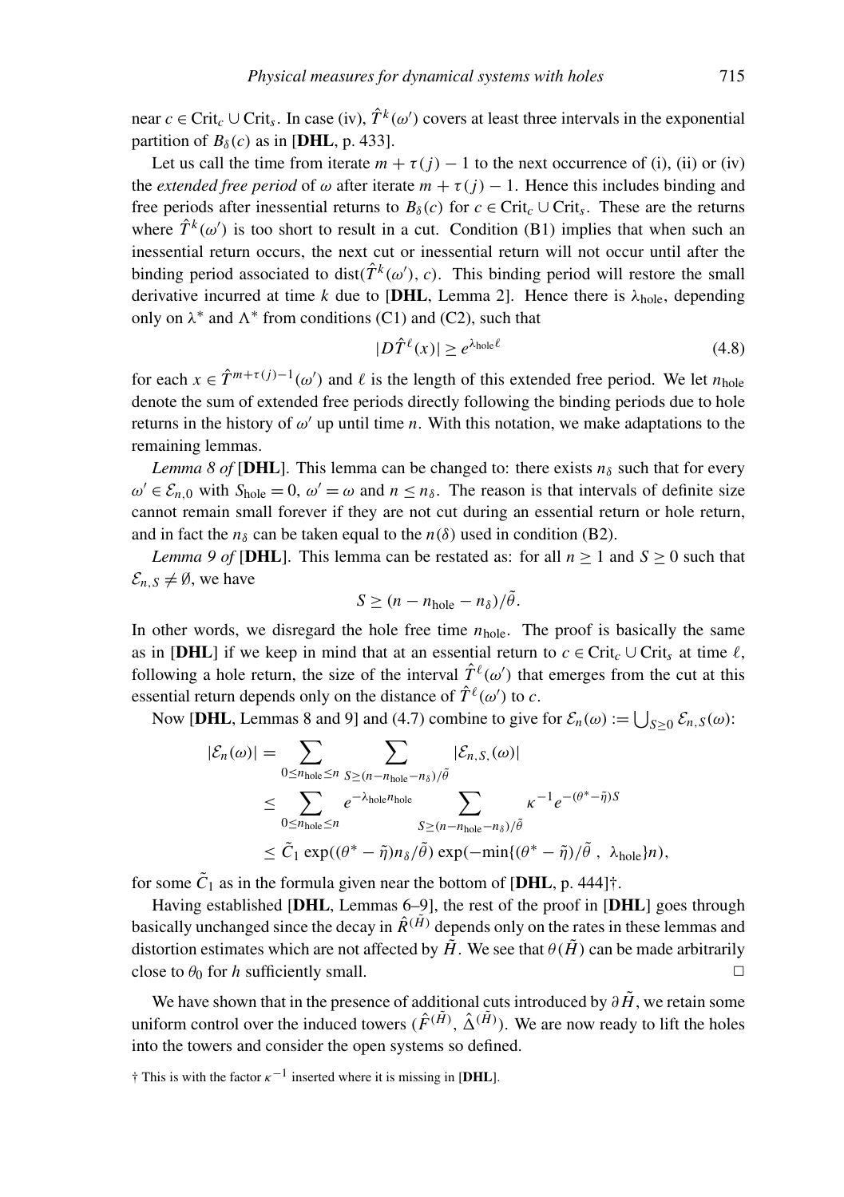near $c \in \mathrm{Crit}_c \cup \mathrm{Crit}_s$. In case (iv), $\hat{T}^k(\omega')$ covers at least three intervals in the exponential partition of $B_\delta(c)$ as in [**DHL**, p. 433].

Let us call the time from iterate $m + \tau(j) - 1$ to the next occurrence of (i), (ii) or (iv) the *extended free period* of $\omega$ after iterate $m + \tau(j) - 1$. Hence this includes binding and free periods after inessential returns to $B_\delta(c)$ for $c \in \mathrm{Crit}_c \cup \mathrm{Crit}_s$. These are the returns where $\hat{T}^k(\omega')$ is too short to result in a cut. Condition (B1) implies that when such an inessential return occurs, the next cut or inessential return will not occur until after the binding period associated to $\mathrm{dist}(\hat{T}^k(\omega'), c)$. This binding period will restore the small derivative incurred at time $k$ due to [**DHL**, Lemma 2]. Hence there is $\lambda_{\mathrm{hole}}$, depending only on $\lambda^*$ and $\Lambda^*$ from conditions (C1) and (C2), such that

$$|D\hat{T}^\ell(x)| \geq e^{\lambda_{\mathrm{hole}}\ell} \tag{4.8}$$

for each $x \in \hat{T}^{m+\tau(j)-1}(\omega')$ and $\ell$ is the length of this extended free period. We let $n_{\mathrm{hole}}$ denote the sum of extended free periods directly following the binding periods due to hole returns in the history of $\omega'$ up until time $n$. With this notation, we make adaptations to the remaining lemmas.

*Lemma 8 of* [**DHL**]. This lemma can be changed to: there exists $n_\delta$ such that for every $\omega' \in \mathcal{E}_{n,0}$ with $S_{\mathrm{hole}} = 0$, $\omega' = \omega$ and $n \leq n_\delta$. The reason is that intervals of definite size cannot remain small forever if they are not cut during an essential return or hole return, and in fact the $n_\delta$ can be taken equal to the $n(\delta)$ used in condition (B2).

*Lemma 9 of* [**DHL**]. This lemma can be restated as: for all $n \geq 1$ and $S \geq 0$ such that $\mathcal{E}_{n,S} \neq \emptyset$, we have

$$S \geq (n - n_{\mathrm{hole}} - n_\delta)/\tilde{\theta}.$$

In other words, we disregard the hole free time $n_{\mathrm{hole}}$. The proof is basically the same as in [**DHL**] if we keep in mind that at an essential return to $c \in \mathrm{Crit}_c \cup \mathrm{Crit}_s$ at time $\ell$, following a hole return, the size of the interval $\hat{T}^\ell(\omega')$ that emerges from the cut at this essential return depends only on the distance of $\hat{T}^\ell(\omega')$ to $c$.

Now [**DHL**, Lemmas 8 and 9] and (4.7) combine to give for $\mathcal{E}_n(\omega) := \bigcup_{S\geq 0} \mathcal{E}_{n,S}(\omega)$:

$$\begin{aligned}
|\mathcal{E}_n(\omega)| &= \sum_{0 \leq n_{\mathrm{hole}} \leq n} \ \sum_{S \geq (n - n_{\mathrm{hole}} - n_\delta)/\tilde{\theta}} |\mathcal{E}_{n,S,}(\omega)| \\
&\leq \sum_{0 \leq n_{\mathrm{hole}} \leq n} e^{-\lambda_{\mathrm{hole}} n_{\mathrm{hole}}} \sum_{S \geq (n - n_{\mathrm{hole}} - n_\delta)/\tilde{\theta}} \kappa^{-1} e^{-(\theta^* - \tilde{\eta})S} \\
&\leq \tilde{C}_1 \exp((\theta^* - \tilde{\eta}) n_\delta/\tilde{\theta}) \exp(-\min\{(\theta^* - \tilde{\eta})/\tilde{\theta}\ ,\ \lambda_{\mathrm{hole}}\} n),
\end{aligned}$$

for some $\tilde{C}_1$ as in the formula given near the bottom of [**DHL**, p. 444]†.

Having established [**DHL**, Lemmas 6–9], the rest of the proof in [**DHL**] goes through basically unchanged since the decay in $\hat{R}^{(\tilde{H})}$ depends only on the rates in these lemmas and distortion estimates which are not affected by $\tilde{H}$. We see that $\theta(\tilde{H})$ can be made arbitrarily close to $\theta_0$ for $h$ sufficiently small. □

We have shown that in the presence of additional cuts introduced by $\partial\tilde{H}$, we retain some uniform control over the induced towers $(\hat{F}^{(\tilde{H})}, \hat{\Delta}^{(\tilde{H})})$. We are now ready to lift the holes into the towers and consider the open systems so defined.

† This is with the factor $\kappa^{-1}$ inserted where it is missing in [**DHL**].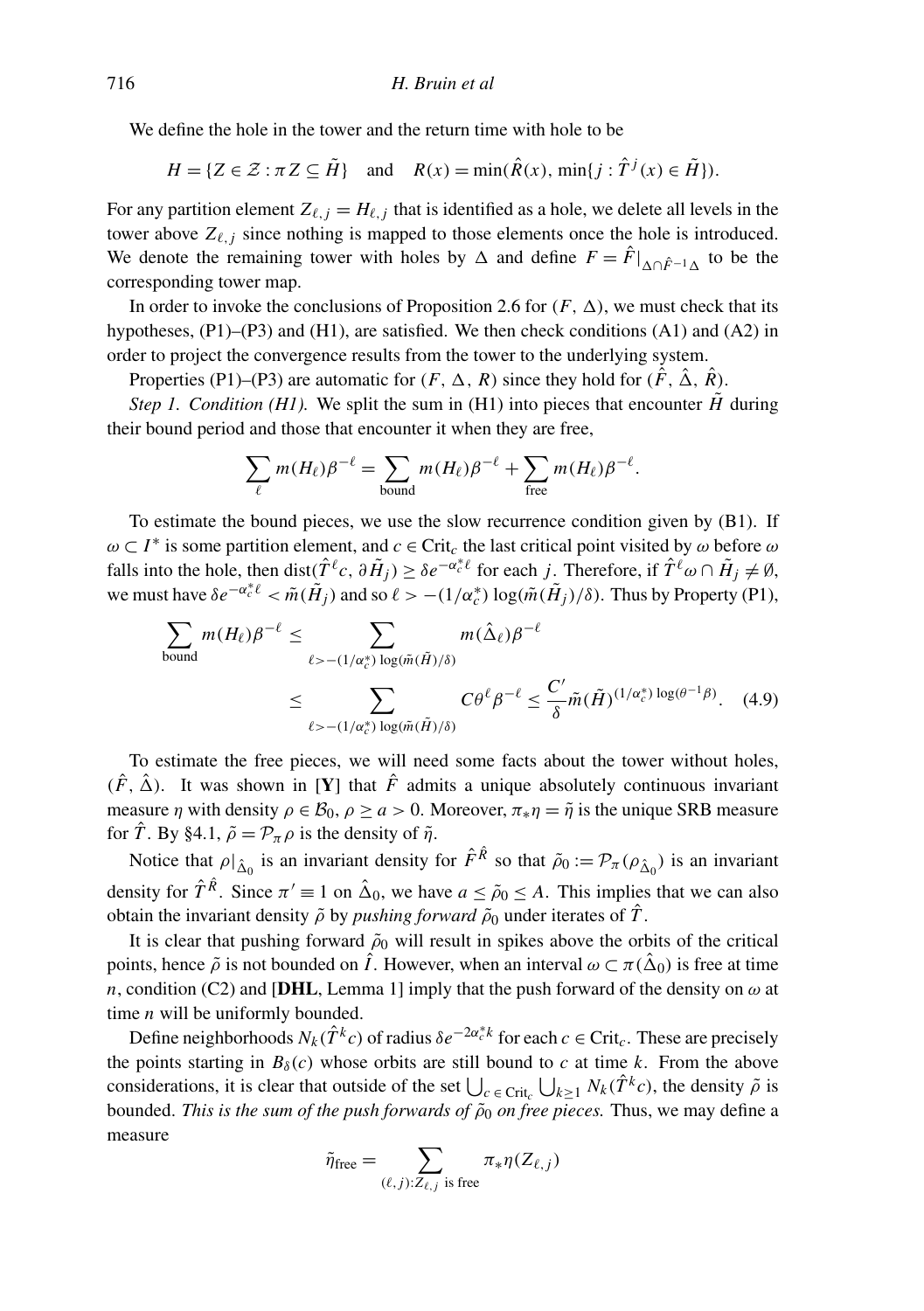We define the hole in the tower and the return time with hole to be

$$H = \{Z \in \mathcal{Z} : \pi Z \subseteq \tilde{H}\} \quad \text{and} \quad R(x) = \min(\hat{R}(x), \min\{j : \hat{T}^j(x) \in \tilde{H}\}).$$

For any partition element $Z_{\ell,j} = H_{\ell,j}$ that is identified as a hole, we delete all levels in the tower above $Z_{\ell,j}$ since nothing is mapped to those elements once the hole is introduced. We denote the remaining tower with holes by $\Delta$ and define $F = \hat{F}|_{\Delta \cap \hat{F}^{-1}\Delta}$ to be the corresponding tower map.

In order to invoke the conclusions of Proposition 2.6 for $(F, \Delta)$, we must check that its hypotheses, (P1)–(P3) and (H1), are satisfied. We then check conditions (A1) and (A2) in order to project the convergence results from the tower to the underlying system.

Properties (P1)–(P3) are automatic for $(F, \Delta, R)$ since they hold for $(\hat{F}, \hat{\Delta}, \hat{R})$.

*Step 1. Condition (H1).* We split the sum in (H1) into pieces that encounter $\tilde{H}$ during their bound period and those that encounter it when they are free,

$$\sum_{\ell} m(H_\ell)\beta^{-\ell} = \sum_{\text{bound}} m(H_\ell)\beta^{-\ell} + \sum_{\text{free}} m(H_\ell)\beta^{-\ell}.$$

To estimate the bound pieces, we use the slow recurrence condition given by (B1). If $\omega \subset I^*$ is some partition element, and $c \in \text{Crit}_c$ the last critical point visited by $\omega$ before $\omega$ falls into the hole, then $\text{dist}(\hat{T}^\ell c, \partial \tilde{H}_j) \geq \delta e^{-\alpha_c^* \ell}$ for each $j$. Therefore, if $\hat{T}^\ell \omega \cap \tilde{H}_j \neq \emptyset$, we must have $\delta e^{-\alpha_c^* \ell} < \tilde{m}(\tilde{H}_j)$ and so $\ell > -(1/\alpha_c^*)\log(\tilde{m}(\tilde{H}_j)/\delta)$. Thus by Property (P1),

$$\begin{aligned}
\sum_{\text{bound}} m(H_\ell)\beta^{-\ell} &\leq \sum_{\ell > -(1/\alpha_c^*)\log(\tilde{m}(\tilde{H})/\delta)} m(\hat{\Delta}_\ell)\beta^{-\ell} \\
&\leq \sum_{\ell > -(1/\alpha_c^*)\log(\tilde{m}(\tilde{H})/\delta)} C\theta^\ell \beta^{-\ell} \leq \frac{C'}{\delta}\tilde{m}(\tilde{H})^{(1/\alpha_c^*)\log(\theta^{-1}\beta)}. \quad (4.9)
\end{aligned}$$

To estimate the free pieces, we will need some facts about the tower without holes, $(\hat{F}, \hat{\Delta})$. It was shown in [**Y**] that $\hat{F}$ admits a unique absolutely continuous invariant measure $\eta$ with density $\rho \in \mathcal{B}_0$, $\rho \geq a > 0$. Moreover, $\pi_* \eta = \tilde{\eta}$ is the unique SRB measure for $\hat{T}$. By §4.1, $\tilde{\rho} = \mathcal{P}_\pi \rho$ is the density of $\tilde{\eta}$.

Notice that $\rho|_{\hat{\Delta}_0}$ is an invariant density for $\hat{F}^{\hat{R}}$ so that $\tilde{\rho}_0 := \mathcal{P}_\pi(\rho_{\hat{\Delta}_0})$ is an invariant density for $\hat{T}^{\hat{R}}$. Since $\pi' \equiv 1$ on $\hat{\Delta}_0$, we have $a \leq \tilde{\rho}_0 \leq A$. This implies that we can also obtain the invariant density $\tilde{\rho}$ by *pushing forward* $\tilde{\rho}_0$ under iterates of $\hat{T}$.

It is clear that pushing forward $\tilde{\rho}_0$ will result in spikes above the orbits of the critical points, hence $\tilde{\rho}$ is not bounded on $\hat{I}$. However, when an interval $\omega \subset \pi(\hat{\Delta}_0)$ is free at time $n$, condition (C2) and [**DHL**, Lemma 1] imply that the push forward of the density on $\omega$ at time $n$ will be uniformly bounded.

Define neighborhoods $N_k(\hat{T}^k c)$ of radius $\delta e^{-2\alpha_c^* k}$ for each $c \in \text{Crit}_c$. These are precisely the points starting in $B_\delta(c)$ whose orbits are still bound to $c$ at time $k$. From the above considerations, it is clear that outside of the set $\bigcup_{c \in \text{Crit}_c} \bigcup_{k \geq 1} N_k(\hat{T}^k c)$, the density $\tilde{\rho}$ is bounded. *This is the sum of the push forwards of $\tilde{\rho}_0$ on free pieces.* Thus, we may define a measure

$$\tilde{\eta}_{\text{free}} = \sum_{(\ell,j): Z_{\ell,j} \text{ is free}} \pi_* \eta(Z_{\ell,j})$$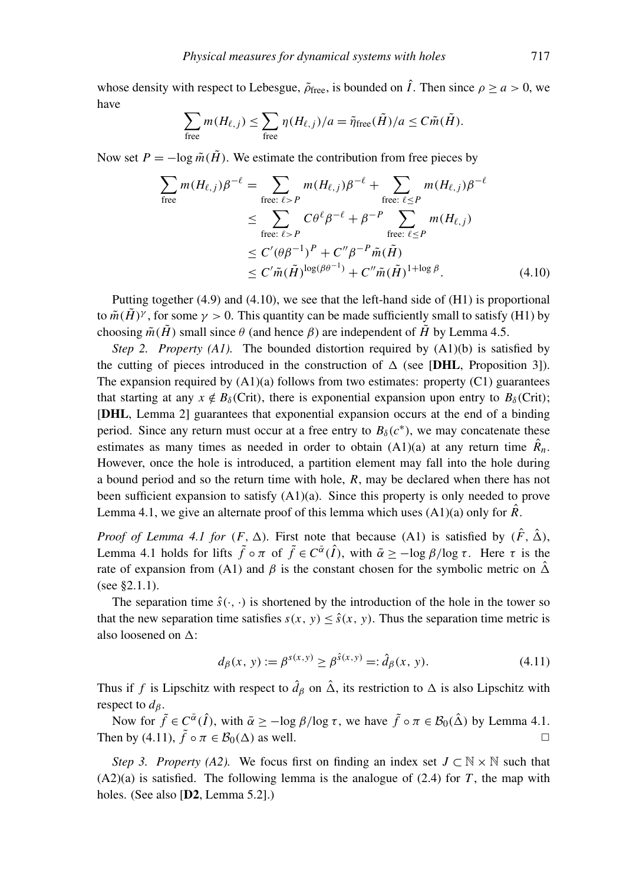whose density with respect to Lebesgue, $\tilde{\rho}_{\text{free}}$, is bounded on $\hat{I}$. Then since $\rho \geq a > 0$, we have

$$\sum_{\text{free}} m(H_{\ell,j}) \leq \sum_{\text{free}} \eta(H_{\ell,j})/a = \tilde{\eta}_{\text{free}}(\tilde{H})/a \leq C\tilde{m}(\tilde{H}).$$

Now set $P = -\log \tilde{m}(\tilde{H})$. We estimate the contribution from free pieces by

$$\begin{aligned}
\sum_{\text{free}} m(H_{\ell,j})\beta^{-\ell} &= \sum_{\text{free: } \ell > P} m(H_{\ell,j})\beta^{-\ell} + \sum_{\text{free: } \ell \leq P} m(H_{\ell,j})\beta^{-\ell} \\
&\leq \sum_{\text{free: } \ell > P} C\theta^{\ell}\beta^{-\ell} + \beta^{-P} \sum_{\text{free: } \ell \leq P} m(H_{\ell,j}) \\
&\leq C'(\theta\beta^{-1})^{P} + C''\beta^{-P}\tilde{m}(\tilde{H}) \\
&\leq C'\tilde{m}(\tilde{H})^{\log(\beta\theta^{-1})} + C''\tilde{m}(\tilde{H})^{1+\log\beta}.
\end{aligned} \tag{4.10}$$

Putting together (4.9) and (4.10), we see that the left-hand side of (H1) is proportional to $\tilde{m}(\tilde{H})^{\gamma}$, for some $\gamma > 0$. This quantity can be made sufficiently small to satisfy (H1) by choosing $\tilde{m}(\tilde{H})$ small since $\theta$ (and hence $\beta$) are independent of $\tilde{H}$ by Lemma 4.5.

*Step 2. Property (A1).* The bounded distortion required by (A1)(b) is satisfied by the cutting of pieces introduced in the construction of $\Delta$ (see [**DHL**, Proposition 3]). The expansion required by (A1)(a) follows from two estimates: property (C1) guarantees that starting at any $x \notin B_\delta(\text{Crit})$, there is exponential expansion upon entry to $B_\delta(\text{Crit})$; [**DHL**, Lemma 2] guarantees that exponential expansion occurs at the end of a binding period. Since any return must occur at a free entry to $B_\delta(c^*)$, we may concatenate these estimates as many times as needed in order to obtain (A1)(a) at any return time $\hat{R}_n$. However, once the hole is introduced, a partition element may fall into the hole during a bound period and so the return time with hole, $R$, may be declared when there has not been sufficient expansion to satisfy (A1)(a). Since this property is only needed to prove Lemma 4.1, we give an alternate proof of this lemma which uses (A1)(a) only for $\hat{R}$.

*Proof of Lemma 4.1 for* $(F, \Delta)$. First note that because (A1) is satisfied by $(\hat{F}, \hat{\Delta})$, Lemma 4.1 holds for lifts $\tilde{f} \circ \pi$ of $\tilde{f} \in C^{\bar{\alpha}}(\hat{I})$, with $\bar{\alpha} \geq -\log\beta/\log\tau$. Here $\tau$ is the rate of expansion from (A1) and $\beta$ is the constant chosen for the symbolic metric on $\hat{\Delta}$ (see §2.1.1).

The separation time $\hat{s}(\cdot, \cdot)$ is shortened by the introduction of the hole in the tower so that the new separation time satisfies $s(x, y) \leq \hat{s}(x, y)$. Thus the separation time metric is also loosened on $\Delta$:

$$d_\beta(x, y) := \beta^{s(x,y)} \geq \beta^{\hat{s}(x,y)} =: \hat{d}_\beta(x, y). \tag{4.11}$$

Thus if $f$ is Lipschitz with respect to $\hat{d}_\beta$ on $\hat{\Delta}$, its restriction to $\Delta$ is also Lipschitz with respect to $d_\beta$.

Now for $\tilde{f} \in C^{\bar{\alpha}}(\hat{I})$, with $\bar{\alpha} \geq -\log\beta/\log\tau$, we have $\tilde{f} \circ \pi \in \mathcal{B}_0(\hat{\Delta})$ by Lemma 4.1. Then by (4.11), $\tilde{f} \circ \pi \in \mathcal{B}_0(\Delta)$ as well. $\square$

*Step 3. Property (A2).* We focus first on finding an index set $J \subset \mathbb{N} \times \mathbb{N}$ such that (A2)(a) is satisfied. The following lemma is the analogue of (2.4) for $T$, the map with holes. (See also [**D2**, Lemma 5.2].)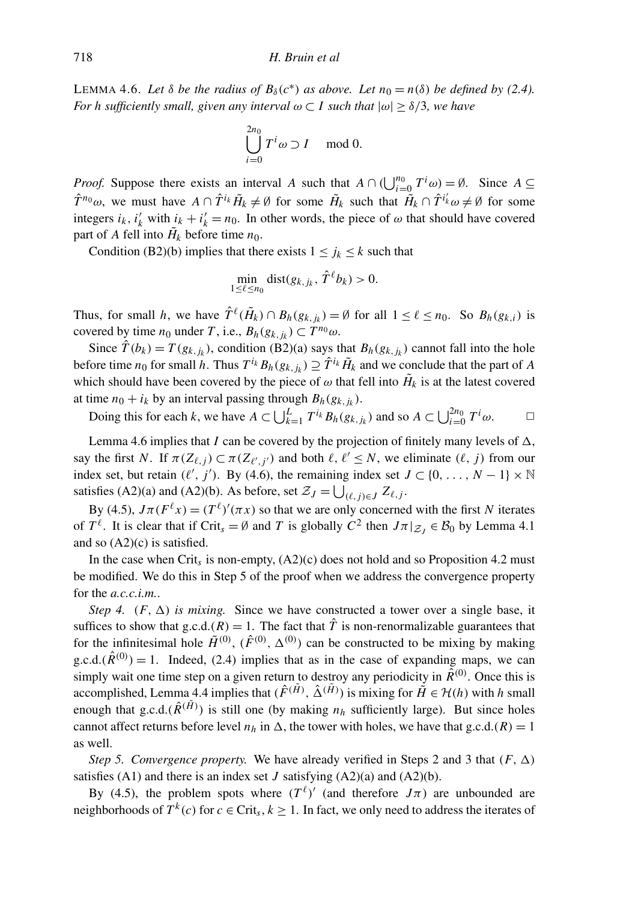LEMMA 4.6. *Let $\delta$ be the radius of $B_\delta(c^*)$ as above. Let $n_0 = n(\delta)$ be defined by (2.4). For h sufficiently small, given any interval $\omega \subset I$ such that $|\omega| \geq \delta/3$, we have*

$$\bigcup_{i=0}^{2n_0} T^i \omega \supset I \quad \mod 0.$$

*Proof.* Suppose there exists an interval $A$ such that $A \cap (\bigcup_{i=0}^{n_0} T^i \omega) = \emptyset$. Since $A \subseteq \hat{T}^{n_0}\omega$, we must have $A \cap \hat{T}^{i_k} \tilde{H}_k \neq \emptyset$ for some $\tilde{H}_k$ such that $\tilde{H}_k \cap \hat{T}^{i'_k}\omega \neq \emptyset$ for some integers $i_k, i'_k$ with $i_k + i'_k = n_0$. In other words, the piece of $\omega$ that should have covered part of $A$ fell into $\tilde{H}_k$ before time $n_0$.

Condition (B2)(b) implies that there exists $1 \leq j_k \leq k$ such that

$$\min_{1 \leq \ell \leq n_0} \text{dist}(g_{k,j_k}, \hat{T}^\ell b_k) > 0.$$

Thus, for small $h$, we have $\hat{T}^\ell(\tilde{H}_k) \cap B_h(g_{k,j_k}) = \emptyset$ for all $1 \leq \ell \leq n_0$. So $B_h(g_{k,i})$ is covered by time $n_0$ under $T$, i.e., $B_h(g_{k,j_k}) \subset T^{n_0}\omega$.

Since $\hat{T}(b_k) = T(g_{k,j_k})$, condition (B2)(a) says that $B_h(g_{k,j_k})$ cannot fall into the hole before time $n_0$ for small $h$. Thus $T^{i_k} B_h(g_{k,j_k}) \supseteq \hat{T}^{i_k}\tilde{H}_k$ and we conclude that the part of $A$ which should have been covered by the piece of $\omega$ that fell into $\tilde{H}_k$ is at the latest covered at time $n_0 + i_k$ by an interval passing through $B_h(g_{k,j_k})$.

Doing this for each $k$, we have $A \subset \bigcup_{k=1}^{L} T^{i_k} B_h(g_{k,j_k})$ and so $A \subset \bigcup_{i=0}^{2n_0} T^i \omega$. □

Lemma 4.6 implies that $I$ can be covered by the projection of finitely many levels of $\Delta$, say the first $N$. If $\pi(Z_{\ell,j}) \subset \pi(Z_{\ell',j'})$ and both $\ell, \ell' \leq N$, we eliminate $(\ell, j)$ from our index set, but retain $(\ell', j')$. By (4.6), the remaining index set $J \subset \{0, \ldots, N-1\} \times \mathbb{N}$ satisfies (A2)(a) and (A2)(b). As before, set $\mathcal{Z}_J = \bigcup_{(\ell,j)\in J} Z_{\ell,j}$.

By (4.5), $J\pi(F^\ell x) = (T^\ell)'(\pi x)$ so that we are only concerned with the first $N$ iterates of $T^\ell$. It is clear that if $\text{Crit}_s = \emptyset$ and $T$ is globally $C^2$ then $J\pi|_{\mathcal{Z}_J} \in \mathcal{B}_0$ by Lemma 4.1 and so (A2)(c) is satisfied.

In the case when $\text{Crit}_s$ is non-empty, (A2)(c) does not hold and so Proposition 4.2 must be modified. We do this in Step 5 of the proof when we address the convergence property for the *a.c.c.i.m.*.

*Step 4. $(F, \Delta)$ is mixing.* Since we have constructed a tower over a single base, it suffices to show that g.c.d.$(R) = 1$. The fact that $\hat{T}$ is non-renormalizable guarantees that for the infinitesimal hole $\tilde{H}^{(0)}$, $(\hat{F}^{(0)}, \Delta^{(0)})$ can be constructed to be mixing by making g.c.d.$(\hat{R}^{(0)}) = 1$. Indeed, (2.4) implies that as in the case of expanding maps, we can simply wait one time step on a given return to destroy any periodicity in $\hat{R}^{(0)}$. Once this is accomplished, Lemma 4.4 implies that $(\hat{F}^{(\tilde{H})}, \hat{\Delta}^{(\tilde{H})})$ is mixing for $\tilde{H} \in \mathcal{H}(h)$ with $h$ small enough that g.c.d.$(\hat{R}^{(\tilde{H})})$ is still one (by making $n_h$ sufficiently large). But since holes cannot affect returns before level $n_h$ in $\Delta$, the tower with holes, we have that g.c.d.$(R) = 1$ as well.

*Step 5. Convergence property.* We have already verified in Steps 2 and 3 that $(F, \Delta)$ satisfies (A1) and there is an index set $J$ satisfying (A2)(a) and (A2)(b).

By (4.5), the problem spots where $(T^\ell)'$ (and therefore $J\pi$) are unbounded are neighborhoods of $T^k(c)$ for $c \in \text{Crit}_s$, $k \geq 1$. In fact, we only need to address the iterates of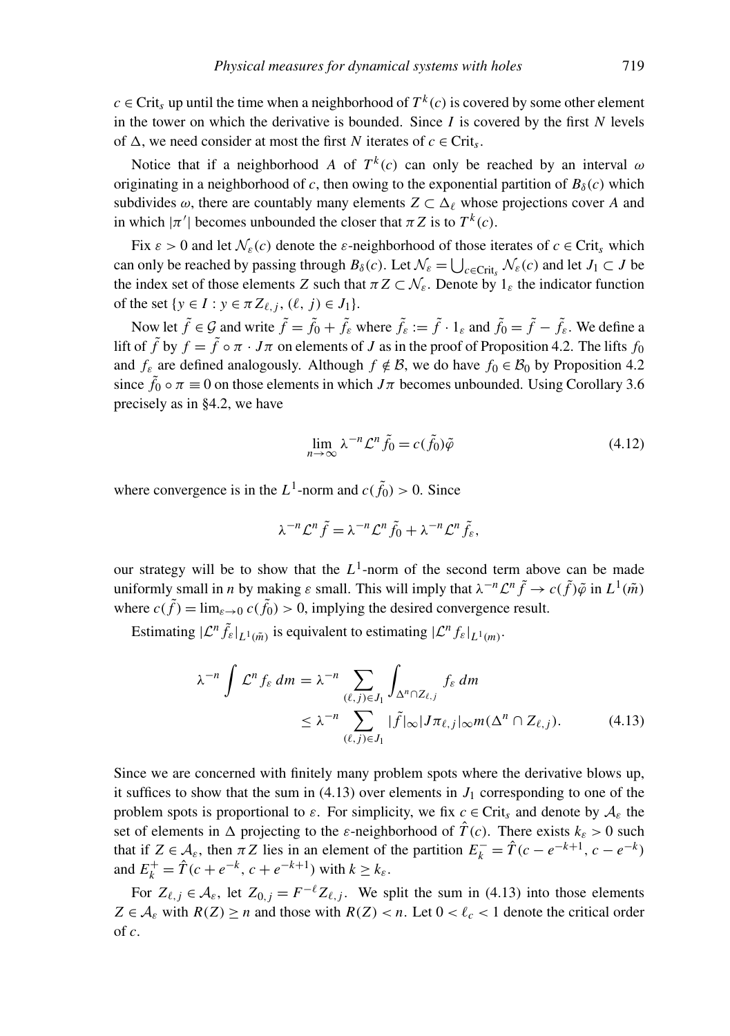$c \in \text{Crit}_s$ up until the time when a neighborhood of $T^k(c)$ is covered by some other element in the tower on which the derivative is bounded. Since $I$ is covered by the first $N$ levels of $\Delta$, we need consider at most the first $N$ iterates of $c \in \text{Crit}_s$.

Notice that if a neighborhood $A$ of $T^k(c)$ can only be reached by an interval $\omega$ originating in a neighborhood of $c$, then owing to the exponential partition of $B_\delta(c)$ which subdivides $\omega$, there are countably many elements $Z \subset \Delta_\ell$ whose projections cover $A$ and in which $|\pi'|$ becomes unbounded the closer that $\pi Z$ is to $T^k(c)$.

Fix $\varepsilon > 0$ and let $\mathcal{N}_\varepsilon(c)$ denote the $\varepsilon$-neighborhood of those iterates of $c \in \text{Crit}_s$ which can only be reached by passing through $B_\delta(c)$. Let $\mathcal{N}_\varepsilon = \bigcup_{c \in \text{Crit}_s} \mathcal{N}_\varepsilon(c)$ and let $J_1 \subset J$ be the index set of those elements $Z$ such that $\pi Z \subset \mathcal{N}_\varepsilon$. Denote by $1_\varepsilon$ the indicator function of the set $\{y \in I : y \in \pi Z_{\ell,j}, (\ell, j) \in J_1\}$.

Now let $\tilde{f} \in \mathcal{G}$ and write $\tilde{f} = \tilde{f}_0 + \tilde{f}_\varepsilon$ where $\tilde{f}_\varepsilon := \tilde{f} \cdot 1_\varepsilon$ and $\tilde{f}_0 = \tilde{f} - \tilde{f}_\varepsilon$. We define a lift of $\tilde{f}$ by $f = \tilde{f} \circ \pi \cdot J\pi$ on elements of $J$ as in the proof of Proposition 4.2. The lifts $f_0$ and $f_\varepsilon$ are defined analogously. Although $f \notin \mathcal{B}$, we do have $f_0 \in \mathcal{B}_0$ by Proposition 4.2 since $\tilde{f}_0 \circ \pi \equiv 0$ on those elements in which $J\pi$ becomes unbounded. Using Corollary 3.6 precisely as in §4.2, we have

$$\lim_{n \to \infty} \lambda^{-n} \mathcal{L}^n \tilde{f}_0 = c(\tilde{f}_0)\tilde{\varphi} \tag{4.12}$$

where convergence is in the $L^1$-norm and $c(\tilde{f}_0) > 0$. Since

$$\lambda^{-n} \mathcal{L}^n \tilde{f} = \lambda^{-n} \mathcal{L}^n \tilde{f}_0 + \lambda^{-n} \mathcal{L}^n \tilde{f}_\varepsilon,$$

our strategy will be to show that the $L^1$-norm of the second term above can be made uniformly small in $n$ by making $\varepsilon$ small. This will imply that $\lambda^{-n} \mathcal{L}^n \tilde{f} \to c(\tilde{f})\tilde{\varphi}$ in $L^1(\tilde{m})$ where $c(\tilde{f}) = \lim_{\varepsilon \to 0} c(\tilde{f}_0) > 0$, implying the desired convergence result.

Estimating $|\mathcal{L}^n \tilde{f}_\varepsilon|_{L^1(\tilde{m})}$ is equivalent to estimating $|\mathcal{L}^n f_\varepsilon|_{L^1(m)}$.

$$\begin{aligned}
\lambda^{-n} \int \mathcal{L}^n f_\varepsilon \, dm &= \lambda^{-n} \sum_{(\ell,j) \in J_1} \int_{\Delta^n \cap Z_{\ell,j}} f_\varepsilon \, dm \\
&\leq \lambda^{-n} \sum_{(\ell,j) \in J_1} |\tilde{f}|_\infty |J\pi_{\ell,j}|_\infty m(\Delta^n \cap Z_{\ell,j}).
\end{aligned} \tag{4.13}$$

Since we are concerned with finitely many problem spots where the derivative blows up, it suffices to show that the sum in (4.13) over elements in $J_1$ corresponding to one of the problem spots is proportional to $\varepsilon$. For simplicity, we fix $c \in \text{Crit}_s$ and denote by $\mathcal{A}_\varepsilon$ the set of elements in $\Delta$ projecting to the $\varepsilon$-neighborhood of $\hat{T}(c)$. There exists $k_\varepsilon > 0$ such that if $Z \in \mathcal{A}_\varepsilon$, then $\pi Z$ lies in an element of the partition $E_k^- = \hat{T}(c - e^{-k+1}, c - e^{-k})$ and $E_k^+ = \hat{T}(c + e^{-k}, c + e^{-k+1})$ with $k \geq k_\varepsilon$.

For $Z_{\ell,j} \in \mathcal{A}_\varepsilon$, let $Z_{0,j} = F^{-\ell} Z_{\ell,j}$. We split the sum in (4.13) into those elements $Z \in \mathcal{A}_\varepsilon$ with $R(Z) \geq n$ and those with $R(Z) < n$. Let $0 < \ell_c < 1$ denote the critical order of $c$.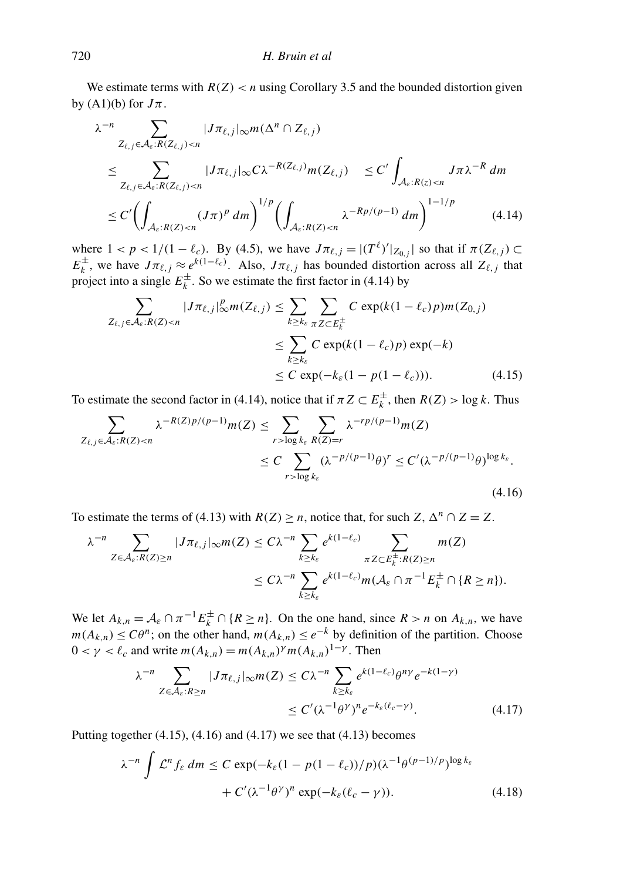We estimate terms with $R(Z) < n$ using Corollary 3.5 and the bounded distortion given by (A1)(b) for $J\pi$.

$$
\begin{aligned}
\lambda^{-n} & \sum_{Z_{\ell,j}\in\mathcal{A}_\varepsilon : R(Z_{\ell,j})<n} |J\pi_{\ell,j}|_\infty m(\Delta^n \cap Z_{\ell,j}) \\
&\le \sum_{Z_{\ell,j}\in\mathcal{A}_\varepsilon : R(Z_{\ell,j})<n} |J\pi_{\ell,j}|_\infty C\lambda^{-R(Z_{\ell,j})} m(Z_{\ell,j}) \quad \le C' \int_{\mathcal{A}_\varepsilon : R(z)<n} J\pi\,\lambda^{-R}\,dm \\
&\le C' \bigg(\int_{\mathcal{A}_\varepsilon : R(Z)<n} (J\pi)^p\,dm\bigg)^{1/p} \bigg(\int_{\mathcal{A}_\varepsilon : R(Z)<n} \lambda^{-Rp/(p-1)}\,dm\bigg)^{1-1/p} \qquad (4.14)
\end{aligned}
$$

where $1 < p < 1/(1-\ell_c)$. By (4.5), we have $J\pi_{\ell,j} = |(T^\ell)'|_{Z_{0,j}}|$ so that if $\pi(Z_{\ell,j}) \subset E_k^\pm$, we have $J\pi_{\ell,j} \approx e^{k(1-\ell_c)}$. Also, $J\pi_{\ell,j}$ has bounded distortion across all $Z_{\ell,j}$ that project into a single $E_k^\pm$. So we estimate the first factor in (4.14) by

$$
\begin{aligned}
\sum_{Z_{\ell,j}\in\mathcal{A}_\varepsilon : R(Z)<n} |J\pi_{\ell,j}|_\infty^p m(Z_{\ell,j}) &\le \sum_{k\ge k_\varepsilon} \sum_{\pi Z\subset E_k^\pm} C\exp(k(1-\ell_c)p) m(Z_{0,j}) \\
&\le \sum_{k\ge k_\varepsilon} C\exp(k(1-\ell_c)p)\exp(-k) \\
&\le C\exp(-k_\varepsilon(1-p(1-\ell_c))). \qquad (4.15)
\end{aligned}
$$

To estimate the second factor in (4.14), notice that if $\pi Z \subset E_k^\pm$, then $R(Z) > \log k$. Thus

$$
\begin{aligned}
\sum_{Z_{\ell,j}\in\mathcal{A}_\varepsilon : R(Z)<n} \lambda^{-R(Z)p/(p-1)} m(Z) &\le \sum_{r>\log k_\varepsilon} \sum_{R(Z)=r} \lambda^{-rp/(p-1)} m(Z) \\
&\le C \sum_{r>\log k_\varepsilon} (\lambda^{-p/(p-1)}\theta)^r \le C'(\lambda^{-p/(p-1)}\theta)^{\log k_\varepsilon}. \qquad (4.16)
\end{aligned}
$$

To estimate the terms of (4.13) with $R(Z) \ge n$, notice that, for such $Z$, $\Delta^n \cap Z = Z$.

$$
\begin{aligned}
\lambda^{-n} \sum_{Z\in\mathcal{A}_\varepsilon : R(Z)\ge n} |J\pi_{\ell,j}|_\infty m(Z) &\le C\lambda^{-n} \sum_{k\ge k_\varepsilon} e^{k(1-\ell_c)} \sum_{\pi Z\subset E_k^\pm : R(Z)\ge n} m(Z) \\
&\le C\lambda^{-n} \sum_{k\ge k_\varepsilon} e^{k(1-\ell_c)} m(\mathcal{A}_\varepsilon \cap \pi^{-1}E_k^\pm \cap \{R\ge n\}).
\end{aligned}
$$

We let $A_{k,n} = \mathcal{A}_\varepsilon \cap \pi^{-1}E_k^\pm \cap \{R \ge n\}$. On the one hand, since $R > n$ on $A_{k,n}$, we have $m(A_{k,n}) \le C\theta^n$; on the other hand, $m(A_{k,n}) \le e^{-k}$ by definition of the partition. Choose $0 < \gamma < \ell_c$ and write $m(A_{k,n}) = m(A_{k,n})^\gamma m(A_{k,n})^{1-\gamma}$. Then

$$
\begin{aligned}
\lambda^{-n} \sum_{Z\in\mathcal{A}_\varepsilon : R\ge n} |J\pi_{\ell,j}|_\infty m(Z) &\le C\lambda^{-n} \sum_{k\ge k_\varepsilon} e^{k(1-\ell_c)}\theta^{n\gamma} e^{-k(1-\gamma)} \\
&\le C'(\lambda^{-1}\theta^\gamma)^n e^{-k_\varepsilon(\ell_c-\gamma)}. \qquad (4.17)
\end{aligned}
$$

Putting together (4.15), (4.16) and (4.17) we see that (4.13) becomes

$$
\begin{aligned}
\lambda^{-n}\int \mathcal{L}^n f_\varepsilon\,dm &\le C\exp(-k_\varepsilon(1-p(1-\ell_c))/p)(\lambda^{-1}\theta^{(p-1)/p})^{\log k_\varepsilon} \\
&\quad + C'(\lambda^{-1}\theta^\gamma)^n \exp(-k_\varepsilon(\ell_c-\gamma)). \qquad (4.18)
\end{aligned}
$$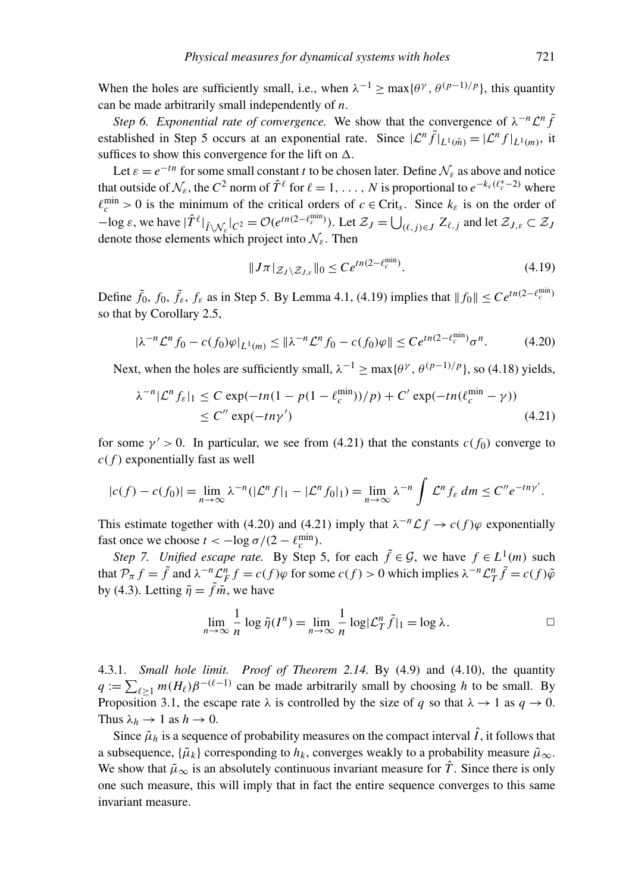When the holes are sufficiently small, i.e., when $\lambda^{-1} \geq \max\{\theta^{\gamma}, \theta^{(p-1)/p}\}$, this quantity can be made arbitrarily small independently of $n$.

*Step 6. Exponential rate of convergence.* We show that the convergence of $\lambda^{-n}\mathcal{L}^n \tilde{f}$ established in Step 5 occurs at an exponential rate. Since $|\mathcal{L}^n \tilde{f}|_{L^1(\tilde{m})} = |\mathcal{L}^n f|_{L^1(m)}$, it suffices to show this convergence for the lift on $\Delta$.

Let $\varepsilon = e^{-tn}$ for some small constant $t$ to be chosen later. Define $\mathcal{N}_\varepsilon$ as above and notice that outside of $\mathcal{N}_\varepsilon$, the $C^2$ norm of $\hat{T}^\ell$ for $\ell = 1, \ldots, N$ is proportional to $e^{-k_\varepsilon(\ell_c^* - 2)}$ where $\ell_c^{\min} > 0$ is the minimum of the critical orders of $c \in \mathrm{Crit}_s$. Since $k_\varepsilon$ is on the order of $-\log \varepsilon$, we have $|\hat{T}^\ell|_{\hat{I}\setminus\mathcal{N}_\varepsilon}|_{C^2} = \mathcal{O}(e^{tn(2-\ell_c^{\min})})$. Let $\mathcal{Z}_J = \bigcup_{(\ell,j)\in J} Z_{\ell,j}$ and let $\mathcal{Z}_{J,\varepsilon} \subset \mathcal{Z}_J$ denote those elements which project into $\mathcal{N}_\varepsilon$. Then

$$\| J\pi|_{\mathcal{Z}_J \setminus \mathcal{Z}_{J,\varepsilon}} \|_0 \leq C e^{tn(2-\ell_c^{\min})}. \tag{4.19}$$

Define $\tilde{f}_0$, $f_0$, $\tilde{f}_\varepsilon$, $f_\varepsilon$ as in Step 5. By Lemma 4.1, (4.19) implies that $\| f_0 \| \leq C e^{tn(2-\ell_c^{\min})}$ so that by Corollary 2.5,

$$|\lambda^{-n}\mathcal{L}^n f_0 - c(f_0)\varphi|_{L^1(m)} \leq \|\lambda^{-n}\mathcal{L}^n f_0 - c(f_0)\varphi\| \leq C e^{tn(2-\ell_c^{\min})}\sigma^n. \tag{4.20}$$

Next, when the holes are sufficiently small, $\lambda^{-1} \geq \max\{\theta^{\gamma}, \theta^{(p-1)/p}\}$, so (4.18) yields,

$$\begin{aligned}\lambda^{-n}|\mathcal{L}^n f_\varepsilon|_1 &\leq C \exp(-tn(1 - p(1-\ell_c^{\min}))/p) + C' \exp(-tn(\ell_c^{\min} - \gamma)) \\ &\leq C'' \exp(-tn\gamma')\end{aligned} \tag{4.21}$$

for some $\gamma' > 0$. In particular, we see from (4.21) that the constants $c(f_0)$ converge to $c(f)$ exponentially fast as well

$$|c(f) - c(f_0)| = \lim_{n\to\infty} \lambda^{-n}(|\mathcal{L}^n f|_1 - |\mathcal{L}^n f_0|_1) = \lim_{n\to\infty} \lambda^{-n} \int \mathcal{L}^n f_\varepsilon \, dm \leq C'' e^{-tn\gamma'}.$$

This estimate together with (4.20) and (4.21) imply that $\lambda^{-n}\mathcal{L} f \to c(f)\varphi$ exponentially fast once we choose $t < -\log\sigma/(2 - \ell_c^{\min})$.

*Step 7. Unified escape rate.* By Step 5, for each $\tilde{f} \in \mathcal{G}$, we have $f \in L^1(m)$ such that $\mathcal{P}_\pi f = \tilde{f}$ and $\lambda^{-n}\mathcal{L}_F^n f = c(f)\varphi$ for some $c(f) > 0$ which implies $\lambda^{-n}\mathcal{L}_T^n \tilde{f} = c(f)\tilde{\varphi}$ by (4.3). Letting $\tilde{\eta} = \tilde{f}\tilde{m}$, we have

$$\lim_{n\to\infty} \frac{1}{n} \log \tilde{\eta}(I^n) = \lim_{n\to\infty} \frac{1}{n} \log |\mathcal{L}_T^n \tilde{f}|_1 = \log \lambda. \qquad \square$$

4.3.1. *Small hole limit. Proof of Theorem 2.14.* By (4.9) and (4.10), the quantity $q := \sum_{\ell\geq 1} m(H_\ell)\beta^{-(\ell-1)}$ can be made arbitrarily small by choosing $h$ to be small. By Proposition 3.1, the escape rate $\lambda$ is controlled by the size of $q$ so that $\lambda \to 1$ as $q \to 0$. Thus $\lambda_h \to 1$ as $h \to 0$.

Since $\tilde{\mu}_h$ is a sequence of probability measures on the compact interval $\hat{I}$, it follows that a subsequence, $\{\tilde{\mu}_k\}$ corresponding to $h_k$, converges weakly to a probability measure $\tilde{\mu}_\infty$. We show that $\tilde{\mu}_\infty$ is an absolutely continuous invariant measure for $\hat{T}$. Since there is only one such measure, this will imply that in fact the entire sequence converges to this same invariant measure.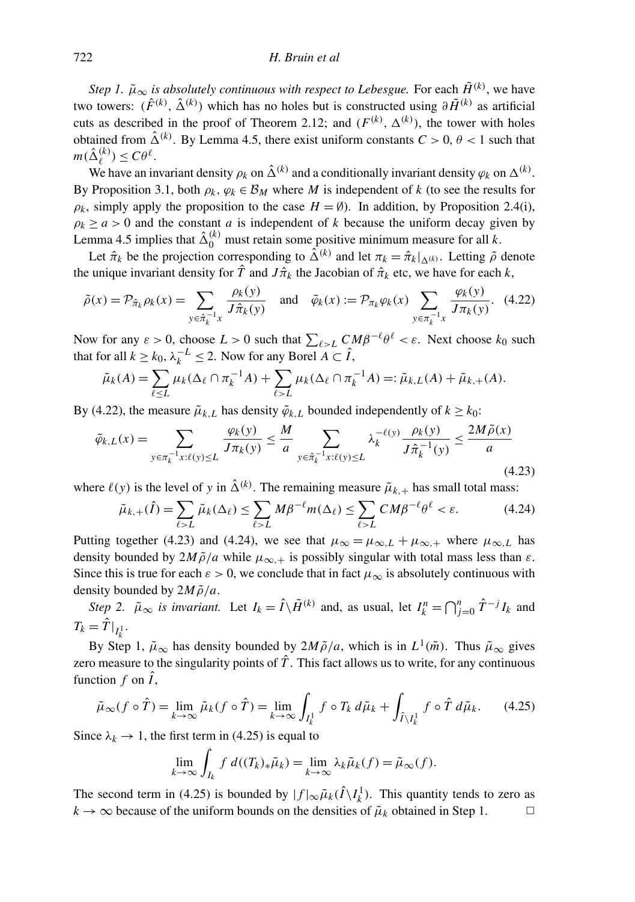*Step 1. $\tilde{\mu}_\infty$ is absolutely continuous with respect to Lebesgue.* For each $\tilde{H}^{(k)}$, we have two towers: $(\hat{F}^{(k)}, \hat{\Delta}^{(k)})$ which has no holes but is constructed using $\partial \tilde{H}^{(k)}$ as artificial cuts as described in the proof of Theorem 2.12; and $(F^{(k)}, \Delta^{(k)})$, the tower with holes obtained from $\hat{\Delta}^{(k)}$. By Lemma 4.5, there exist uniform constants $C > 0$, $\theta < 1$ such that $m(\hat{\Delta}_\ell^{(k)}) \le C\theta^\ell$.

We have an invariant density $\rho_k$ on $\hat{\Delta}^{(k)}$ and a conditionally invariant density $\varphi_k$ on $\Delta^{(k)}$. By Proposition 3.1, both $\rho_k, \varphi_k \in \mathcal{B}_M$ where $M$ is independent of $k$ (to see the results for $\rho_k$, simply apply the proposition to the case $H = \emptyset$). In addition, by Proposition 2.4(i), $\rho_k \ge a > 0$ and the constant $a$ is independent of $k$ because the uniform decay given by Lemma 4.5 implies that $\hat{\Delta}_0^{(k)}$ must retain some positive minimum measure for all $k$.

Let $\hat{\pi}_k$ be the projection corresponding to $\hat{\Delta}^{(k)}$ and let $\pi_k = \hat{\pi}_k|_{\Delta^{(k)}}$. Letting $\tilde{\rho}$ denote the unique invariant density for $\hat{T}$ and $J\hat{\pi}_k$ the Jacobian of $\hat{\pi}_k$ etc, we have for each $k$,

$$\tilde{\rho}(x) = \mathcal{P}_{\hat{\pi}_k}\rho_k(x) = \sum_{y \in \hat{\pi}_k^{-1}x} \frac{\rho_k(y)}{J\hat{\pi}_k(y)} \quad \text{and} \quad \tilde{\varphi}_k(x) := \mathcal{P}_{\pi_k}\varphi_k(x) \sum_{y \in \pi_k^{-1}x} \frac{\varphi_k(y)}{J\pi_k(y)}. \tag{4.22}$$

Now for any $\varepsilon > 0$, choose $L > 0$ such that $\sum_{\ell > L} CM\beta^{-\ell}\theta^\ell < \varepsilon$. Next choose $k_0$ such that for all $k \ge k_0$, $\lambda_k^{-L} \le 2$. Now for any Borel $A \subset \hat{I}$,

$$\tilde{\mu}_k(A) = \sum_{\ell \le L} \mu_k(\Delta_\ell \cap \pi_k^{-1}A) + \sum_{\ell > L} \mu_k(\Delta_\ell \cap \pi_k^{-1}A) =: \tilde{\mu}_{k,L}(A) + \tilde{\mu}_{k,+}(A).$$

By (4.22), the measure $\tilde{\mu}_{k,L}$ has density $\tilde{\varphi}_{k,L}$ bounded independently of $k \ge k_0$:

$$\tilde{\varphi}_{k,L}(x) = \sum_{y \in \pi_k^{-1}x : \ell(y) \le L} \frac{\varphi_k(y)}{J\pi_k(y)} \le \frac{M}{a} \sum_{y \in \hat{\pi}_k^{-1}x : \ell(y) \le L} \lambda_k^{-\ell(y)} \frac{\rho_k(y)}{J\hat{\pi}_k^{-1}(y)} \le \frac{2M\tilde{\rho}(x)}{a} \tag{4.23}$$

where $\ell(y)$ is the level of $y$ in $\hat{\Delta}^{(k)}$. The remaining measure $\tilde{\mu}_{k,+}$ has small total mass:

$$\tilde{\mu}_{k,+}(\hat{I}) = \sum_{\ell > L} \tilde{\mu}_k(\Delta_\ell) \le \sum_{\ell > L} M\beta^{-\ell} m(\Delta_\ell) \le \sum_{\ell > L} CM\beta^{-\ell}\theta^\ell < \varepsilon. \tag{4.24}$$

Putting together (4.23) and (4.24), we see that $\mu_\infty = \mu_{\infty,L} + \mu_{\infty,+}$ where $\mu_{\infty,L}$ has density bounded by $2M\tilde{\rho}/a$ while $\mu_{\infty,+}$ is possibly singular with total mass less than $\varepsilon$. Since this is true for each $\varepsilon > 0$, we conclude that in fact $\mu_\infty$ is absolutely continuous with density bounded by $2M\tilde{\rho}/a$.

*Step 2. $\tilde{\mu}_\infty$ is invariant.* Let $I_k = \hat{I} \setminus \tilde{H}^{(k)}$ and, as usual, let $I_k^n = \bigcap_{j=0}^n \hat{T}^{-j} I_k$ and $T_k = \hat{T}|_{I_k^1}$.

By Step 1, $\tilde{\mu}_\infty$ has density bounded by $2M\tilde{\rho}/a$, which is in $L^1(\tilde{m})$. Thus $\tilde{\mu}_\infty$ gives zero measure to the singularity points of $\hat{T}$. This fact allows us to write, for any continuous function $f$ on $\hat{I}$,

$$\tilde{\mu}_\infty(f \circ \hat{T}) = \lim_{k \to \infty} \tilde{\mu}_k(f \circ \hat{T}) = \lim_{k \to \infty} \int_{I_k^1} f \circ T_k \, d\tilde{\mu}_k + \int_{\hat{I} \setminus I_k^1} f \circ \hat{T} \, d\tilde{\mu}_k. \tag{4.25}$$

Since $\lambda_k \to 1$, the first term in (4.25) is equal to

$$\lim_{k \to \infty} \int_{I_k} f \, d((T_k)_* \tilde{\mu}_k) = \lim_{k \to \infty} \lambda_k \tilde{\mu}_k(f) = \tilde{\mu}_\infty(f).$$

The second term in (4.25) is bounded by $|f|_\infty \tilde{\mu}_k(\hat{I} \setminus I_k^1)$. This quantity tends to zero as $k \to \infty$ because of the uniform bounds on the densities of $\tilde{\mu}_k$ obtained in Step 1. $\square$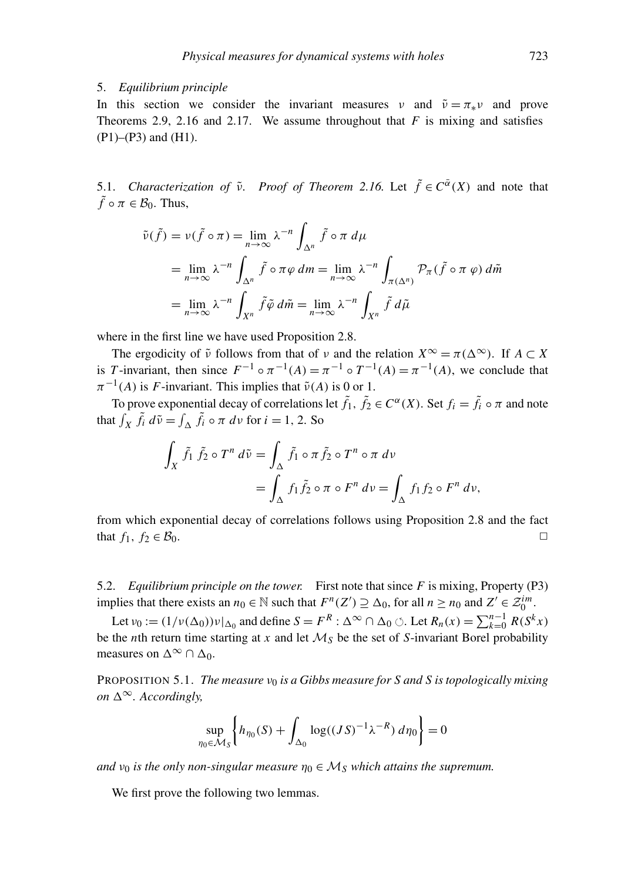## 5. *Equilibrium principle*

In this section we consider the invariant measures $\nu$ and $\tilde{\nu} = \pi_* \nu$ and prove Theorems 2.9, 2.16 and 2.17. We assume throughout that $F$ is mixing and satisfies (P1)–(P3) and (H1).

### 5.1. *Characterization of $\tilde{\nu}$.*

*Proof of Theorem 2.16.* Let $\tilde{f} \in C^{\bar{\alpha}}(X)$ and note that $\tilde{f} \circ \pi \in \mathcal{B}_0$. Thus,

$$
\begin{aligned}
\tilde{\nu}(\tilde{f}) = \nu(\tilde{f} \circ \pi) &= \lim_{n \to \infty} \lambda^{-n} \int_{\Delta^n} \tilde{f} \circ \pi \, d\mu \\
&= \lim_{n \to \infty} \lambda^{-n} \int_{\Delta^n} \tilde{f} \circ \pi \varphi \, dm = \lim_{n \to \infty} \lambda^{-n} \int_{\pi(\Delta^n)} \mathcal{P}_\pi(\tilde{f} \circ \pi \ \varphi) \, d\tilde{m} \\
&= \lim_{n \to \infty} \lambda^{-n} \int_{X^n} \tilde{f} \tilde{\varphi} \, d\tilde{m} = \lim_{n \to \infty} \lambda^{-n} \int_{X^n} \tilde{f} \, d\tilde{\mu}
\end{aligned}
$$

where in the first line we have used Proposition 2.8.

The ergodicity of $\tilde{\nu}$ follows from that of $\nu$ and the relation $X^\infty = \pi(\Delta^\infty)$. If $A \subset X$ is $T$-invariant, then since $F^{-1} \circ \pi^{-1}(A) = \pi^{-1} \circ T^{-1}(A) = \pi^{-1}(A)$, we conclude that $\pi^{-1}(A)$ is $F$-invariant. This implies that $\tilde{\nu}(A)$ is 0 or 1.

To prove exponential decay of correlations let $\tilde{f}_1, \tilde{f}_2 \in C^\alpha(X)$. Set $f_i = \tilde{f}_i \circ \pi$ and note that $\int_X \tilde{f}_i \, d\tilde{\nu} = \int_\Delta \tilde{f}_i \circ \pi \, d\nu$ for $i = 1, 2$. So

$$
\begin{aligned}
\int_X \tilde{f}_1 \, \tilde{f}_2 \circ T^n \, d\tilde{\nu} &= \int_\Delta \tilde{f}_1 \circ \pi \, \tilde{f}_2 \circ T^n \circ \pi \, d\nu \\
&= \int_\Delta f_1 \tilde{f}_2 \circ \pi \circ F^n \, d\nu = \int_\Delta f_1 f_2 \circ F^n \, d\nu,
\end{aligned}
$$

from which exponential decay of correlations follows using Proposition 2.8 and the fact that $f_1, f_2 \in \mathcal{B}_0$. □

### 5.2. *Equilibrium principle on the tower.*

First note that since $F$ is mixing, Property (P3) implies that there exists an $n_0 \in \mathbb{N}$ such that $F^n(Z') \supseteq \Delta_0$, for all $n \geq n_0$ and $Z' \in \mathcal{Z}_0^{im}$.

Let $\nu_0 := (1/\nu(\Delta_0))\nu|_{\Delta_0}$ and define $S = F^R : \Delta^\infty \cap \Delta_0 \circlearrowleft$. Let $R_n(x) = \sum_{k=0}^{n-1} R(S^k x)$ be the $n$th return time starting at $x$ and let $\mathcal{M}_S$ be the set of $S$-invariant Borel probability measures on $\Delta^\infty \cap \Delta_0$.

PROPOSITION 5.1. *The measure $\nu_0$ is a Gibbs measure for $S$ and $S$ is topologically mixing on $\Delta^\infty$. Accordingly,*

$$
\sup_{\eta_0 \in \mathcal{M}_S} \left\{ h_{\eta_0}(S) + \int_{\Delta_0} \log((JS)^{-1} \lambda^{-R}) \, d\eta_0 \right\} = 0
$$

*and $\nu_0$ is the only non-singular measure $\eta_0 \in \mathcal{M}_S$ which attains the supremum.*

We first prove the following two lemmas.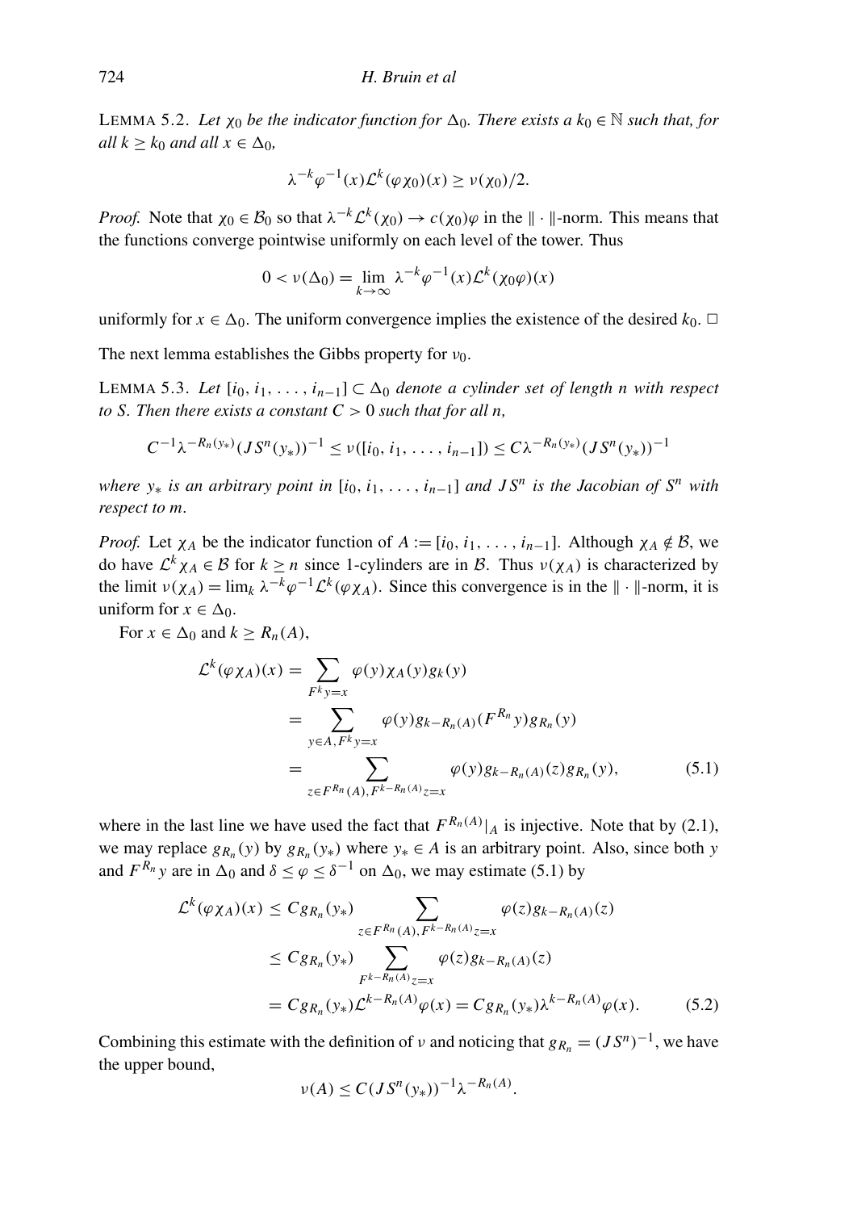LEMMA 5.2. *Let $\chi_0$ be the indicator function for $\Delta_0$. There exists a $k_0 \in \mathbb{N}$ such that, for all $k \geq k_0$ and all $x \in \Delta_0$,*

$$\lambda^{-k}\varphi^{-1}(x)\mathcal{L}^k(\varphi\chi_0)(x) \geq \nu(\chi_0)/2.$$

*Proof.* Note that $\chi_0 \in \mathcal{B}_0$ so that $\lambda^{-k}\mathcal{L}^k(\chi_0) \to c(\chi_0)\varphi$ in the $\|\cdot\|$-norm. This means that the functions converge pointwise uniformly on each level of the tower. Thus

$$0 < \nu(\Delta_0) = \lim_{k\to\infty} \lambda^{-k}\varphi^{-1}(x)\mathcal{L}^k(\chi_0\varphi)(x)$$

uniformly for $x \in \Delta_0$. The uniform convergence implies the existence of the desired $k_0$. □

The next lemma establishes the Gibbs property for $\nu_0$.

LEMMA 5.3. *Let $[i_0, i_1, \ldots, i_{n-1}] \subset \Delta_0$ denote a cylinder set of length $n$ with respect to $S$. Then there exists a constant $C > 0$ such that for all $n$,*

$$C^{-1}\lambda^{-R_n(y_*)}(JS^n(y_*))^{-1} \leq \nu([i_0, i_1, \ldots, i_{n-1}]) \leq C\lambda^{-R_n(y_*)}(JS^n(y_*))^{-1}$$

*where $y_*$ is an arbitrary point in $[i_0, i_1, \ldots, i_{n-1}]$ and $JS^n$ is the Jacobian of $S^n$ with respect to $m$.*

*Proof.* Let $\chi_A$ be the indicator function of $A := [i_0, i_1, \ldots, i_{n-1}]$. Although $\chi_A \notin \mathcal{B}$, we do have $\mathcal{L}^k\chi_A \in \mathcal{B}$ for $k \geq n$ since 1-cylinders are in $\mathcal{B}$. Thus $\nu(\chi_A)$ is characterized by the limit $\nu(\chi_A) = \lim_k \lambda^{-k}\varphi^{-1}\mathcal{L}^k(\varphi\chi_A)$. Since this convergence is in the $\|\cdot\|$-norm, it is uniform for $x \in \Delta_0$.

For $x \in \Delta_0$ and $k \geq R_n(A)$,

$$\begin{aligned}
\mathcal{L}^k(\varphi\chi_A)(x) &= \sum_{F^k y = x} \varphi(y)\chi_A(y)g_k(y) \\
&= \sum_{y\in A, F^k y = x} \varphi(y)g_{k-R_n(A)}(F^{R_n}y)g_{R_n}(y) \\
&= \sum_{z\in F^{R_n}(A), F^{k-R_n(A)}z = x} \varphi(y)g_{k-R_n(A)}(z)g_{R_n}(y), \qquad (5.1)
\end{aligned}$$

where in the last line we have used the fact that $F^{R_n(A)}|_A$ is injective. Note that by (2.1), we may replace $g_{R_n}(y)$ by $g_{R_n}(y_*)$ where $y_* \in A$ is an arbitrary point. Also, since both $y$ and $F^{R_n}y$ are in $\Delta_0$ and $\delta \leq \varphi \leq \delta^{-1}$ on $\Delta_0$, we may estimate (5.1) by

$$\begin{aligned}
\mathcal{L}^k(\varphi\chi_A)(x) &\leq Cg_{R_n}(y_*) \sum_{z\in F^{R_n}(A), F^{k-R_n(A)}z = x} \varphi(z)g_{k-R_n(A)}(z) \\
&\leq Cg_{R_n}(y_*) \sum_{F^{k-R_n(A)}z = x} \varphi(z)g_{k-R_n(A)}(z) \\
&= Cg_{R_n}(y_*)\mathcal{L}^{k-R_n(A)}\varphi(x) = Cg_{R_n}(y_*)\lambda^{k-R_n(A)}\varphi(x). \qquad (5.2)
\end{aligned}$$

Combining this estimate with the definition of $\nu$ and noticing that $g_{R_n} = (JS^n)^{-1}$, we have the upper bound,

$$\nu(A) \leq C(JS^n(y_*))^{-1}\lambda^{-R_n(A)}.$$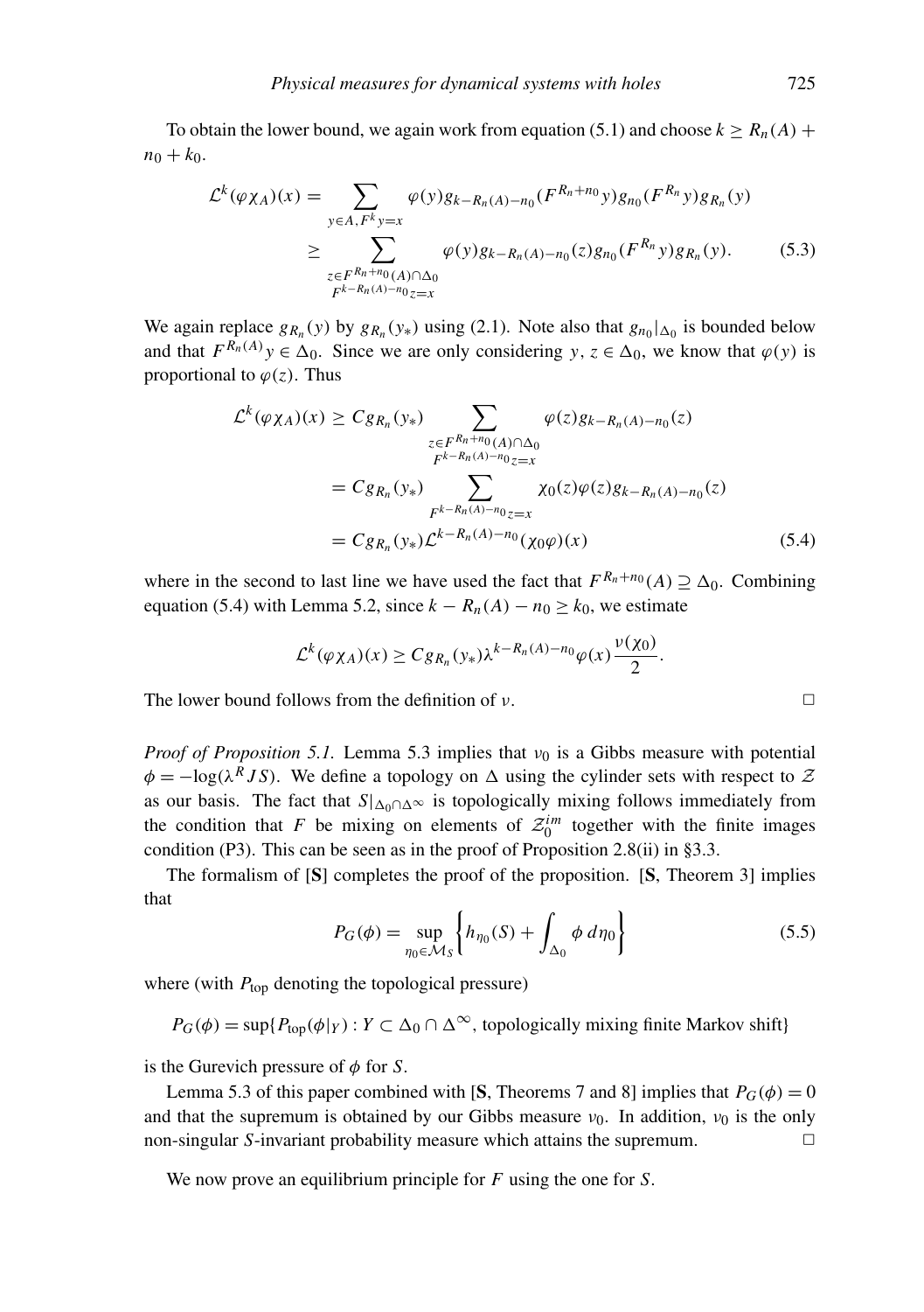To obtain the lower bound, we again work from equation (5.1) and choose $k \geq R_n(A) + n_0 + k_0$.

$$
\begin{aligned}
\mathcal{L}^k(\varphi\chi_A)(x) &= \sum_{y \in A, F^k y = x} \varphi(y) g_{k-R_n(A)-n_0}(F^{R_n+n_0} y) g_{n_0}(F^{R_n} y) g_{R_n}(y) \\
&\geq \sum_{\substack{z \in F^{R_n+n_0}(A) \cap \Delta_0 \\ F^{k-R_n(A)-n_0} z = x}} \varphi(y) g_{k-R_n(A)-n_0}(z) g_{n_0}(F^{R_n} y) g_{R_n}(y). \qquad (5.3)
\end{aligned}
$$

We again replace $g_{R_n}(y)$ by $g_{R_n}(y_*)$ using (2.1). Note also that $g_{n_0}|_{\Delta_0}$ is bounded below and that $F^{R_n(A)} y \in \Delta_0$. Since we are only considering $y, z \in \Delta_0$, we know that $\varphi(y)$ is proportional to $\varphi(z)$. Thus

$$
\begin{aligned}
\mathcal{L}^k(\varphi\chi_A)(x) &\geq C g_{R_n}(y_*) \sum_{\substack{z \in F^{R_n+n_0}(A) \cap \Delta_0 \\ F^{k-R_n(A)-n_0} z = x}} \varphi(z) g_{k-R_n(A)-n_0}(z) \\
&= C g_{R_n}(y_*) \sum_{F^{k-R_n(A)-n_0} z = x} \chi_0(z) \varphi(z) g_{k-R_n(A)-n_0}(z) \\
&= C g_{R_n}(y_*) \mathcal{L}^{k-R_n(A)-n_0}(\chi_0 \varphi)(x) \qquad (5.4)
\end{aligned}
$$

where in the second to last line we have used the fact that $F^{R_n+n_0}(A) \supseteq \Delta_0$. Combining equation (5.4) with Lemma 5.2, since $k - R_n(A) - n_0 \geq k_0$, we estimate

$$
\mathcal{L}^k(\varphi\chi_A)(x) \geq C g_{R_n}(y_*) \lambda^{k-R_n(A)-n_0} \varphi(x) \frac{\nu(\chi_0)}{2}.
$$

The lower bound follows from the definition of $\nu$. $\square$

*Proof of Proposition 5.1.* Lemma 5.3 implies that $\nu_0$ is a Gibbs measure with potential $\phi = -\log(\lambda^R JS)$. We define a topology on $\Delta$ using the cylinder sets with respect to $\mathcal{Z}$ as our basis. The fact that $S|_{\Delta_0 \cap \Delta^\infty}$ is topologically mixing follows immediately from the condition that $F$ be mixing on elements of $\mathcal{Z}_0^{im}$ together with the finite images condition (P3). This can be seen as in the proof of Proposition 2.8(ii) in §3.3.

The formalism of [**S**] completes the proof of the proposition. [**S**, Theorem 3] implies that

$$
P_G(\phi) = \sup_{\eta_0 \in \mathcal{M}_S} \left\{ h_{\eta_0}(S) + \int_{\Delta_0} \phi \, d\eta_0 \right\} \qquad (5.5)
$$

where (with $P_{\text{top}}$ denoting the topological pressure)

$$
P_G(\phi) = \sup\{P_{\text{top}}(\phi|_Y) : Y \subset \Delta_0 \cap \Delta^\infty, \text{ topologically mixing finite Markov shift}\}
$$

is the Gurevich pressure of $\phi$ for $S$.

Lemma 5.3 of this paper combined with [**S**, Theorems 7 and 8] implies that $P_G(\phi) = 0$ and that the supremum is obtained by our Gibbs measure $\nu_0$. In addition, $\nu_0$ is the only non-singular $S$-invariant probability measure which attains the supremum. $\square$

We now prove an equilibrium principle for $F$ using the one for $S$.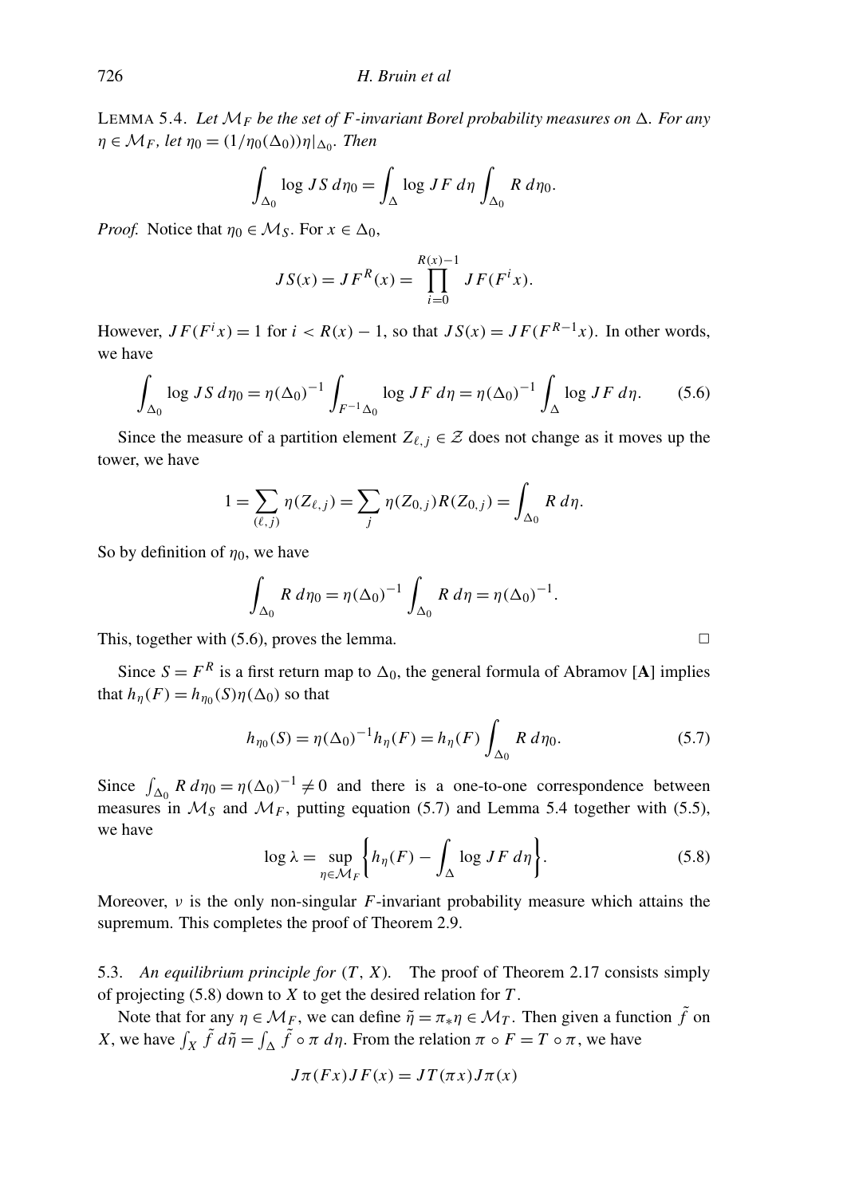LEMMA 5.4. *Let $\mathcal{M}_F$ be the set of $F$-invariant Borel probability measures on $\Delta$. For any $\eta \in \mathcal{M}_F$, let $\eta_0 = (1/\eta_0(\Delta_0))\eta|_{\Delta_0}$. Then*

$$\int_{\Delta_0} \log JS \, d\eta_0 = \int_{\Delta} \log JF \, d\eta \int_{\Delta_0} R \, d\eta_0.$$

*Proof.* Notice that $\eta_0 \in \mathcal{M}_S$. For $x \in \Delta_0$,

$$JS(x) = JF^R(x) = \prod_{i=0}^{R(x)-1} JF(F^i x).$$

However, $JF(F^i x) = 1$ for $i < R(x) - 1$, so that $JS(x) = JF(F^{R-1}x)$. In other words, we have

$$\int_{\Delta_0} \log JS \, d\eta_0 = \eta(\Delta_0)^{-1} \int_{F^{-1}\Delta_0} \log JF \, d\eta = \eta(\Delta_0)^{-1} \int_{\Delta} \log JF \, d\eta. \tag{5.6}$$

Since the measure of a partition element $Z_{\ell,j} \in \mathcal{Z}$ does not change as it moves up the tower, we have

$$1 = \sum_{(\ell,j)} \eta(Z_{\ell,j}) = \sum_j \eta(Z_{0,j}) R(Z_{0,j}) = \int_{\Delta_0} R \, d\eta.$$

So by definition of $\eta_0$, we have

$$\int_{\Delta_0} R \, d\eta_0 = \eta(\Delta_0)^{-1} \int_{\Delta_0} R \, d\eta = \eta(\Delta_0)^{-1}.$$

This, together with (5.6), proves the lemma. □

Since $S = F^R$ is a first return map to $\Delta_0$, the general formula of Abramov [**A**] implies that $h_\eta(F) = h_{\eta_0}(S)\eta(\Delta_0)$ so that

$$h_{\eta_0}(S) = \eta(\Delta_0)^{-1} h_\eta(F) = h_\eta(F) \int_{\Delta_0} R \, d\eta_0. \tag{5.7}$$

Since $\int_{\Delta_0} R \, d\eta_0 = \eta(\Delta_0)^{-1} \neq 0$ and there is a one-to-one correspondence between measures in $\mathcal{M}_S$ and $\mathcal{M}_F$, putting equation (5.7) and Lemma 5.4 together with (5.5), we have

$$\log \lambda = \sup_{\eta \in \mathcal{M}_F} \left\{ h_\eta(F) - \int_{\Delta} \log JF \, d\eta \right\}. \tag{5.8}$$

Moreover, $\nu$ is the only non-singular $F$-invariant probability measure which attains the supremum. This completes the proof of Theorem 2.9.

## 5.3. *An equilibrium principle for $(T, X)$.*

The proof of Theorem 2.17 consists simply of projecting (5.8) down to $X$ to get the desired relation for $T$.

Note that for any $\eta \in \mathcal{M}_F$, we can define $\tilde{\eta} = \pi_* \eta \in \mathcal{M}_T$. Then given a function $\tilde{f}$ on $X$, we have $\int_X \tilde{f} \, d\tilde{\eta} = \int_\Delta \tilde{f} \circ \pi \, d\eta$. From the relation $\pi \circ F = T \circ \pi$, we have

$$J\pi(Fx) JF(x) = JT(\pi x) J\pi(x)$$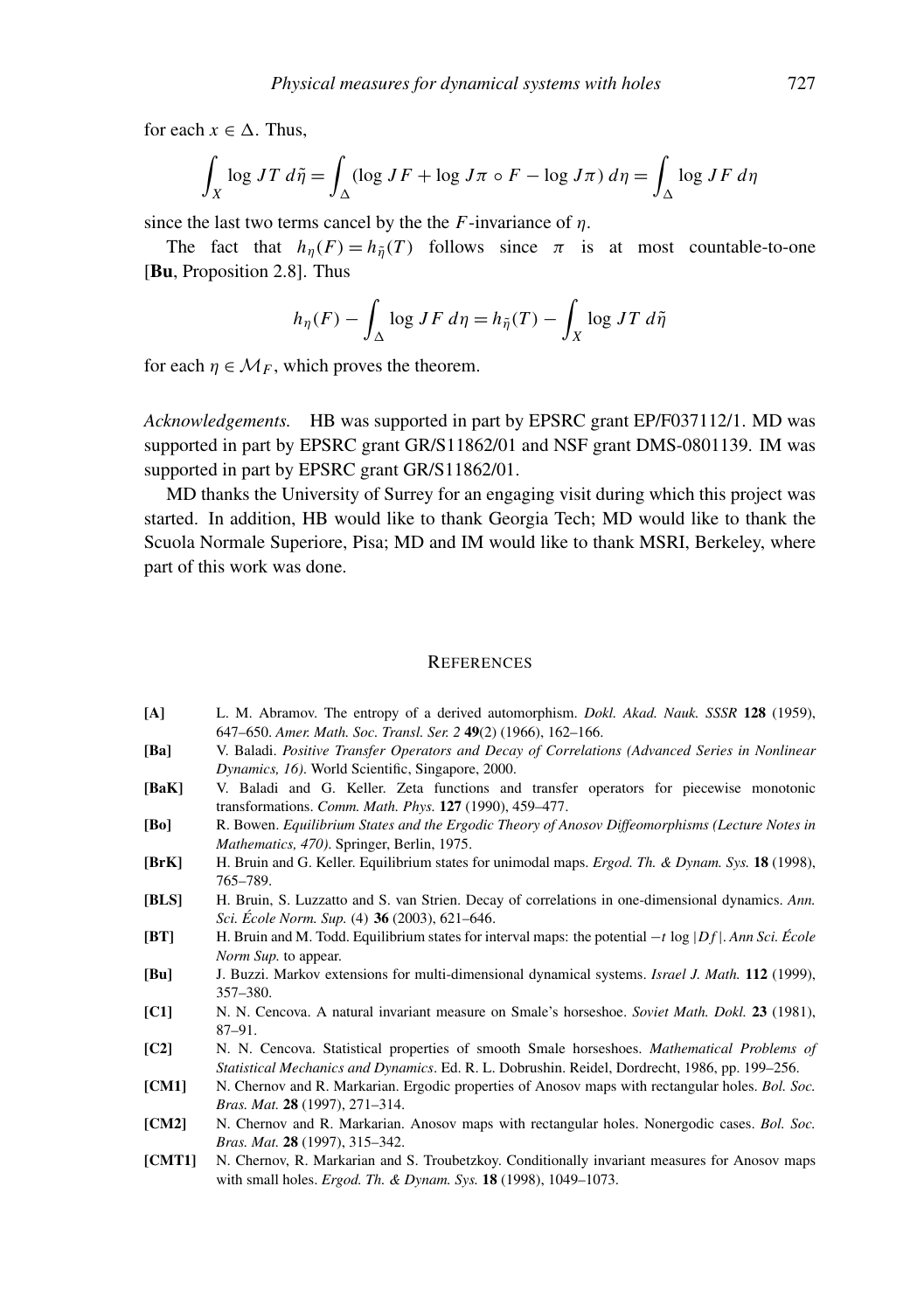for each $x \in \Delta$. Thus,

$$\int_X \log JT \, d\tilde{\eta} = \int_\Delta (\log JF + \log J\pi \circ F - \log J\pi) \, d\eta = \int_\Delta \log JF \, d\eta$$

since the last two terms cancel by the the $F$-invariance of $\eta$.

The fact that $h_\eta(F) = h_{\tilde{\eta}}(T)$ follows since $\pi$ is at most countable-to-one [**Bu**, Proposition 2.8]. Thus

$$h_\eta(F) - \int_\Delta \log JF \, d\eta = h_{\tilde{\eta}}(T) - \int_X \log JT \, d\tilde{\eta}$$

for each $\eta \in \mathcal{M}_F$, which proves the theorem.

*Acknowledgements.* HB was supported in part by EPSRC grant EP/F037112/1. MD was supported in part by EPSRC grant GR/S11862/01 and NSF grant DMS-0801139. IM was supported in part by EPSRC grant GR/S11862/01.

MD thanks the University of Surrey for an engaging visit during which this project was started. In addition, HB would like to thank Georgia Tech; MD would like to thank the Scuola Normale Superiore, Pisa; MD and IM would like to thank MSRI, Berkeley, where part of this work was done.

## REFERENCES

- **[A]** L. M. Abramov. The entropy of a derived automorphism. *Dokl. Akad. Nauk. SSSR* **128** (1959), 647–650. *Amer. Math. Soc. Transl. Ser. 2* **49**(2) (1966), 162–166.
- **[Ba]** V. Baladi. *Positive Transfer Operators and Decay of Correlations (Advanced Series in Nonlinear Dynamics, 16)*. World Scientific, Singapore, 2000.
- **[BaK]** V. Baladi and G. Keller. Zeta functions and transfer operators for piecewise monotonic transformations. *Comm. Math. Phys.* **127** (1990), 459–477.
- **[Bo]** R. Bowen. *Equilibrium States and the Ergodic Theory of Anosov Diffeomorphisms (Lecture Notes in Mathematics, 470)*. Springer, Berlin, 1975.
- **[BrK]** H. Bruin and G. Keller. Equilibrium states for unimodal maps. *Ergod. Th. & Dynam. Sys.* **18** (1998), 765–789.
- **[BLS]** H. Bruin, S. Luzzatto and S. van Strien. Decay of correlations in one-dimensional dynamics. *Ann. Sci. École Norm. Sup.* (4) **36** (2003), 621–646.
- **[BT]** H. Bruin and M. Todd. Equilibrium states for interval maps: the potential $-t \log |Df|$. *Ann Sci. École Norm Sup.* to appear.
- **[Bu]** J. Buzzi. Markov extensions for multi-dimensional dynamical systems. *Israel J. Math.* **112** (1999), 357–380.
- **[C1]** N. N. Cencova. A natural invariant measure on Smale's horseshoe. *Soviet Math. Dokl.* **23** (1981), 87–91.
- **[C2]** N. N. Cencova. Statistical properties of smooth Smale horseshoes. *Mathematical Problems of Statistical Mechanics and Dynamics*. Ed. R. L. Dobrushin. Reidel, Dordrecht, 1986, pp. 199–256.
- **[CM1]** N. Chernov and R. Markarian. Ergodic properties of Anosov maps with rectangular holes. *Bol. Soc. Bras. Mat.* **28** (1997), 271–314.
- **[CM2]** N. Chernov and R. Markarian. Anosov maps with rectangular holes. Nonergodic cases. *Bol. Soc. Bras. Mat.* **28** (1997), 315–342.
- **[CMT1]** N. Chernov, R. Markarian and S. Troubetzkoy. Conditionally invariant measures for Anosov maps with small holes. *Ergod. Th. & Dynam. Sys.* **18** (1998), 1049–1073.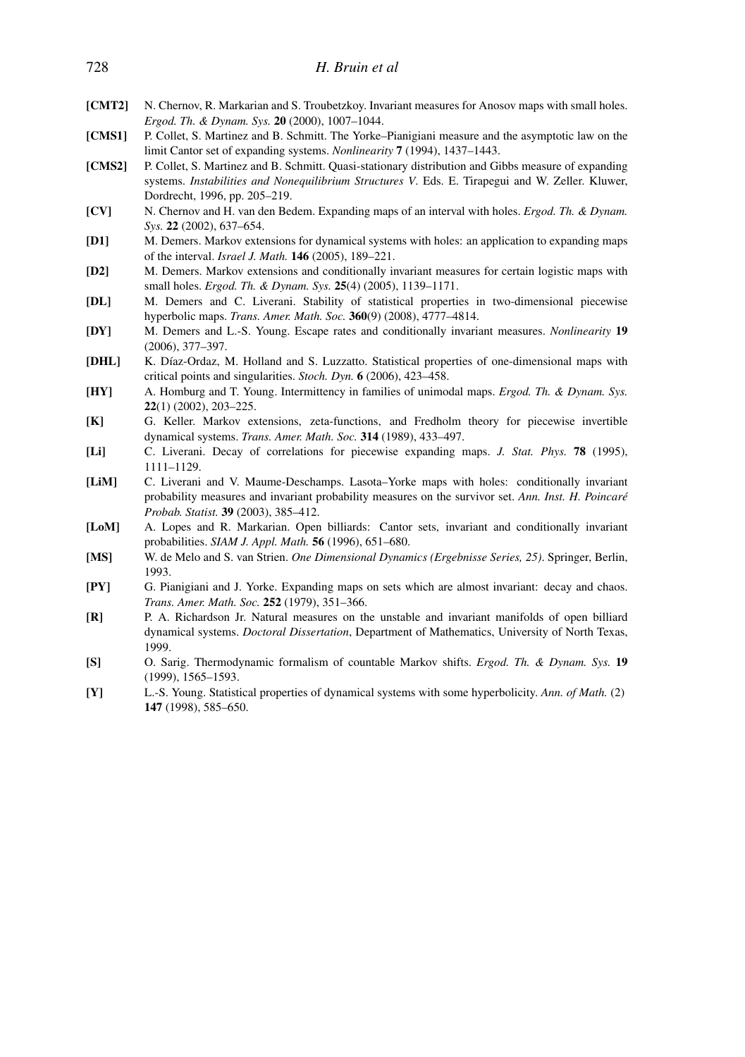**[CMT2]** N. Chernov, R. Markarian and S. Troubetzkoy. Invariant measures for Anosov maps with small holes. *Ergod. Th. & Dynam. Sys.* **20** (2000), 1007–1044.

**[CMS1]** P. Collet, S. Martinez and B. Schmitt. The Yorke–Pianigiani measure and the asymptotic law on the limit Cantor set of expanding systems. *Nonlinearity* **7** (1994), 1437–1443.

**[CMS2]** P. Collet, S. Martinez and B. Schmitt. Quasi-stationary distribution and Gibbs measure of expanding systems. *Instabilities and Nonequilibrium Structures V*. Eds. E. Tirapegui and W. Zeller. Kluwer, Dordrecht, 1996, pp. 205–219.

**[CV]** N. Chernov and H. van den Bedem. Expanding maps of an interval with holes. *Ergod. Th. & Dynam. Sys.* **22** (2002), 637–654.

**[D1]** M. Demers. Markov extensions for dynamical systems with holes: an application to expanding maps of the interval. *Israel J. Math.* **146** (2005), 189–221.

**[D2]** M. Demers. Markov extensions and conditionally invariant measures for certain logistic maps with small holes. *Ergod. Th. & Dynam. Sys.* **25**(4) (2005), 1139–1171.

**[DL]** M. Demers and C. Liverani. Stability of statistical properties in two-dimensional piecewise hyperbolic maps. *Trans. Amer. Math. Soc.* **360**(9) (2008), 4777–4814.

**[DY]** M. Demers and L.-S. Young. Escape rates and conditionally invariant measures. *Nonlinearity* **19** (2006), 377–397.

**[DHL]** K. Díaz-Ordaz, M. Holland and S. Luzzatto. Statistical properties of one-dimensional maps with critical points and singularities. *Stoch. Dyn.* **6** (2006), 423–458.

**[HY]** A. Homburg and T. Young. Intermittency in families of unimodal maps. *Ergod. Th. & Dynam. Sys.* **22**(1) (2002), 203–225.

**[K]** G. Keller. Markov extensions, zeta-functions, and Fredholm theory for piecewise invertible dynamical systems. *Trans. Amer. Math. Soc.* **314** (1989), 433–497.

**[Li]** C. Liverani. Decay of correlations for piecewise expanding maps. *J. Stat. Phys.* **78** (1995), 1111–1129.

**[LiM]** C. Liverani and V. Maume-Deschamps. Lasota–Yorke maps with holes: conditionally invariant probability measures and invariant probability measures on the survivor set. *Ann. Inst. H. Poincaré Probab. Statist.* **39** (2003), 385–412.

**[LoM]** A. Lopes and R. Markarian. Open billiards: Cantor sets, invariant and conditionally invariant probabilities. *SIAM J. Appl. Math.* **56** (1996), 651–680.

**[MS]** W. de Melo and S. van Strien. *One Dimensional Dynamics (Ergebnisse Series, 25)*. Springer, Berlin, 1993.

**[PY]** G. Pianigiani and J. Yorke. Expanding maps on sets which are almost invariant: decay and chaos. *Trans. Amer. Math. Soc.* **252** (1979), 351–366.

**[R]** P. A. Richardson Jr. Natural measures on the unstable and invariant manifolds of open billiard dynamical systems. *Doctoral Dissertation*, Department of Mathematics, University of North Texas, 1999.

**[S]** O. Sarig. Thermodynamic formalism of countable Markov shifts. *Ergod. Th. & Dynam. Sys.* **19** (1999), 1565–1593.

**[Y]** L.-S. Young. Statistical properties of dynamical systems with some hyperbolicity. *Ann. of Math.* (2) **147** (1998), 585–650.